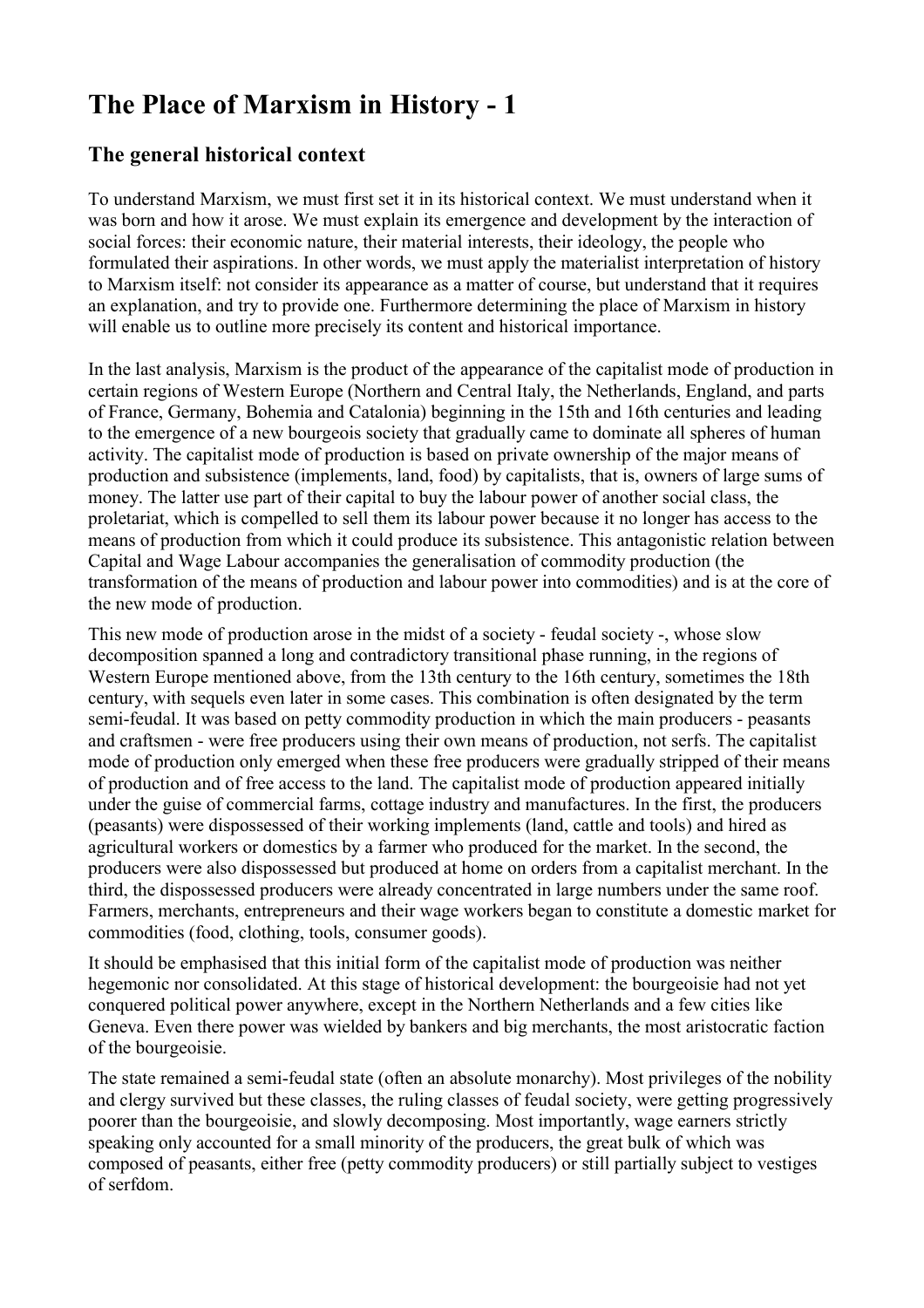# The Place of Marxism in History - 1

## The general historical context

To understand Marxism, we must first set it in its historical context. We must understand when it was born and how it arose. We must explain its emergence and development by the interaction of social forces: their economic nature, their material interests, their ideology, the people who formulated their aspirations. In other words, we must apply the materialist interpretation of history to Marxism itself: not consider its appearance as a matter of course, but understand that it requires an explanation, and try to provide one. Furthermore determining the place of Marxism in history will enable us to outline more precisely its content and historical importance.

In the last analysis, Marxism is the product of the appearance of the capitalist mode of production in certain regions of Western Europe (Northern and Central Italy, the Netherlands, England, and parts of France, Germany, Bohemia and Catalonia) beginning in the 15th and 16th centuries and leading to the emergence of a new bourgeois society that gradually came to dominate all spheres of human activity. The capitalist mode of production is based on private ownership of the major means of production and subsistence (implements, land, food) by capitalists, that is, owners of large sums of money. The latter use part of their capital to buy the labour power of another social class, the proletariat, which is compelled to sell them its labour power because it no longer has access to the means of production from which it could produce its subsistence. This antagonistic relation between Capital and Wage Labour accompanies the generalisation of commodity production (the transformation of the means of production and labour power into commodities) and is at the core of the new mode of production.

This new mode of production arose in the midst of a society - feudal society -, whose slow decomposition spanned a long and contradictory transitional phase running, in the regions of Western Europe mentioned above, from the 13th century to the 16th century, sometimes the 18th century, with sequels even later in some cases. This combination is often designated by the term semi-feudal. It was based on petty commodity production in which the main producers - peasants and craftsmen - were free producers using their own means of production, not serfs. The capitalist mode of production only emerged when these free producers were gradually stripped of their means of production and of free access to the land. The capitalist mode of production appeared initially under the guise of commercial farms, cottage industry and manufactures. In the first, the producers (peasants) were dispossessed of their working implements (land, cattle and tools) and hired as agricultural workers or domestics by a farmer who produced for the market. In the second, the producers were also dispossessed but produced at home on orders from a capitalist merchant. In the third, the dispossessed producers were already concentrated in large numbers under the same roof. Farmers, merchants, entrepreneurs and their wage workers began to constitute a domestic market for commodities (food, clothing, tools, consumer goods).

It should be emphasised that this initial form of the capitalist mode of production was neither hegemonic nor consolidated. At this stage of historical development: the bourgeoisie had not yet conquered political power anywhere, except in the Northern Netherlands and a few cities like Geneva. Even there power was wielded by bankers and big merchants, the most aristocratic faction of the bourgeoisie.

The state remained a semi-feudal state (often an absolute monarchy). Most privileges of the nobility and clergy survived but these classes, the ruling classes of feudal society, were getting progressively poorer than the bourgeoisie, and slowly decomposing. Most importantly, wage earners strictly speaking only accounted for a small minority of the producers, the great bulk of which was composed of peasants, either free (petty commodity producers) or still partially subject to vestiges of serfdom.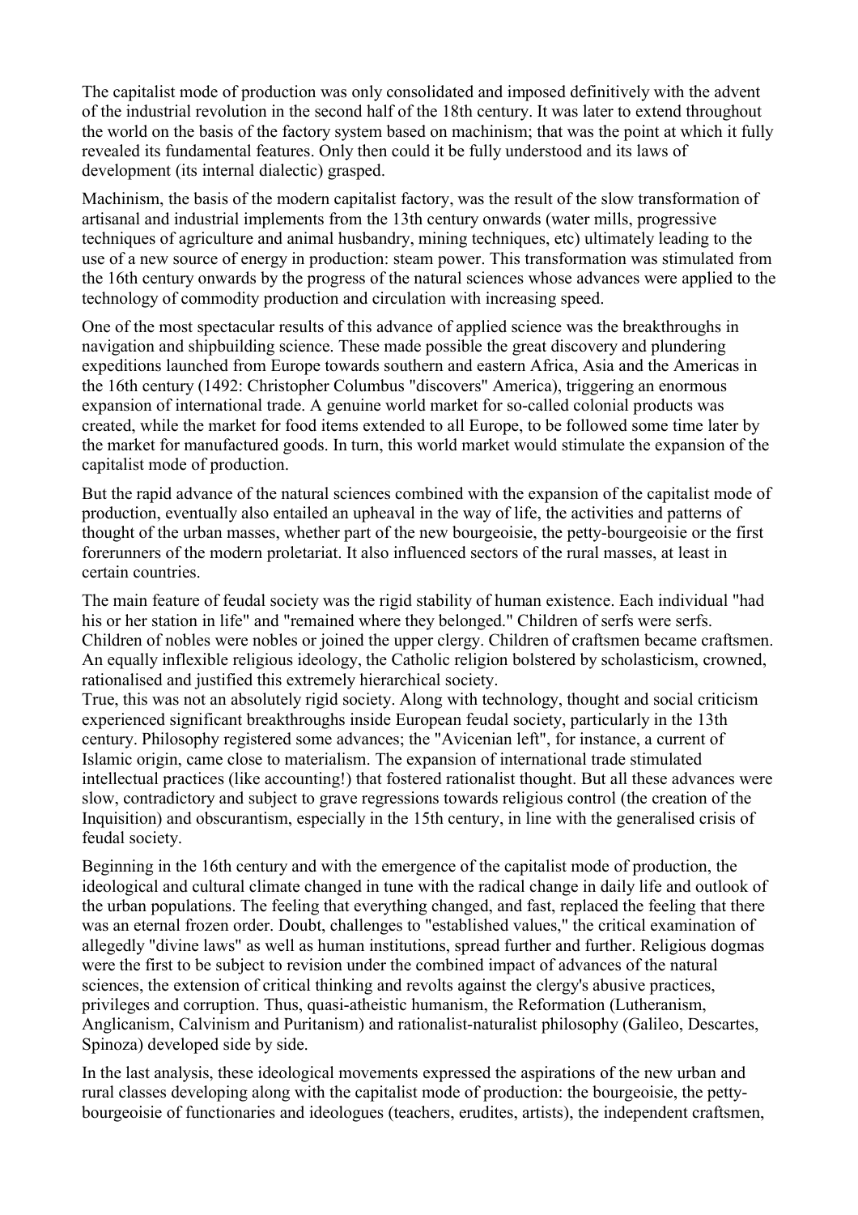The capitalist mode of production was only consolidated and imposed definitively with the advent of the industrial revolution in the second half of the 18th century. It was later to extend throughout the world on the basis of the factory system based on machinism; that was the point at which it fully revealed its fundamental features. Only then could it be fully understood and its laws of development (its internal dialectic) grasped.

Machinism, the basis of the modern capitalist factory, was the result of the slow transformation of artisanal and industrial implements from the 13th century onwards (water mills, progressive techniques of agriculture and animal husbandry, mining techniques, etc) ultimately leading to the use of a new source of energy in production: steam power. This transformation was stimulated from the 16th century onwards by the progress of the natural sciences whose advances were applied to the technology of commodity production and circulation with increasing speed.

One of the most spectacular results of this advance of applied science was the breakthroughs in navigation and shipbuilding science. These made possible the great discovery and plundering expeditions launched from Europe towards southern and eastern Africa, Asia and the Americas in the 16th century (1492: Christopher Columbus "discovers" America), triggering an enormous expansion of international trade. A genuine world market for so-called colonial products was created, while the market for food items extended to all Europe, to be followed some time later by the market for manufactured goods. In turn, this world market would stimulate the expansion of the capitalist mode of production.

But the rapid advance of the natural sciences combined with the expansion of the capitalist mode of production, eventually also entailed an upheaval in the way of life, the activities and patterns of thought of the urban masses, whether part of the new bourgeoisie, the petty-bourgeoisie or the first forerunners of the modern proletariat. It also influenced sectors of the rural masses, at least in certain countries.

The main feature of feudal society was the rigid stability of human existence. Each individual "had his or her station in life" and "remained where they belonged." Children of serfs were serfs. Children of nobles were nobles or joined the upper clergy. Children of craftsmen became craftsmen. An equally inflexible religious ideology, the Catholic religion bolstered by scholasticism, crowned, rationalised and justified this extremely hierarchical society.

True, this was not an absolutely rigid society. Along with technology, thought and social criticism experienced significant breakthroughs inside European feudal society, particularly in the 13th century. Philosophy registered some advances; the "Avicenian left", for instance, a current of Islamic origin, came close to materialism. The expansion of international trade stimulated intellectual practices (like accounting!) that fostered rationalist thought. But all these advances were slow, contradictory and subject to grave regressions towards religious control (the creation of the Inquisition) and obscurantism, especially in the 15th century, in line with the generalised crisis of feudal society.

Beginning in the 16th century and with the emergence of the capitalist mode of production, the ideological and cultural climate changed in tune with the radical change in daily life and outlook of the urban populations. The feeling that everything changed, and fast, replaced the feeling that there was an eternal frozen order. Doubt, challenges to "established values," the critical examination of allegedly "divine laws" as well as human institutions, spread further and further. Religious dogmas were the first to be subject to revision under the combined impact of advances of the natural sciences, the extension of critical thinking and revolts against the clergy's abusive practices, privileges and corruption. Thus, quasi-atheistic humanism, the Reformation (Lutheranism, Anglicanism, Calvinism and Puritanism) and rationalist-naturalist philosophy (Galileo, Descartes, Spinoza) developed side by side.

In the last analysis, these ideological movements expressed the aspirations of the new urban and rural classes developing along with the capitalist mode of production: the bourgeoisie, the petty-bourgeoisie of functionaries and ideologues (teachers, erudites, artists), the independent craftsmen,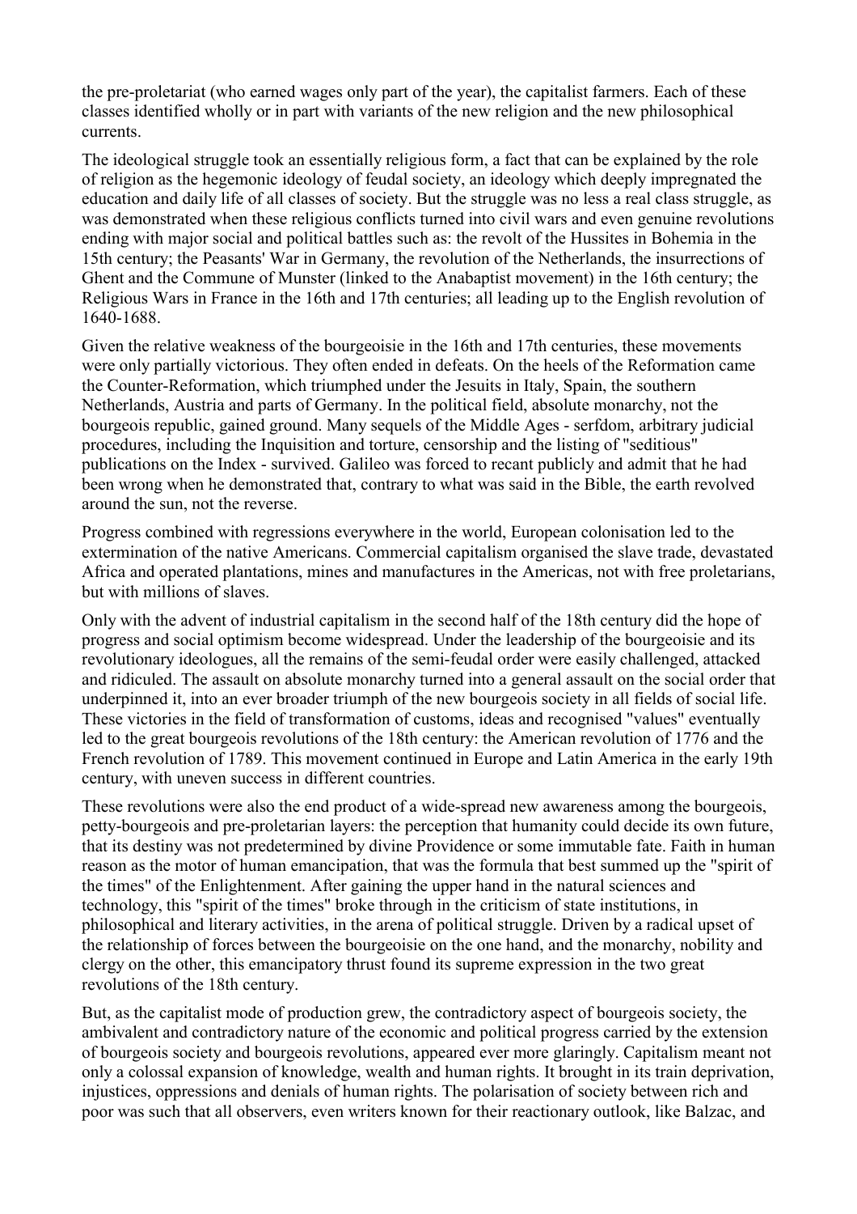the pre-proletariat (who earned wages only part of the year), the capitalist farmers. Each of these classes identified wholly or in part with variants of the new religion and the new philosophical currents.

The ideological struggle took an essentially religious form, a fact that can be explained by the role of religion as the hegemonic ideology of feudal society, an ideology which deeply impregnated the education and daily life of all classes of society. But the struggle was no less a real class struggle, as was demonstrated when these religious conflicts turned into civil wars and even genuine revolutions ending with major social and political battles such as: the revolt of the Hussites in Bohemia in the 15th century; the Peasants' War in Germany, the revolution of the Netherlands, the insurrections of Ghent and the Commune of Munster (linked to the Anabaptist movement) in the 16th century; the Religious Wars in France in the 16th and 17th centuries; all leading up to the English revolution of 1640-1688.

Given the relative weakness of the bourgeoisie in the 16th and 17th centuries, these movements were only partially victorious. They often ended in defeats. On the heels of the Reformation came the Counter-Reformation, which triumphed under the Jesuits in Italy, Spain, the southern Netherlands, Austria and parts of Germany. In the political field, absolute monarchy, not the bourgeois republic, gained ground. Many sequels of the Middle Ages - serfdom, arbitrary judicial procedures, including the Inquisition and torture, censorship and the listing of "seditious" publications on the Index - survived. Galileo was forced to recant publicly and admit that he had been wrong when he demonstrated that, contrary to what was said in the Bible, the earth revolved around the sun, not the reverse.

Progress combined with regressions everywhere in the world, European colonisation led to the extermination of the native Americans. Commercial capitalism organised the slave trade, devastated Africa and operated plantations, mines and manufactures in the Americas, not with free proletarians, but with millions of slaves.

Only with the advent of industrial capitalism in the second half of the 18th century did the hope of progress and social optimism become widespread. Under the leadership of the bourgeoisie and its revolutionary ideologues, all the remains of the semi-feudal order were easily challenged, attacked and ridiculed. The assault on absolute monarchy turned into a general assault on the social order that underpinned it, into an ever broader triumph of the new bourgeois society in all fields of social life. These victories in the field of transformation of customs, ideas and recognised "values" eventually led to the great bourgeois revolutions of the 18th century: the American revolution of 1776 and the French revolution of 1789. This movement continued in Europe and Latin America in the early 19th century, with uneven success in different countries.

These revolutions were also the end product of a wide-spread new awareness among the bourgeois, petty-bourgeois and pre-proletarian layers: the perception that humanity could decide its own future, that its destiny was not predetermined by divine Providence or some immutable fate. Faith in human reason as the motor of human emancipation, that was the formula that best summed up the "spirit of the times" of the Enlightenment. After gaining the upper hand in the natural sciences and technology, this "spirit of the times" broke through in the criticism of state institutions, in philosophical and literary activities, in the arena of political struggle. Driven by a radical upset of the relationship of forces between the bourgeoisie on the one hand, and the monarchy, nobility and clergy on the other, this emancipatory thrust found its supreme expression in the two great revolutions of the 18th century.

But, as the capitalist mode of production grew, the contradictory aspect of bourgeois society, the ambivalent and contradictory nature of the economic and political progress carried by the extension of bourgeois society and bourgeois revolutions, appeared ever more glaringly. Capitalism meant not only a colossal expansion of knowledge, wealth and human rights. It brought in its train deprivation, injustices, oppressions and denials of human rights. The polarisation of society between rich and poor was such that all observers, even writers known for their reactionary outlook, like Balzac, and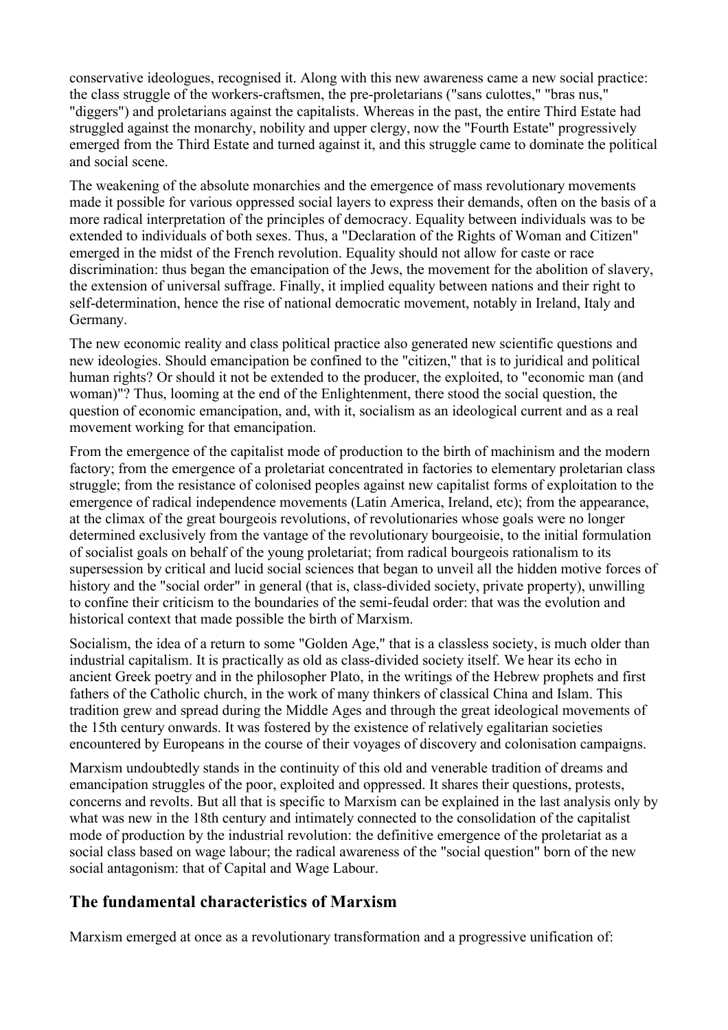conservative ideologues, recognised it. Along with this new awareness came a new social practice: the class struggle of the workers-craftsmen, the pre-proletarians ("sans culottes," "bras nus," "diggers") and proletarians against the capitalists. Whereas in the past, the entire Third Estate had struggled against the monarchy, nobility and upper clergy, now the "Fourth Estate" progressively emerged from the Third Estate and turned against it, and this struggle came to dominate the political and social scene.

The weakening of the absolute monarchies and the emergence of mass revolutionary movements made it possible for various oppressed social layers to express their demands, often on the basis of a more radical interpretation of the principles of democracy. Equality between individuals was to be extended to individuals of both sexes. Thus, a "Declaration of the Rights of Woman and Citizen" emerged in the midst of the French revolution. Equality should not allow for caste or race discrimination: thus began the emancipation of the Jews, the movement for the abolition of slavery, the extension of universal suffrage. Finally, it implied equality between nations and their right to self-determination, hence the rise of national democratic movement, notably in Ireland, Italy and Germany.

The new economic reality and class political practice also generated new scientific questions and new ideologies. Should emancipation be confined to the "citizen," that is to juridical and political human rights? Or should it not be extended to the producer, the exploited, to "economic man (and woman)"? Thus, looming at the end of the Enlightenment, there stood the social question, the question of economic emancipation, and, with it, socialism as an ideological current and as a real movement working for that emancipation.

From the emergence of the capitalist mode of production to the birth of machinism and the modern factory; from the emergence of a proletariat concentrated in factories to elementary proletarian class struggle; from the resistance of colonised peoples against new capitalist forms of exploitation to the emergence of radical independence movements (Latin America, Ireland, etc); from the appearance, at the climax of the great bourgeois revolutions, of revolutionaries whose goals were no longer determined exclusively from the vantage of the revolutionary bourgeoisie, to the initial formulation of socialist goals on behalf of the young proletariat; from radical bourgeois rationalism to its supersession by critical and lucid social sciences that began to unveil all the hidden motive forces of history and the "social order" in general (that is, class-divided society, private property), unwilling to confine their criticism to the boundaries of the semi-feudal order: that was the evolution and historical context that made possible the birth of Marxism.

Socialism, the idea of a return to some "Golden Age," that is a classless society, is much older than industrial capitalism. It is practically as old as class-divided society itself. We hear its echo in ancient Greek poetry and in the philosopher Plato, in the writings of the Hebrew prophets and first fathers of the Catholic church, in the work of many thinkers of classical China and Islam. This tradition grew and spread during the Middle Ages and through the great ideological movements of the 15th century onwards. It was fostered by the existence of relatively egalitarian societies encountered by Europeans in the course of their voyages of discovery and colonisation campaigns.

Marxism undoubtedly stands in the continuity of this old and venerable tradition of dreams and emancipation struggles of the poor, exploited and oppressed. It shares their questions, protests, concerns and revolts. But all that is specific to Marxism can be explained in the last analysis only by what was new in the 18th century and intimately connected to the consolidation of the capitalist mode of production by the industrial revolution: the definitive emergence of the proletariat as a social class based on wage labour; the radical awareness of the "social question" born of the new social antagonism: that of Capital and Wage Labour.

## The fundamental characteristics of Marxism

Marxism emerged at once as a revolutionary transformation and a progressive unification of: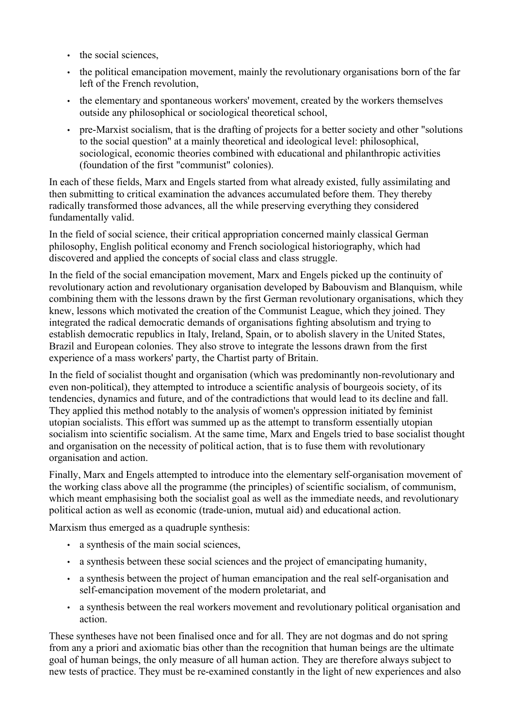- the social sciences,
- the political emancipation movement, mainly the revolutionary organisations born of the far left of the French revolution,
- the elementary and spontaneous workers' movement, created by the workers themselves outside any philosophical or sociological theoretical school,
- pre-Marxist socialism, that is the drafting of projects for a better society and other "solutions to the social question" at a mainly theoretical and ideological level: philosophical, sociological, economic theories combined with educational and philanthropic activities (foundation of the first "communist" colonies).

In each of these fields, Marx and Engels started from what already existed, fully assimilating and then submitting to critical examination the advances accumulated before them. They thereby radically transformed those advances, all the while preserving everything they considered fundamentally valid.

In the field of social science, their critical appropriation concerned mainly classical German philosophy, English political economy and French sociological historiography, which had discovered and applied the concepts of social class and class struggle.

In the field of the social emancipation movement, Marx and Engels picked up the continuity of revolutionary action and revolutionary organisation developed by Babouvism and Blanquism, while combining them with the lessons drawn by the first German revolutionary organisations, which they knew, lessons which motivated the creation of the Communist League, which they joined. They integrated the radical democratic demands of organisations fighting absolutism and trying to establish democratic republics in Italy, Ireland, Spain, or to abolish slavery in the United States, Brazil and European colonies. They also strove to integrate the lessons drawn from the first experience of a mass workers' party, the Chartist party of Britain.

In the field of socialist thought and organisation (which was predominantly non-revolutionary and even non-political), they attempted to introduce a scientific analysis of bourgeois society, of its tendencies, dynamics and future, and of the contradictions that would lead to its decline and fall. They applied this method notably to the analysis of women's oppression initiated by feminist utopian socialists. This effort was summed up as the attempt to transform essentially utopian socialism into scientific socialism. At the same time, Marx and Engels tried to base socialist thought and organisation on the necessity of political action, that is to fuse them with revolutionary organisation and action.

Finally, Marx and Engels attempted to introduce into the elementary self-organisation movement of the working class above all the programme (the principles) of scientific socialism, of communism, which meant emphasising both the socialist goal as well as the immediate needs, and revolutionary political action as well as economic (trade-union, mutual aid) and educational action.

Marxism thus emerged as a quadruple synthesis:

- a synthesis of the main social sciences,
- a synthesis between these social sciences and the project of emancipating humanity,
- a synthesis between the project of human emancipation and the real self-organisation and self-emancipation movement of the modern proletariat, and
- a synthesis between the real workers movement and revolutionary political organisation and action.

These syntheses have not been finalised once and for all. They are not dogmas and do not spring from any a priori and axiomatic bias other than the recognition that human beings are the ultimate goal of human beings, the only measure of all human action. They are therefore always subject to new tests of practice. They must be re-examined constantly in the light of new experiences and also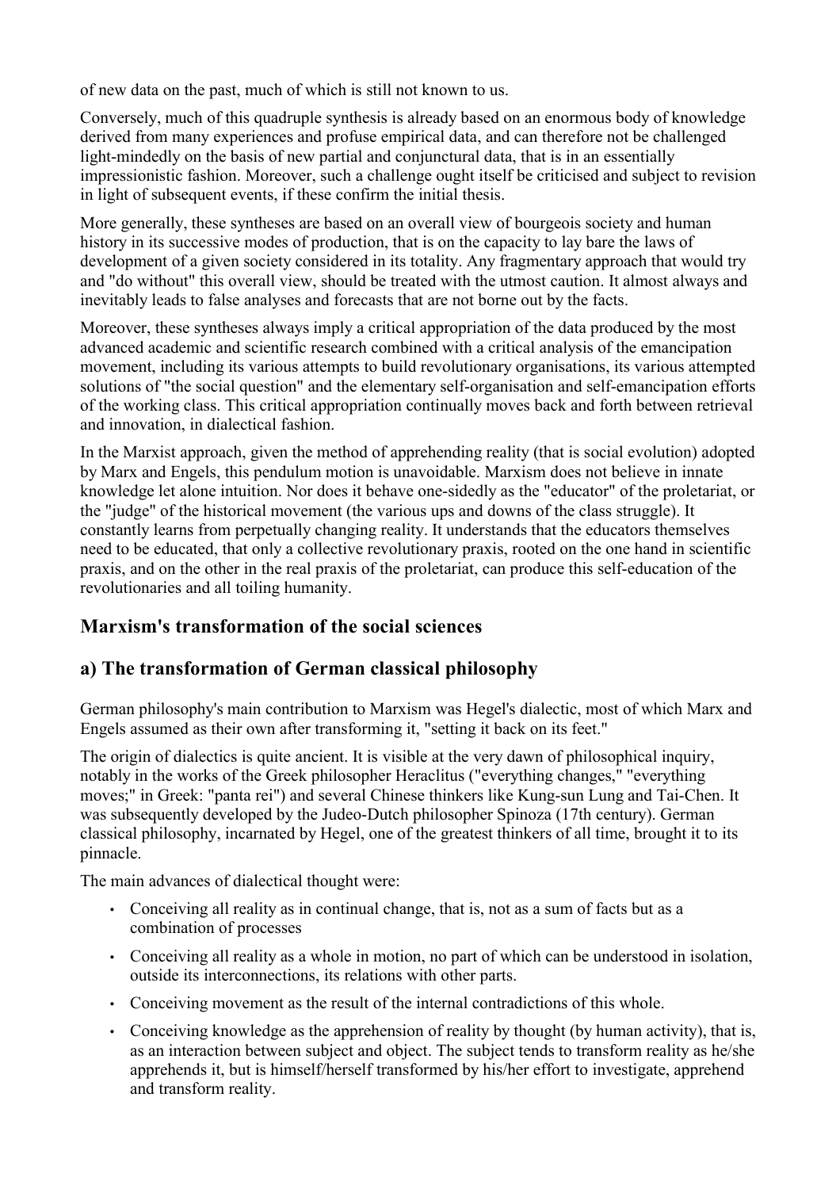of new data on the past, much of which is still not known to us.

Conversely, much of this quadruple synthesis is already based on an enormous body of knowledge derived from many experiences and profuse empirical data, and can therefore not be challenged light-mindedly on the basis of new partial and conjunctural data, that is in an essentially impressionistic fashion. Moreover, such a challenge ought itself be criticised and subject to revision in light of subsequent events, if these confirm the initial thesis.

More generally, these syntheses are based on an overall view of bourgeois society and human history in its successive modes of production, that is on the capacity to lay bare the laws of development of a given society considered in its totality. Any fragmentary approach that would try and "do without" this overall view, should be treated with the utmost caution. It almost always and inevitably leads to false analyses and forecasts that are not borne out by the facts.

Moreover, these syntheses always imply a critical appropriation of the data produced by the most advanced academic and scientific research combined with a critical analysis of the emancipation movement, including its various attempts to build revolutionary organisations, its various attempted solutions of "the social question" and the elementary self-organisation and self-emancipation efforts of the working class. This critical appropriation continually moves back and forth between retrieval and innovation, in dialectical fashion.

In the Marxist approach, given the method of apprehending reality (that is social evolution) adopted by Marx and Engels, this pendulum motion is unavoidable. Marxism does not believe in innate knowledge let alone intuition. Nor does it behave one-sidedly as the "educator" of the proletariat, or the "judge" of the historical movement (the various ups and downs of the class struggle). It constantly learns from perpetually changing reality. It understands that the educators themselves need to be educated, that only a collective revolutionary praxis, rooted on the one hand in scientific praxis, and on the other in the real praxis of the proletariat, can produce this self-education of the revolutionaries and all toiling humanity.

## Marxism's transformation of the social sciences

## a) The transformation of German classical philosophy

German philosophy's main contribution to Marxism was Hegel's dialectic, most of which Marx and Engels assumed as their own after transforming it, "setting it back on its feet."

The origin of dialectics is quite ancient. It is visible at the very dawn of philosophical inquiry, notably in the works of the Greek philosopher Heraclitus ("everything changes," "everything moves;" in Greek: "panta rei") and several Chinese thinkers like Kung-sun Lung and Tai-Chen. It was subsequently developed by the Judeo-Dutch philosopher Spinoza (17th century). German classical philosophy, incarnated by Hegel, one of the greatest thinkers of all time, brought it to its pinnacle.

The main advances of dialectical thought were:

- Conceiving all reality as in continual change, that is, not as a sum of facts but as a combination of processes
- Conceiving all reality as a whole in motion, no part of which can be understood in isolation, outside its interconnections, its relations with other parts.
- Conceiving movement as the result of the internal contradictions of this whole.
- Conceiving knowledge as the apprehension of reality by thought (by human activity), that is, as an interaction between subject and object. The subject tends to transform reality as he/she apprehends it, but is himself/herself transformed by his/her effort to investigate, apprehend and transform reality.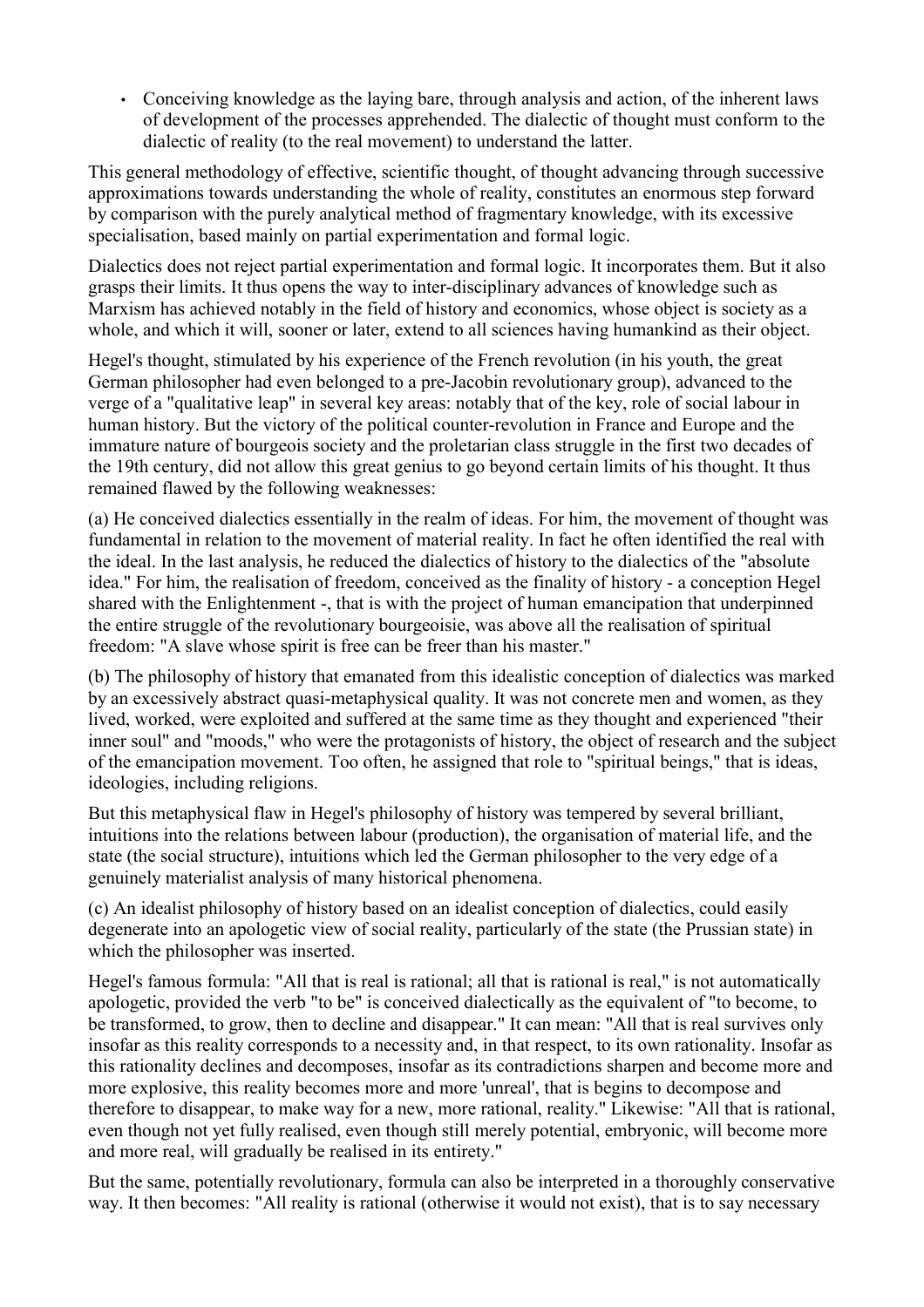- Conceiving knowledge as the laying bare, through analysis and action, of the inherent laws of development of the processes apprehended. The dialectic of thought must conform to the dialectic of reality (to the real movement) to understand the latter.

This general methodology of effective, scientific thought, of thought advancing through successive approximations towards understanding the whole of reality, constitutes an enormous step forward by comparison with the purely analytical method of fragmentary knowledge, with its excessive specialisation, based mainly on partial experimentation and formal logic.

Dialectics does not reject partial experimentation and formal logic. It incorporates them. But it also grasps their limits. It thus opens the way to inter-disciplinary advances of knowledge such as Marxism has achieved notably in the field of history and economics, whose object is society as a whole, and which it will, sooner or later, extend to all sciences having humankind as their object.

Hegel's thought, stimulated by his experience of the French revolution (in his youth, the great German philosopher had even belonged to a pre-Jacobin revolutionary group), advanced to the verge of a "qualitative leap" in several key areas: notably that of the key, role of social labour in human history. But the victory of the political counter-revolution in France and Europe and the immature nature of bourgeois society and the proletarian class struggle in the first two decades of the 19th century, did not allow this great genius to go beyond certain limits of his thought. It thus remained flawed by the following weaknesses:

(a) He conceived dialectics essentially in the realm of ideas. For him, the movement of thought was fundamental in relation to the movement of material reality. In fact he often identified the real with the ideal. In the last analysis, he reduced the dialectics of history to the dialectics of the "absolute idea." For him, the realisation of freedom, conceived as the finality of history - a conception Hegel shared with the Enlightenment -, that is with the project of human emancipation that underpinned the entire struggle of the revolutionary bourgeoisie, was above all the realisation of spiritual freedom: "A slave whose spirit is free can be freer than his master."

(b) The philosophy of history that emanated from this idealistic conception of dialectics was marked by an excessively abstract quasi-metaphysical quality. It was not concrete men and women, as they lived, worked, were exploited and suffered at the same time as they thought and experienced "their inner soul" and "moods," who were the protagonists of history, the object of research and the subject of the emancipation movement. Too often, he assigned that role to "spiritual beings," that is ideas, ideologies, including religions.

But this metaphysical flaw in Hegel's philosophy of history was tempered by several brilliant, intuitions into the relations between labour (production), the organisation of material life, and the state (the social structure), intuitions which led the German philosopher to the very edge of a genuinely materialist analysis of many historical phenomena.

(c) An idealist philosophy of history based on an idealist conception of dialectics, could easily degenerate into an apologetic view of social reality, particularly of the state (the Prussian state) in which the philosopher was inserted.

Hegel's famous formula: "All that is real is rational; all that is rational is real," is not automatically apologetic, provided the verb "to be" is conceived dialectically as the equivalent of "to become, to be transformed, to grow, then to decline and disappear." It can mean: "All that is real survives only insofar as this reality corresponds to a necessity and, in that respect, to its own rationality. Insofar as this rationality declines and decomposes, insofar as its contradictions sharpen and become more and more explosive, this reality becomes more and more 'unreal', that is begins to decompose and therefore to disappear, to make way for a new, more rational, reality." Likewise: "All that is rational, even though not yet fully realised, even though still merely potential, embryonic, will become more and more real, will gradually be realised in its entirety."

But the same, potentially revolutionary, formula can also be interpreted in a thoroughly conservative way. It then becomes: "All reality is rational (otherwise it would not exist), that is to say necessary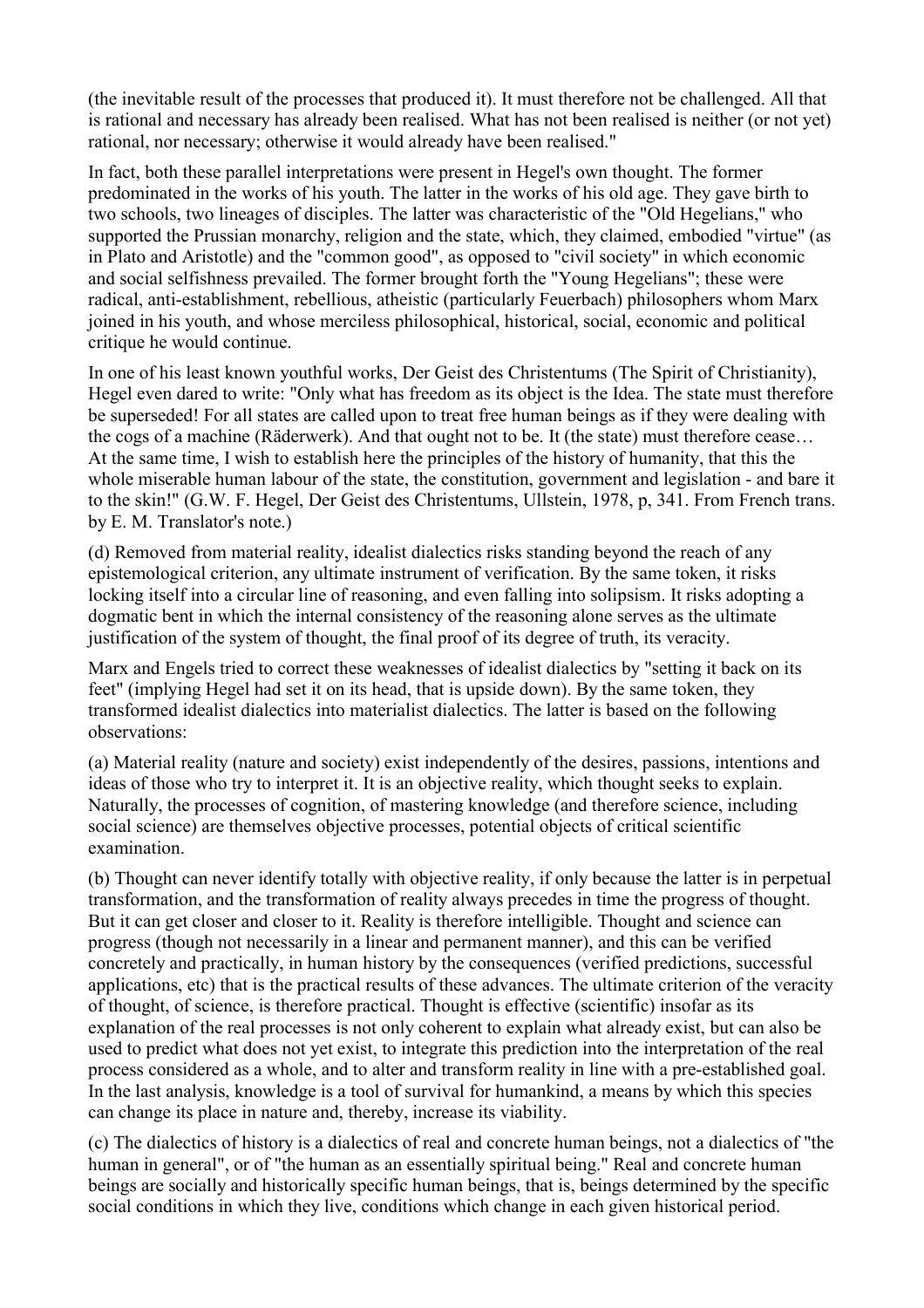(the inevitable result of the processes that produced it). It must therefore not be challenged. All that is rational and necessary has already been realised. What has not been realised is neither (or not yet) rational, nor necessary; otherwise it would already have been realised."

In fact, both these parallel interpretations were present in Hegel's own thought. The former predominated in the works of his youth. The latter in the works of his old age. They gave birth to two schools, two lineages of disciples. The latter was characteristic of the "Old Hegelians," who supported the Prussian monarchy, religion and the state, which, they claimed, embodied "virtue" (as in Plato and Aristotle) and the "common good", as opposed to "civil society" in which economic and social selfishness prevailed. The former brought forth the "Young Hegelians"; these were radical, anti-establishment, rebellious, atheistic (particularly Feuerbach) philosophers whom Marx joined in his youth, and whose merciless philosophical, historical, social, economic and political critique he would continue.

In one of his least known youthful works, Der Geist des Christentums (The Spirit of Christianity), Hegel even dared to write: "Only what has freedom as its object is the Idea. The state must therefore be superseded! For all states are called upon to treat free human beings as if they were dealing with the cogs of a machine (Räderwerk). And that ought not to be. It (the state) must therefore cease… At the same time, I wish to establish here the principles of the history of humanity, that this the whole miserable human labour of the state, the constitution, government and legislation - and bare it to the skin!" (G.W. F. Hegel, Der Geist des Christentums, Ullstein, 1978, p, 341. From French trans. by E. M. Translator's note.)

(d) Removed from material reality, idealist dialectics risks standing beyond the reach of any epistemological criterion, any ultimate instrument of verification. By the same token, it risks locking itself into a circular line of reasoning, and even falling into solipsism. It risks adopting a dogmatic bent in which the internal consistency of the reasoning alone serves as the ultimate justification of the system of thought, the final proof of its degree of truth, its veracity.

Marx and Engels tried to correct these weaknesses of idealist dialectics by "setting it back on its feet" (implying Hegel had set it on its head, that is upside down). By the same token, they transformed idealist dialectics into materialist dialectics. The latter is based on the following observations:

(a) Material reality (nature and society) exist independently of the desires, passions, intentions and ideas of those who try to interpret it. It is an objective reality, which thought seeks to explain. Naturally, the processes of cognition, of mastering knowledge (and therefore science, including social science) are themselves objective processes, potential objects of critical scientific examination.

(b) Thought can never identify totally with objective reality, if only because the latter is in perpetual transformation, and the transformation of reality always precedes in time the progress of thought. But it can get closer and closer to it. Reality is therefore intelligible. Thought and science can progress (though not necessarily in a linear and permanent manner), and this can be verified concretely and practically, in human history by the consequences (verified predictions, successful applications, etc) that is the practical results of these advances. The ultimate criterion of the veracity of thought, of science, is therefore practical. Thought is effective (scientific) insofar as its explanation of the real processes is not only coherent to explain what already exist, but can also be used to predict what does not yet exist, to integrate this prediction into the interpretation of the real process considered as a whole, and to alter and transform reality in line with a pre-established goal. In the last analysis, knowledge is a tool of survival for humankind, a means by which this species can change its place in nature and, thereby, increase its viability.

(c) The dialectics of history is a dialectics of real and concrete human beings, not a dialectics of "the human in general", or of "the human as an essentially spiritual being." Real and concrete human beings are socially and historically specific human beings, that is, beings determined by the specific social conditions in which they live, conditions which change in each given historical period.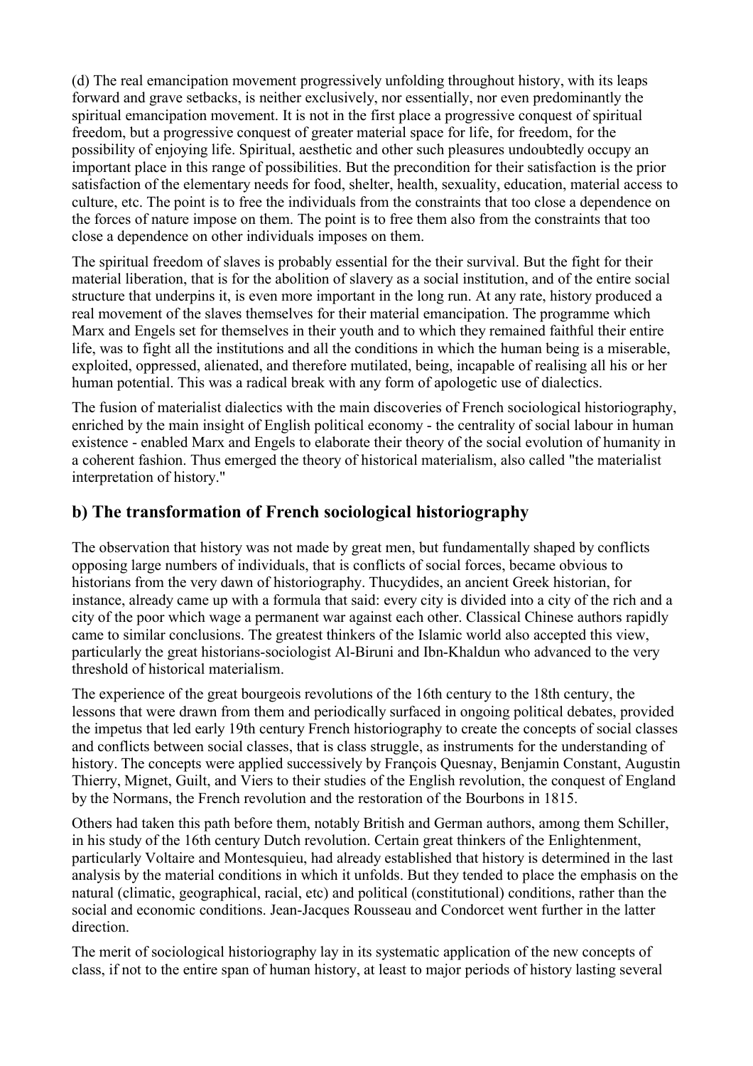(d) The real emancipation movement progressively unfolding throughout history, with its leaps forward and grave setbacks, is neither exclusively, nor essentially, nor even predominantly the spiritual emancipation movement. It is not in the first place a progressive conquest of spiritual freedom, but a progressive conquest of greater material space for life, for freedom, for the possibility of enjoying life. Spiritual, aesthetic and other such pleasures undoubtedly occupy an important place in this range of possibilities. But the precondition for their satisfaction is the prior satisfaction of the elementary needs for food, shelter, health, sexuality, education, material access to culture, etc. The point is to free the individuals from the constraints that too close a dependence on the forces of nature impose on them. The point is to free them also from the constraints that too close a dependence on other individuals imposes on them.

The spiritual freedom of slaves is probably essential for the their survival. But the fight for their material liberation, that is for the abolition of slavery as a social institution, and of the entire social structure that underpins it, is even more important in the long run. At any rate, history produced a real movement of the slaves themselves for their material emancipation. The programme which Marx and Engels set for themselves in their youth and to which they remained faithful their entire life, was to fight all the institutions and all the conditions in which the human being is a miserable, exploited, oppressed, alienated, and therefore mutilated, being, incapable of realising all his or her human potential. This was a radical break with any form of apologetic use of dialectics.

The fusion of materialist dialectics with the main discoveries of French sociological historiography, enriched by the main insight of English political economy - the centrality of social labour in human existence - enabled Marx and Engels to elaborate their theory of the social evolution of humanity in a coherent fashion. Thus emerged the theory of historical materialism, also called "the materialist interpretation of history."

## b) The transformation of French sociological historiography

The observation that history was not made by great men, but fundamentally shaped by conflicts opposing large numbers of individuals, that is conflicts of social forces, became obvious to historians from the very dawn of historiography. Thucydides, an ancient Greek historian, for instance, already came up with a formula that said: every city is divided into a city of the rich and a city of the poor which wage a permanent war against each other. Classical Chinese authors rapidly came to similar conclusions. The greatest thinkers of the Islamic world also accepted this view, particularly the great historians-sociologist Al-Biruni and Ibn-Khaldun who advanced to the very threshold of historical materialism.

The experience of the great bourgeois revolutions of the 16th century to the 18th century, the lessons that were drawn from them and periodically surfaced in ongoing political debates, provided the impetus that led early 19th century French historiography to create the concepts of social classes and conflicts between social classes, that is class struggle, as instruments for the understanding of history. The concepts were applied successively by François Quesnay, Benjamin Constant, Augustin Thierry, Mignet, Guilt, and Viers to their studies of the English revolution, the conquest of England by the Normans, the French revolution and the restoration of the Bourbons in 1815.

Others had taken this path before them, notably British and German authors, among them Schiller, in his study of the 16th century Dutch revolution. Certain great thinkers of the Enlightenment, particularly Voltaire and Montesquieu, had already established that history is determined in the last analysis by the material conditions in which it unfolds. But they tended to place the emphasis on the natural (climatic, geographical, racial, etc) and political (constitutional) conditions, rather than the social and economic conditions. Jean-Jacques Rousseau and Condorcet went further in the latter direction.

The merit of sociological historiography lay in its systematic application of the new concepts of class, if not to the entire span of human history, at least to major periods of history lasting several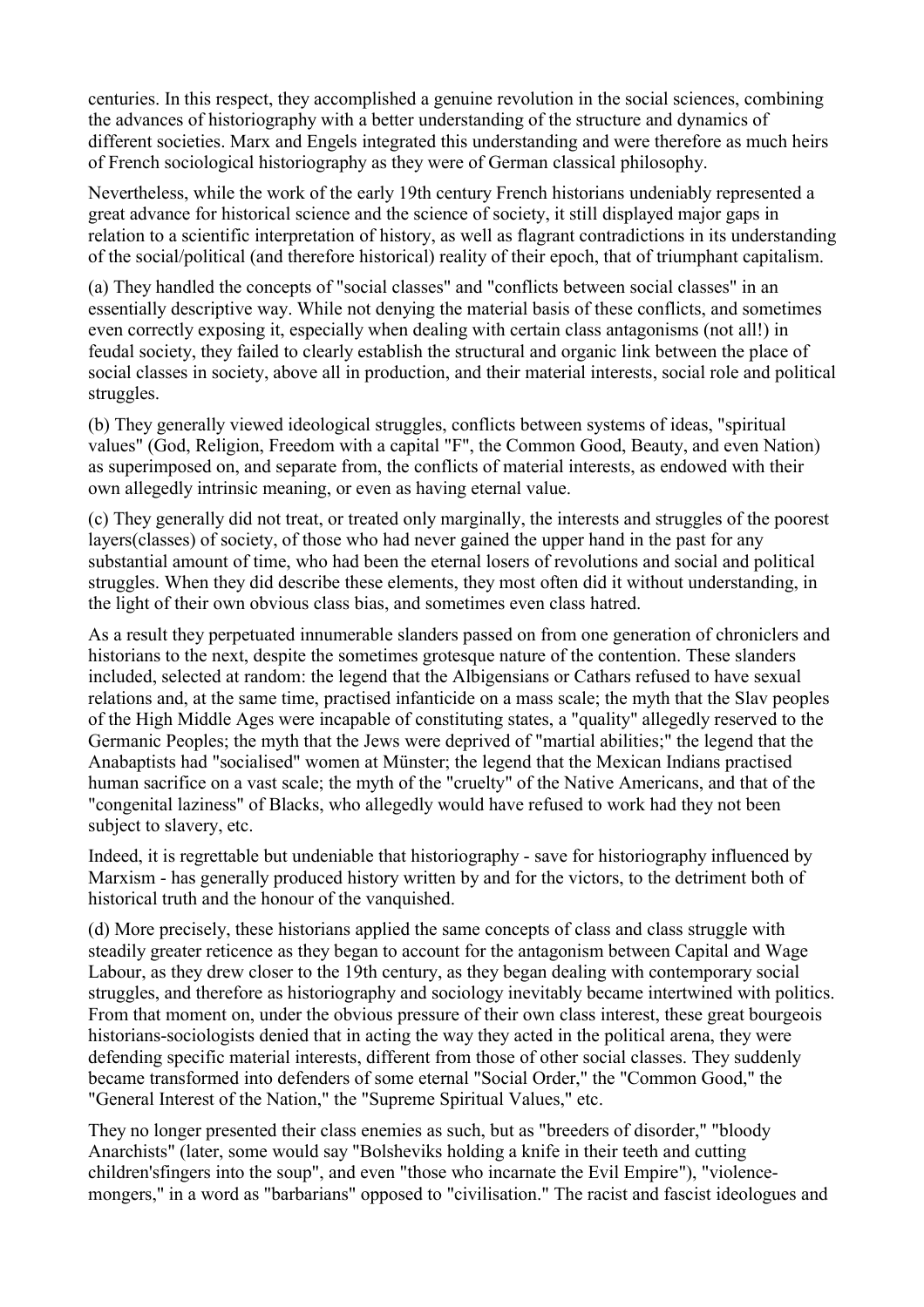centuries. In this respect, they accomplished a genuine revolution in the social sciences, combining the advances of historiography with a better understanding of the structure and dynamics of different societies. Marx and Engels integrated this understanding and were therefore as much heirs of French sociological historiography as they were of German classical philosophy.

Nevertheless, while the work of the early 19th century French historians undeniably represented a great advance for historical science and the science of society, it still displayed major gaps in relation to a scientific interpretation of history, as well as flagrant contradictions in its understanding of the social/political (and therefore historical) reality of their epoch, that of triumphant capitalism.

(a) They handled the concepts of "social classes" and "conflicts between social classes" in an essentially descriptive way. While not denying the material basis of these conflicts, and sometimes even correctly exposing it, especially when dealing with certain class antagonisms (not all!) in feudal society, they failed to clearly establish the structural and organic link between the place of social classes in society, above all in production, and their material interests, social role and political struggles.

(b) They generally viewed ideological struggles, conflicts between systems of ideas, "spiritual values" (God, Religion, Freedom with a capital "F", the Common Good, Beauty, and even Nation) as superimposed on, and separate from, the conflicts of material interests, as endowed with their own allegedly intrinsic meaning, or even as having eternal value.

(c) They generally did not treat, or treated only marginally, the interests and struggles of the poorest layers(classes) of society, of those who had never gained the upper hand in the past for any substantial amount of time, who had been the eternal losers of revolutions and social and political struggles. When they did describe these elements, they most often did it without understanding, in the light of their own obvious class bias, and sometimes even class hatred.

As a result they perpetuated innumerable slanders passed on from one generation of chroniclers and historians to the next, despite the sometimes grotesque nature of the contention. These slanders included, selected at random: the legend that the Albigensians or Cathars refused to have sexual relations and, at the same time, practised infanticide on a mass scale; the myth that the Slav peoples of the High Middle Ages were incapable of constituting states, a "quality" allegedly reserved to the Germanic Peoples; the myth that the Jews were deprived of "martial abilities;" the legend that the Anabaptists had "socialised" women at Münster; the legend that the Mexican Indians practised human sacrifice on a vast scale; the myth of the "cruelty" of the Native Americans, and that of the "congenital laziness" of Blacks, who allegedly would have refused to work had they not been subject to slavery, etc.

Indeed, it is regrettable but undeniable that historiography - save for historiography influenced by Marxism - has generally produced history written by and for the victors, to the detriment both of historical truth and the honour of the vanquished.

(d) More precisely, these historians applied the same concepts of class and class struggle with steadily greater reticence as they began to account for the antagonism between Capital and Wage Labour, as they drew closer to the 19th century, as they began dealing with contemporary social struggles, and therefore as historiography and sociology inevitably became intertwined with politics. From that moment on, under the obvious pressure of their own class interest, these great bourgeois historians-sociologists denied that in acting the way they acted in the political arena, they were defending specific material interests, different from those of other social classes. They suddenly became transformed into defenders of some eternal "Social Order," the "Common Good," the "General Interest of the Nation," the "Supreme Spiritual Values," etc.

They no longer presented their class enemies as such, but as "breeders of disorder," "bloody Anarchists" (later, some would say "Bolsheviks holding a knife in their teeth and cutting children'sfingers into the soup", and even "those who incarnate the Evil Empire"), "violence-mongers," in a word as "barbarians" opposed to "civilisation." The racist and fascist ideologues and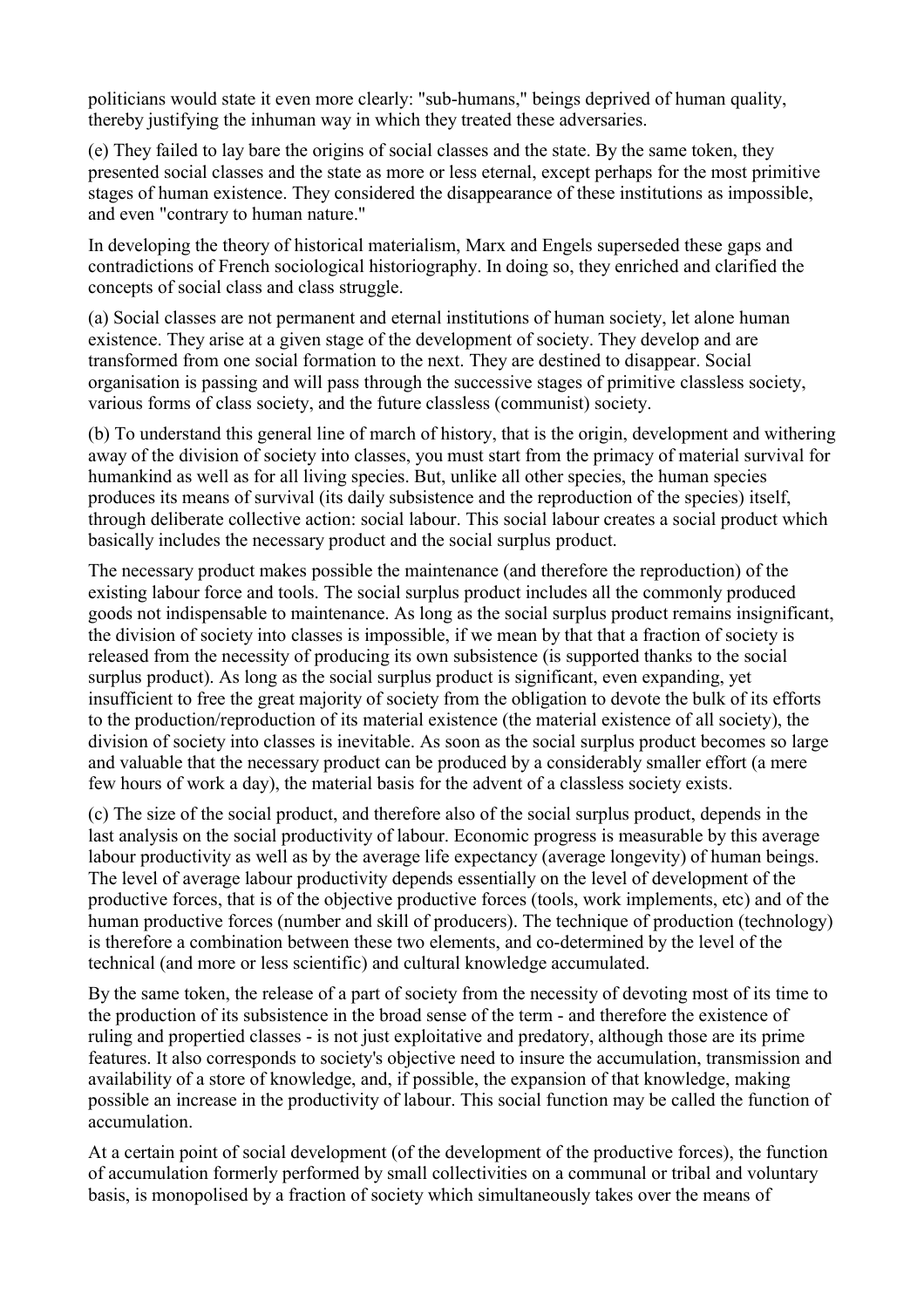politicians would state it even more clearly: "sub-humans," beings deprived of human quality, thereby justifying the inhuman way in which they treated these adversaries.

(e) They failed to lay bare the origins of social classes and the state. By the same token, they presented social classes and the state as more or less eternal, except perhaps for the most primitive stages of human existence. They considered the disappearance of these institutions as impossible, and even "contrary to human nature."

In developing the theory of historical materialism, Marx and Engels superseded these gaps and contradictions of French sociological historiography. In doing so, they enriched and clarified the concepts of social class and class struggle.

(a) Social classes are not permanent and eternal institutions of human society, let alone human existence. They arise at a given stage of the development of society. They develop and are transformed from one social formation to the next. They are destined to disappear. Social organisation is passing and will pass through the successive stages of primitive classless society, various forms of class society, and the future classless (communist) society.

(b) To understand this general line of march of history, that is the origin, development and withering away of the division of society into classes, you must start from the primacy of material survival for humankind as well as for all living species. But, unlike all other species, the human species produces its means of survival (its daily subsistence and the reproduction of the species) itself, through deliberate collective action: social labour. This social labour creates a social product which basically includes the necessary product and the social surplus product.

The necessary product makes possible the maintenance (and therefore the reproduction) of the existing labour force and tools. The social surplus product includes all the commonly produced goods not indispensable to maintenance. As long as the social surplus product remains insignificant, the division of society into classes is impossible, if we mean by that that a fraction of society is released from the necessity of producing its own subsistence (is supported thanks to the social surplus product). As long as the social surplus product is significant, even expanding, yet insufficient to free the great majority of society from the obligation to devote the bulk of its efforts to the production/reproduction of its material existence (the material existence of all society), the division of society into classes is inevitable. As soon as the social surplus product becomes so large and valuable that the necessary product can be produced by a considerably smaller effort (a mere few hours of work a day), the material basis for the advent of a classless society exists.

(c) The size of the social product, and therefore also of the social surplus product, depends in the last analysis on the social productivity of labour. Economic progress is measurable by this average labour productivity as well as by the average life expectancy (average longevity) of human beings. The level of average labour productivity depends essentially on the level of development of the productive forces, that is of the objective productive forces (tools, work implements, etc) and of the human productive forces (number and skill of producers). The technique of production (technology) is therefore a combination between these two elements, and co-determined by the level of the technical (and more or less scientific) and cultural knowledge accumulated.

By the same token, the release of a part of society from the necessity of devoting most of its time to the production of its subsistence in the broad sense of the term - and therefore the existence of ruling and propertied classes - is not just exploitative and predatory, although those are its prime features. It also corresponds to society's objective need to insure the accumulation, transmission and availability of a store of knowledge, and, if possible, the expansion of that knowledge, making possible an increase in the productivity of labour. This social function may be called the function of accumulation.

At a certain point of social development (of the development of the productive forces), the function of accumulation formerly performed by small collectivities on a communal or tribal and voluntary basis, is monopolised by a fraction of society which simultaneously takes over the means of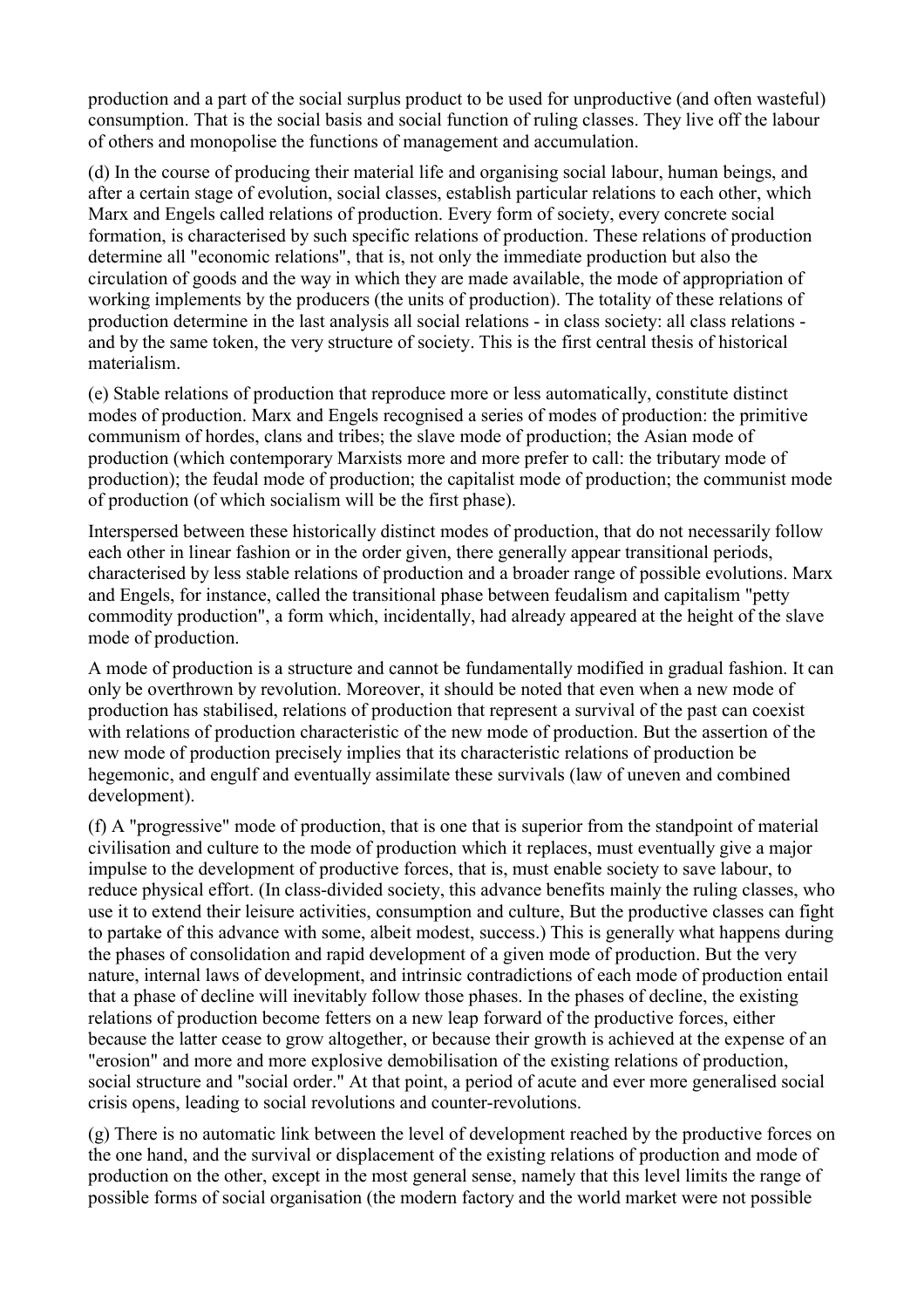production and a part of the social surplus product to be used for unproductive (and often wasteful) consumption. That is the social basis and social function of ruling classes. They live off the labour of others and monopolise the functions of management and accumulation.

(d) In the course of producing their material life and organising social labour, human beings, and after a certain stage of evolution, social classes, establish particular relations to each other, which Marx and Engels called relations of production. Every form of society, every concrete social formation, is characterised by such specific relations of production. These relations of production determine all "economic relations", that is, not only the immediate production but also the circulation of goods and the way in which they are made available, the mode of appropriation of working implements by the producers (the units of production). The totality of these relations of production determine in the last analysis all social relations - in class society: all class relations - and by the same token, the very structure of society. This is the first central thesis of historical materialism.

(e) Stable relations of production that reproduce more or less automatically, constitute distinct modes of production. Marx and Engels recognised a series of modes of production: the primitive communism of hordes, clans and tribes; the slave mode of production; the Asian mode of production (which contemporary Marxists more and more prefer to call: the tributary mode of production); the feudal mode of production; the capitalist mode of production; the communist mode of production (of which socialism will be the first phase).

Interspersed between these historically distinct modes of production, that do not necessarily follow each other in linear fashion or in the order given, there generally appear transitional periods, characterised by less stable relations of production and a broader range of possible evolutions. Marx and Engels, for instance, called the transitional phase between feudalism and capitalism "petty commodity production", a form which, incidentally, had already appeared at the height of the slave mode of production.

A mode of production is a structure and cannot be fundamentally modified in gradual fashion. It can only be overthrown by revolution. Moreover, it should be noted that even when a new mode of production has stabilised, relations of production that represent a survival of the past can coexist with relations of production characteristic of the new mode of production. But the assertion of the new mode of production precisely implies that its characteristic relations of production be hegemonic, and engulf and eventually assimilate these survivals (law of uneven and combined development).

(f) A "progressive" mode of production, that is one that is superior from the standpoint of material civilisation and culture to the mode of production which it replaces, must eventually give a major impulse to the development of productive forces, that is, must enable society to save labour, to reduce physical effort. (In class-divided society, this advance benefits mainly the ruling classes, who use it to extend their leisure activities, consumption and culture, But the productive classes can fight to partake of this advance with some, albeit modest, success.) This is generally what happens during the phases of consolidation and rapid development of a given mode of production. But the very nature, internal laws of development, and intrinsic contradictions of each mode of production entail that a phase of decline will inevitably follow those phases. In the phases of decline, the existing relations of production become fetters on a new leap forward of the productive forces, either because the latter cease to grow altogether, or because their growth is achieved at the expense of an "erosion" and more and more explosive demobilisation of the existing relations of production, social structure and "social order." At that point, a period of acute and ever more generalised social crisis opens, leading to social revolutions and counter-revolutions.

(g) There is no automatic link between the level of development reached by the productive forces on the one hand, and the survival or displacement of the existing relations of production and mode of production on the other, except in the most general sense, namely that this level limits the range of possible forms of social organisation (the modern factory and the world market were not possible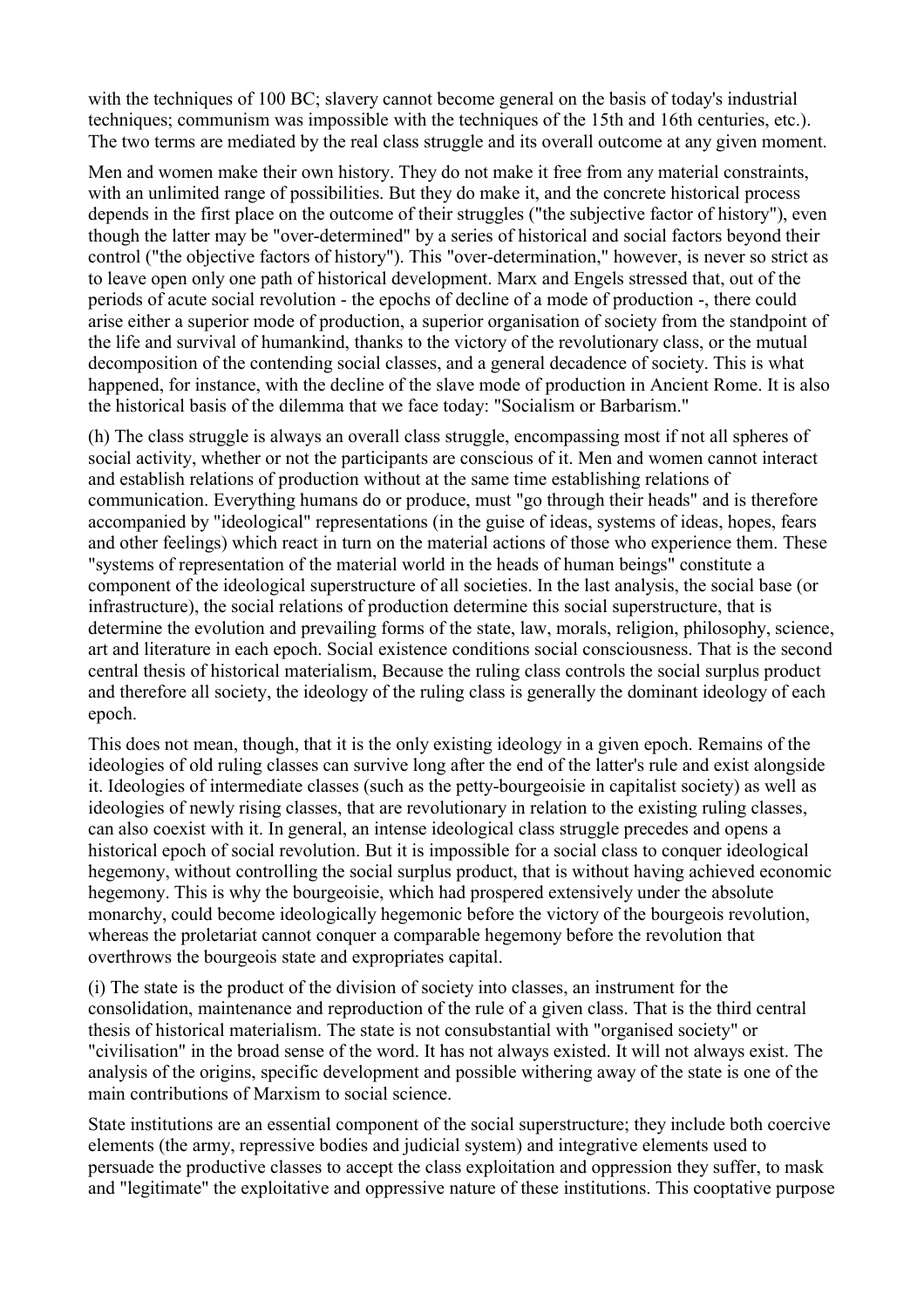with the techniques of 100 BC; slavery cannot become general on the basis of today's industrial techniques; communism was impossible with the techniques of the 15th and 16th centuries, etc.). The two terms are mediated by the real class struggle and its overall outcome at any given moment.

Men and women make their own history. They do not make it free from any material constraints, with an unlimited range of possibilities. But they do make it, and the concrete historical process depends in the first place on the outcome of their struggles ("the subjective factor of history"), even though the latter may be "over-determined" by a series of historical and social factors beyond their control ("the objective factors of history"). This "over-determination," however, is never so strict as to leave open only one path of historical development. Marx and Engels stressed that, out of the periods of acute social revolution - the epochs of decline of a mode of production -, there could arise either a superior mode of production, a superior organisation of society from the standpoint of the life and survival of humankind, thanks to the victory of the revolutionary class, or the mutual decomposition of the contending social classes, and a general decadence of society. This is what happened, for instance, with the decline of the slave mode of production in Ancient Rome. It is also the historical basis of the dilemma that we face today: "Socialism or Barbarism."

(h) The class struggle is always an overall class struggle, encompassing most if not all spheres of social activity, whether or not the participants are conscious of it. Men and women cannot interact and establish relations of production without at the same time establishing relations of communication. Everything humans do or produce, must "go through their heads" and is therefore accompanied by "ideological" representations (in the guise of ideas, systems of ideas, hopes, fears and other feelings) which react in turn on the material actions of those who experience them. These "systems of representation of the material world in the heads of human beings" constitute a component of the ideological superstructure of all societies. In the last analysis, the social base (or infrastructure), the social relations of production determine this social superstructure, that is determine the evolution and prevailing forms of the state, law, morals, religion, philosophy, science, art and literature in each epoch. Social existence conditions social consciousness. That is the second central thesis of historical materialism, Because the ruling class controls the social surplus product and therefore all society, the ideology of the ruling class is generally the dominant ideology of each epoch.

This does not mean, though, that it is the only existing ideology in a given epoch. Remains of the ideologies of old ruling classes can survive long after the end of the latter's rule and exist alongside it. Ideologies of intermediate classes (such as the petty-bourgeoisie in capitalist society) as well as ideologies of newly rising classes, that are revolutionary in relation to the existing ruling classes, can also coexist with it. In general, an intense ideological class struggle precedes and opens a historical epoch of social revolution. But it is impossible for a social class to conquer ideological hegemony, without controlling the social surplus product, that is without having achieved economic hegemony. This is why the bourgeoisie, which had prospered extensively under the absolute monarchy, could become ideologically hegemonic before the victory of the bourgeois revolution, whereas the proletariat cannot conquer a comparable hegemony before the revolution that overthrows the bourgeois state and expropriates capital.

(i) The state is the product of the division of society into classes, an instrument for the consolidation, maintenance and reproduction of the rule of a given class. That is the third central thesis of historical materialism. The state is not consubstantial with "organised society" or "civilisation" in the broad sense of the word. It has not always existed. It will not always exist. The analysis of the origins, specific development and possible withering away of the state is one of the main contributions of Marxism to social science.

State institutions are an essential component of the social superstructure; they include both coercive elements (the army, repressive bodies and judicial system) and integrative elements used to persuade the productive classes to accept the class exploitation and oppression they suffer, to mask and "legitimate" the exploitative and oppressive nature of these institutions. This cooptative purpose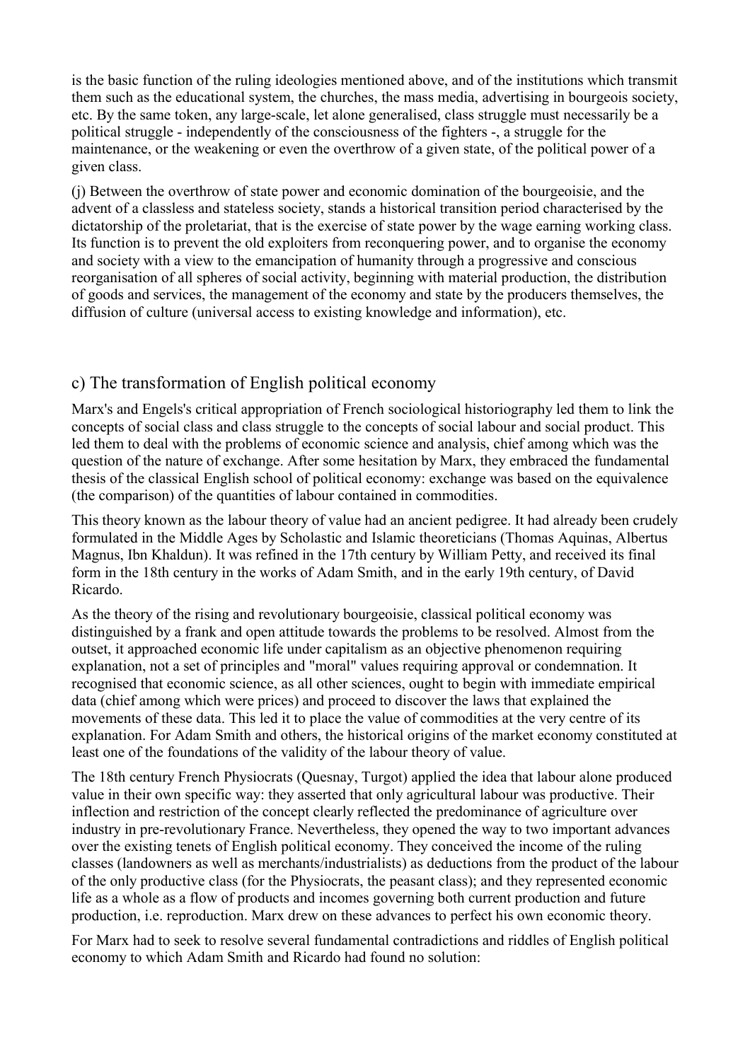is the basic function of the ruling ideologies mentioned above, and of the institutions which transmit them such as the educational system, the churches, the mass media, advertising in bourgeois society, etc. By the same token, any large-scale, let alone generalised, class struggle must necessarily be a political struggle - independently of the consciousness of the fighters -, a struggle for the maintenance, or the weakening or even the overthrow of a given state, of the political power of a given class.

(j) Between the overthrow of state power and economic domination of the bourgeoisie, and the advent of a classless and stateless society, stands a historical transition period characterised by the dictatorship of the proletariat, that is the exercise of state power by the wage earning working class. Its function is to prevent the old exploiters from reconquering power, and to organise the economy and society with a view to the emancipation of humanity through a progressive and conscious reorganisation of all spheres of social activity, beginning with material production, the distribution of goods and services, the management of the economy and state by the producers themselves, the diffusion of culture (universal access to existing knowledge and information), etc.

## c) The transformation of English political economy

Marx's and Engels's critical appropriation of French sociological historiography led them to link the concepts of social class and class struggle to the concepts of social labour and social product. This led them to deal with the problems of economic science and analysis, chief among which was the question of the nature of exchange. After some hesitation by Marx, they embraced the fundamental thesis of the classical English school of political economy: exchange was based on the equivalence (the comparison) of the quantities of labour contained in commodities.

This theory known as the labour theory of value had an ancient pedigree. It had already been crudely formulated in the Middle Ages by Scholastic and Islamic theoreticians (Thomas Aquinas, Albertus Magnus, Ibn Khaldun). It was refined in the 17th century by William Petty, and received its final form in the 18th century in the works of Adam Smith, and in the early 19th century, of David Ricardo.

As the theory of the rising and revolutionary bourgeoisie, classical political economy was distinguished by a frank and open attitude towards the problems to be resolved. Almost from the outset, it approached economic life under capitalism as an objective phenomenon requiring explanation, not a set of principles and "moral" values requiring approval or condemnation. It recognised that economic science, as all other sciences, ought to begin with immediate empirical data (chief among which were prices) and proceed to discover the laws that explained the movements of these data. This led it to place the value of commodities at the very centre of its explanation. For Adam Smith and others, the historical origins of the market economy constituted at least one of the foundations of the validity of the labour theory of value.

The 18th century French Physiocrats (Quesnay, Turgot) applied the idea that labour alone produced value in their own specific way: they asserted that only agricultural labour was productive. Their inflection and restriction of the concept clearly reflected the predominance of agriculture over industry in pre-revolutionary France. Nevertheless, they opened the way to two important advances over the existing tenets of English political economy. They conceived the income of the ruling classes (landowners as well as merchants/industrialists) as deductions from the product of the labour of the only productive class (for the Physiocrats, the peasant class); and they represented economic life as a whole as a flow of products and incomes governing both current production and future production, i.e. reproduction. Marx drew on these advances to perfect his own economic theory.

For Marx had to seek to resolve several fundamental contradictions and riddles of English political economy to which Adam Smith and Ricardo had found no solution: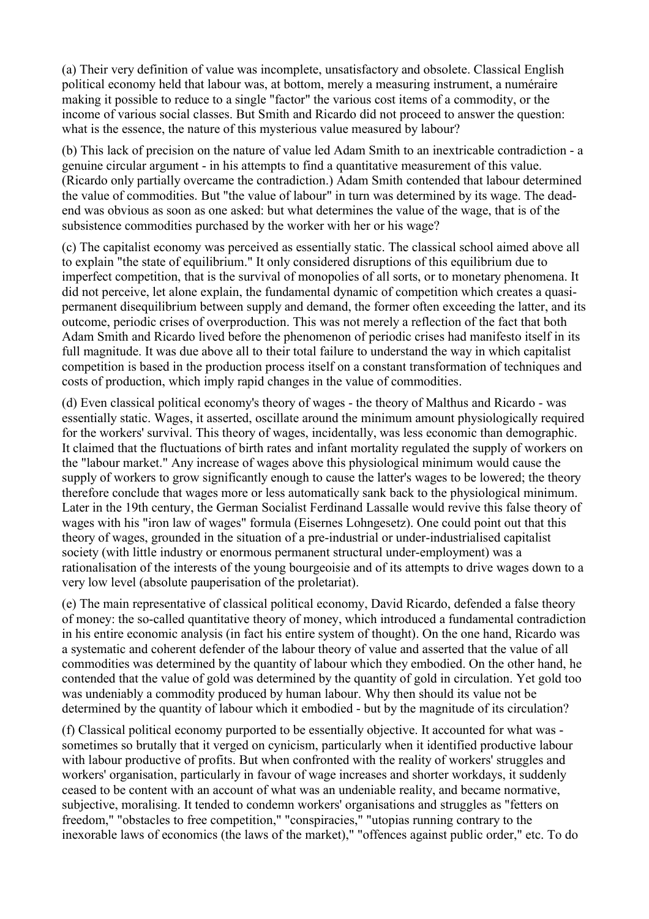(a) Their very definition of value was incomplete, unsatisfactory and obsolete. Classical English political economy held that labour was, at bottom, merely a measuring instrument, a numéraire making it possible to reduce to a single "factor" the various cost items of a commodity, or the income of various social classes. But Smith and Ricardo did not proceed to answer the question: what is the essence, the nature of this mysterious value measured by labour?

(b) This lack of precision on the nature of value led Adam Smith to an inextricable contradiction - a genuine circular argument - in his attempts to find a quantitative measurement of this value. (Ricardo only partially overcame the contradiction.) Adam Smith contended that labour determined the value of commodities. But "the value of labour" in turn was determined by its wage. The dead-end was obvious as soon as one asked: but what determines the value of the wage, that is of the subsistence commodities purchased by the worker with her or his wage?

(c) The capitalist economy was perceived as essentially static. The classical school aimed above all to explain "the state of equilibrium." It only considered disruptions of this equilibrium due to imperfect competition, that is the survival of monopolies of all sorts, or to monetary phenomena. It did not perceive, let alone explain, the fundamental dynamic of competition which creates a quasi-permanent disequilibrium between supply and demand, the former often exceeding the latter, and its outcome, periodic crises of overproduction. This was not merely a reflection of the fact that both Adam Smith and Ricardo lived before the phenomenon of periodic crises had manifesto itself in its full magnitude. It was due above all to their total failure to understand the way in which capitalist competition is based in the production process itself on a constant transformation of techniques and costs of production, which imply rapid changes in the value of commodities.

(d) Even classical political economy's theory of wages - the theory of Malthus and Ricardo - was essentially static. Wages, it asserted, oscillate around the minimum amount physiologically required for the workers' survival. This theory of wages, incidentally, was less economic than demographic. It claimed that the fluctuations of birth rates and infant mortality regulated the supply of workers on the "labour market." Any increase of wages above this physiological minimum would cause the supply of workers to grow significantly enough to cause the latter's wages to be lowered; the theory therefore conclude that wages more or less automatically sank back to the physiological minimum. Later in the 19th century, the German Socialist Ferdinand Lassalle would revive this false theory of wages with his "iron law of wages" formula (Eisernes Lohngesetz). One could point out that this theory of wages, grounded in the situation of a pre-industrial or under-industrialised capitalist society (with little industry or enormous permanent structural under-employment) was a rationalisation of the interests of the young bourgeoisie and of its attempts to drive wages down to a very low level (absolute pauperisation of the proletariat).

(e) The main representative of classical political economy, David Ricardo, defended a false theory of money: the so-called quantitative theory of money, which introduced a fundamental contradiction in his entire economic analysis (in fact his entire system of thought). On the one hand, Ricardo was a systematic and coherent defender of the labour theory of value and asserted that the value of all commodities was determined by the quantity of labour which they embodied. On the other hand, he contended that the value of gold was determined by the quantity of gold in circulation. Yet gold too was undeniably a commodity produced by human labour. Why then should its value not be determined by the quantity of labour which it embodied - but by the magnitude of its circulation?

(f) Classical political economy purported to be essentially objective. It accounted for what was - sometimes so brutally that it verged on cynicism, particularly when it identified productive labour with labour productive of profits. But when confronted with the reality of workers' struggles and workers' organisation, particularly in favour of wage increases and shorter workdays, it suddenly ceased to be content with an account of what was an undeniable reality, and became normative, subjective, moralising. It tended to condemn workers' organisations and struggles as "fetters on freedom," "obstacles to free competition," "conspiracies," "utopias running contrary to the inexorable laws of economics (the laws of the market)," "offences against public order," etc. To do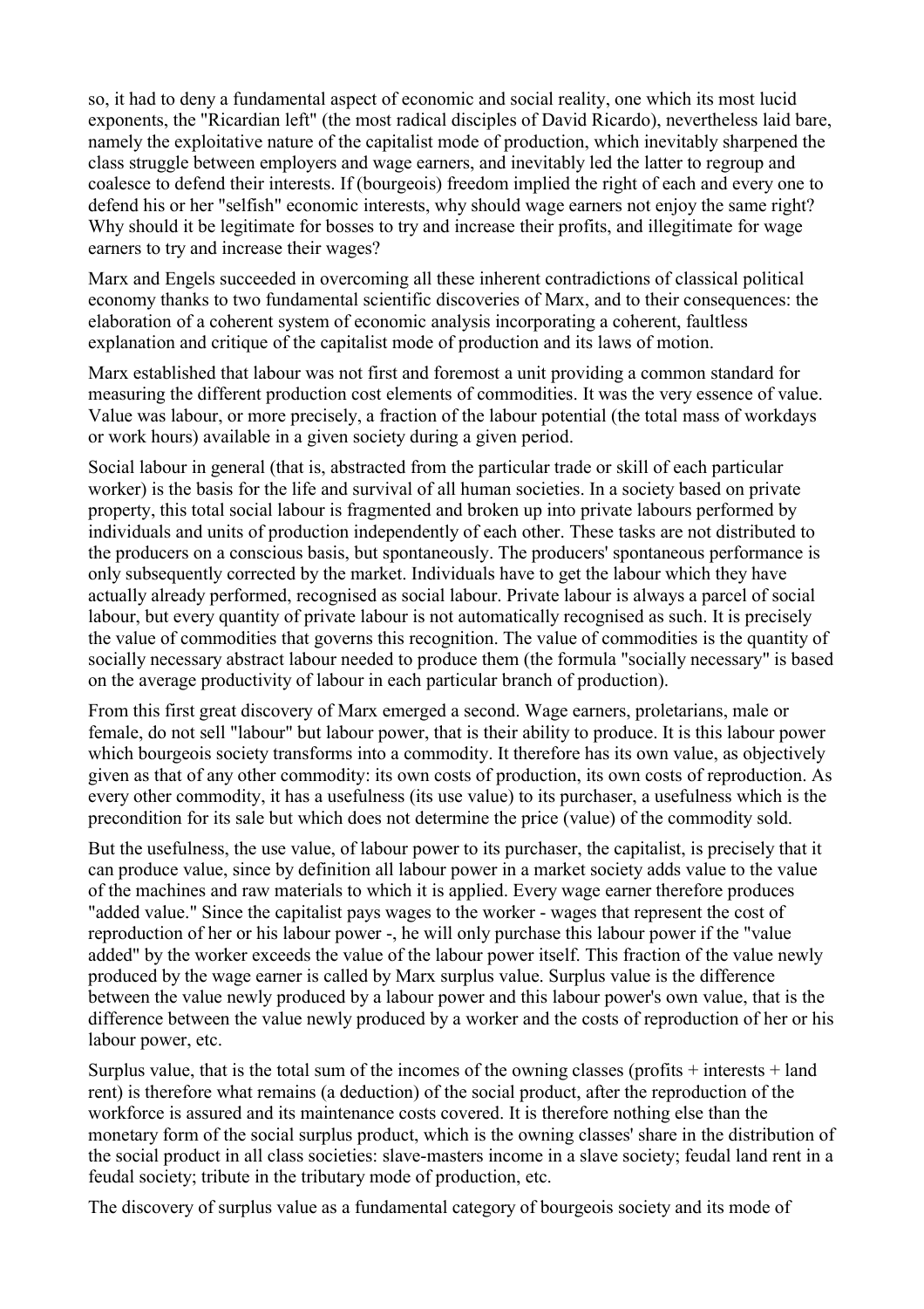so, it had to deny a fundamental aspect of economic and social reality, one which its most lucid exponents, the "Ricardian left" (the most radical disciples of David Ricardo), nevertheless laid bare, namely the exploitative nature of the capitalist mode of production, which inevitably sharpened the class struggle between employers and wage earners, and inevitably led the latter to regroup and coalesce to defend their interests. If (bourgeois) freedom implied the right of each and every one to defend his or her "selfish" economic interests, why should wage earners not enjoy the same right? Why should it be legitimate for bosses to try and increase their profits, and illegitimate for wage earners to try and increase their wages?

Marx and Engels succeeded in overcoming all these inherent contradictions of classical political economy thanks to two fundamental scientific discoveries of Marx, and to their consequences: the elaboration of a coherent system of economic analysis incorporating a coherent, faultless explanation and critique of the capitalist mode of production and its laws of motion.

Marx established that labour was not first and foremost a unit providing a common standard for measuring the different production cost elements of commodities. It was the very essence of value. Value was labour, or more precisely, a fraction of the labour potential (the total mass of workdays or work hours) available in a given society during a given period.

Social labour in general (that is, abstracted from the particular trade or skill of each particular worker) is the basis for the life and survival of all human societies. In a society based on private property, this total social labour is fragmented and broken up into private labours performed by individuals and units of production independently of each other. These tasks are not distributed to the producers on a conscious basis, but spontaneously. The producers' spontaneous performance is only subsequently corrected by the market. Individuals have to get the labour which they have actually already performed, recognised as social labour. Private labour is always a parcel of social labour, but every quantity of private labour is not automatically recognised as such. It is precisely the value of commodities that governs this recognition. The value of commodities is the quantity of socially necessary abstract labour needed to produce them (the formula "socially necessary" is based on the average productivity of labour in each particular branch of production).

From this first great discovery of Marx emerged a second. Wage earners, proletarians, male or female, do not sell "labour" but labour power, that is their ability to produce. It is this labour power which bourgeois society transforms into a commodity. It therefore has its own value, as objectively given as that of any other commodity: its own costs of production, its own costs of reproduction. As every other commodity, it has a usefulness (its use value) to its purchaser, a usefulness which is the precondition for its sale but which does not determine the price (value) of the commodity sold.

But the usefulness, the use value, of labour power to its purchaser, the capitalist, is precisely that it can produce value, since by definition all labour power in a market society adds value to the value of the machines and raw materials to which it is applied. Every wage earner therefore produces "added value." Since the capitalist pays wages to the worker - wages that represent the cost of reproduction of her or his labour power -, he will only purchase this labour power if the "value added" by the worker exceeds the value of the labour power itself. This fraction of the value newly produced by the wage earner is called by Marx surplus value. Surplus value is the difference between the value newly produced by a labour power and this labour power's own value, that is the difference between the value newly produced by a worker and the costs of reproduction of her or his labour power, etc.

Surplus value, that is the total sum of the incomes of the owning classes (profits + interests + land rent) is therefore what remains (a deduction) of the social product, after the reproduction of the workforce is assured and its maintenance costs covered. It is therefore nothing else than the monetary form of the social surplus product, which is the owning classes' share in the distribution of the social product in all class societies: slave-masters income in a slave society; feudal land rent in a feudal society; tribute in the tributary mode of production, etc.

The discovery of surplus value as a fundamental category of bourgeois society and its mode of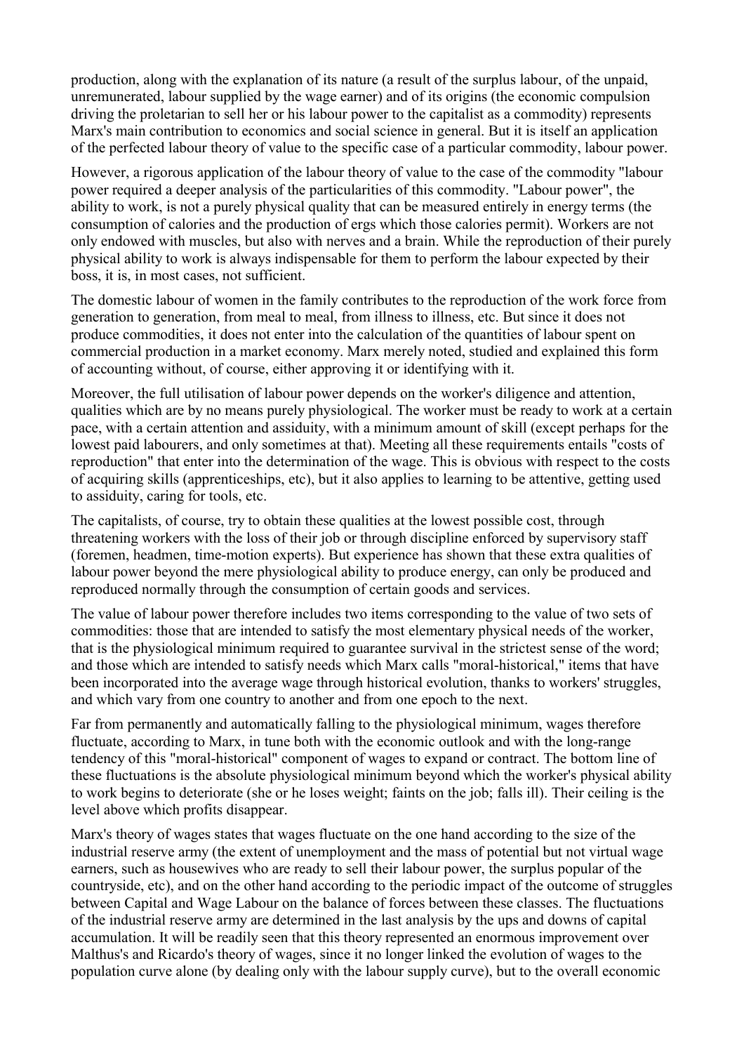production, along with the explanation of its nature (a result of the surplus labour, of the unpaid, unremunerated, labour supplied by the wage earner) and of its origins (the economic compulsion driving the proletarian to sell her or his labour power to the capitalist as a commodity) represents Marx's main contribution to economics and social science in general. But it is itself an application of the perfected labour theory of value to the specific case of a particular commodity, labour power.

However, a rigorous application of the labour theory of value to the case of the commodity "labour power required a deeper analysis of the particularities of this commodity. "Labour power", the ability to work, is not a purely physical quality that can be measured entirely in energy terms (the consumption of calories and the production of ergs which those calories permit). Workers are not only endowed with muscles, but also with nerves and a brain. While the reproduction of their purely physical ability to work is always indispensable for them to perform the labour expected by their boss, it is, in most cases, not sufficient.

The domestic labour of women in the family contributes to the reproduction of the work force from generation to generation, from meal to meal, from illness to illness, etc. But since it does not produce commodities, it does not enter into the calculation of the quantities of labour spent on commercial production in a market economy. Marx merely noted, studied and explained this form of accounting without, of course, either approving it or identifying with it.

Moreover, the full utilisation of labour power depends on the worker's diligence and attention, qualities which are by no means purely physiological. The worker must be ready to work at a certain pace, with a certain attention and assiduity, with a minimum amount of skill (except perhaps for the lowest paid labourers, and only sometimes at that). Meeting all these requirements entails "costs of reproduction" that enter into the determination of the wage. This is obvious with respect to the costs of acquiring skills (apprenticeships, etc), but it also applies to learning to be attentive, getting used to assiduity, caring for tools, etc.

The capitalists, of course, try to obtain these qualities at the lowest possible cost, through threatening workers with the loss of their job or through discipline enforced by supervisory staff (foremen, headmen, time-motion experts). But experience has shown that these extra qualities of labour power beyond the mere physiological ability to produce energy, can only be produced and reproduced normally through the consumption of certain goods and services.

The value of labour power therefore includes two items corresponding to the value of two sets of commodities: those that are intended to satisfy the most elementary physical needs of the worker, that is the physiological minimum required to guarantee survival in the strictest sense of the word; and those which are intended to satisfy needs which Marx calls "moral-historical," items that have been incorporated into the average wage through historical evolution, thanks to workers' struggles, and which vary from one country to another and from one epoch to the next.

Far from permanently and automatically falling to the physiological minimum, wages therefore fluctuate, according to Marx, in tune both with the economic outlook and with the long-range tendency of this "moral-historical" component of wages to expand or contract. The bottom line of these fluctuations is the absolute physiological minimum beyond which the worker's physical ability to work begins to deteriorate (she or he loses weight; faints on the job; falls ill). Their ceiling is the level above which profits disappear.

Marx's theory of wages states that wages fluctuate on the one hand according to the size of the industrial reserve army (the extent of unemployment and the mass of potential but not virtual wage earners, such as housewives who are ready to sell their labour power, the surplus popular of the countryside, etc), and on the other hand according to the periodic impact of the outcome of struggles between Capital and Wage Labour on the balance of forces between these classes. The fluctuations of the industrial reserve army are determined in the last analysis by the ups and downs of capital accumulation. It will be readily seen that this theory represented an enormous improvement over Malthus's and Ricardo's theory of wages, since it no longer linked the evolution of wages to the population curve alone (by dealing only with the labour supply curve), but to the overall economic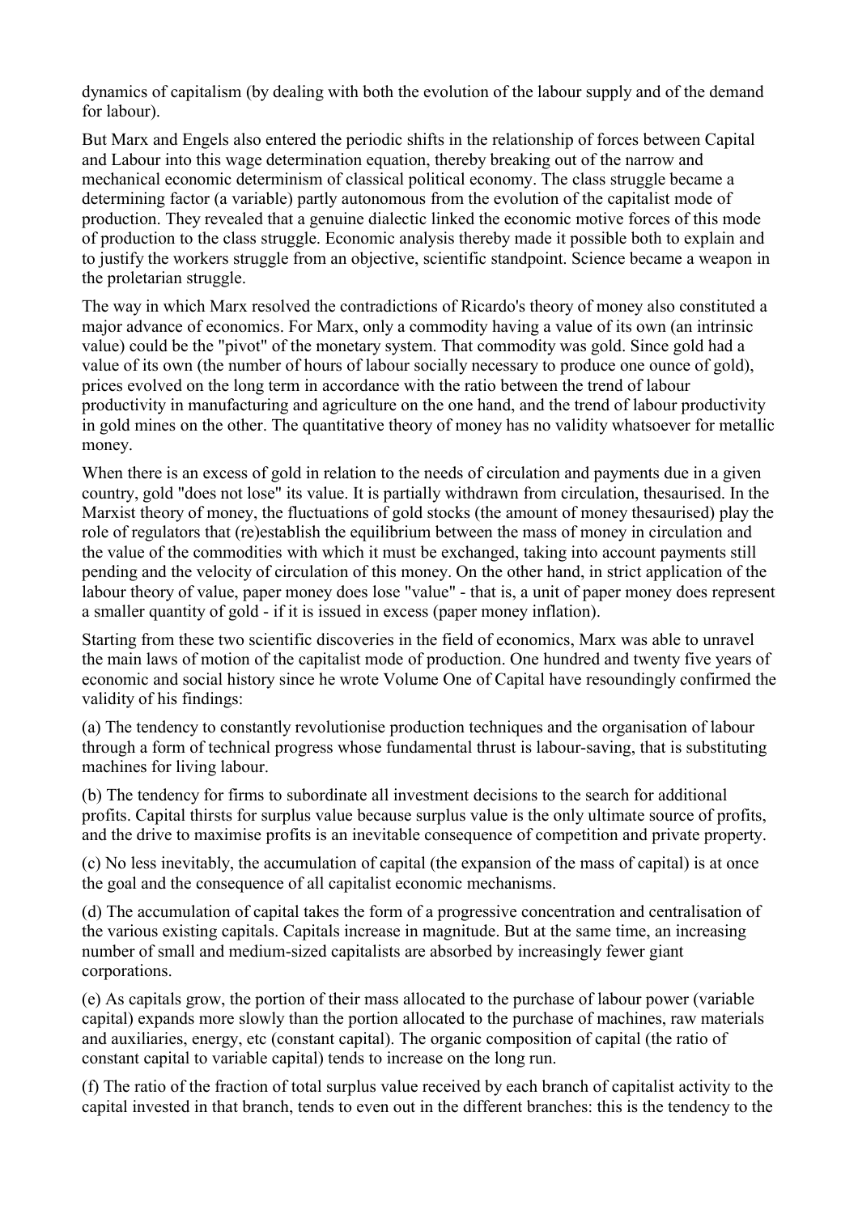dynamics of capitalism (by dealing with both the evolution of the labour supply and of the demand for labour).

But Marx and Engels also entered the periodic shifts in the relationship of forces between Capital and Labour into this wage determination equation, thereby breaking out of the narrow and mechanical economic determinism of classical political economy. The class struggle became a determining factor (a variable) partly autonomous from the evolution of the capitalist mode of production. They revealed that a genuine dialectic linked the economic motive forces of this mode of production to the class struggle. Economic analysis thereby made it possible both to explain and to justify the workers struggle from an objective, scientific standpoint. Science became a weapon in the proletarian struggle.

The way in which Marx resolved the contradictions of Ricardo's theory of money also constituted a major advance of economics. For Marx, only a commodity having a value of its own (an intrinsic value) could be the "pivot" of the monetary system. That commodity was gold. Since gold had a value of its own (the number of hours of labour socially necessary to produce one ounce of gold), prices evolved on the long term in accordance with the ratio between the trend of labour productivity in manufacturing and agriculture on the one hand, and the trend of labour productivity in gold mines on the other. The quantitative theory of money has no validity whatsoever for metallic money.

When there is an excess of gold in relation to the needs of circulation and payments due in a given country, gold "does not lose" its value. It is partially withdrawn from circulation, thesaurised. In the Marxist theory of money, the fluctuations of gold stocks (the amount of money thesaurised) play the role of regulators that (re)establish the equilibrium between the mass of money in circulation and the value of the commodities with which it must be exchanged, taking into account payments still pending and the velocity of circulation of this money. On the other hand, in strict application of the labour theory of value, paper money does lose "value" - that is, a unit of paper money does represent a smaller quantity of gold - if it is issued in excess (paper money inflation).

Starting from these two scientific discoveries in the field of economics, Marx was able to unravel the main laws of motion of the capitalist mode of production. One hundred and twenty five years of economic and social history since he wrote Volume One of Capital have resoundingly confirmed the validity of his findings:

(a) The tendency to constantly revolutionise production techniques and the organisation of labour through a form of technical progress whose fundamental thrust is labour-saving, that is substituting machines for living labour.

(b) The tendency for firms to subordinate all investment decisions to the search for additional profits. Capital thirsts for surplus value because surplus value is the only ultimate source of profits, and the drive to maximise profits is an inevitable consequence of competition and private property.

(c) No less inevitably, the accumulation of capital (the expansion of the mass of capital) is at once the goal and the consequence of all capitalist economic mechanisms.

(d) The accumulation of capital takes the form of a progressive concentration and centralisation of the various existing capitals. Capitals increase in magnitude. But at the same time, an increasing number of small and medium-sized capitalists are absorbed by increasingly fewer giant corporations.

(e) As capitals grow, the portion of their mass allocated to the purchase of labour power (variable capital) expands more slowly than the portion allocated to the purchase of machines, raw materials and auxiliaries, energy, etc (constant capital). The organic composition of capital (the ratio of constant capital to variable capital) tends to increase on the long run.

(f) The ratio of the fraction of total surplus value received by each branch of capitalist activity to the capital invested in that branch, tends to even out in the different branches: this is the tendency to the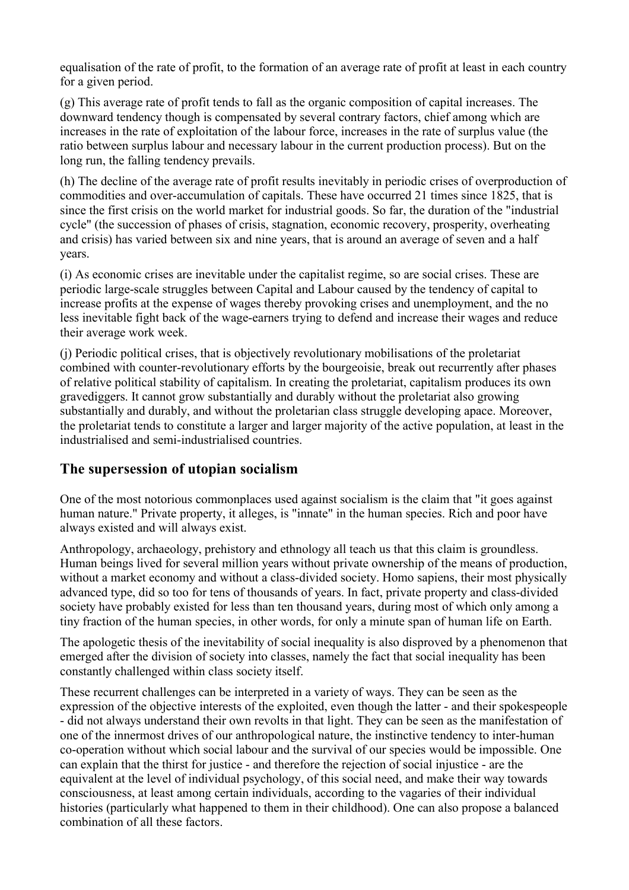equalisation of the rate of profit, to the formation of an average rate of profit at least in each country for a given period.

(g) This average rate of profit tends to fall as the organic composition of capital increases. The downward tendency though is compensated by several contrary factors, chief among which are increases in the rate of exploitation of the labour force, increases in the rate of surplus value (the ratio between surplus labour and necessary labour in the current production process). But on the long run, the falling tendency prevails.

(h) The decline of the average rate of profit results inevitably in periodic crises of overproduction of commodities and over-accumulation of capitals. These have occurred 21 times since 1825, that is since the first crisis on the world market for industrial goods. So far, the duration of the "industrial cycle" (the succession of phases of crisis, stagnation, economic recovery, prosperity, overheating and crisis) has varied between six and nine years, that is around an average of seven and a half years.

(i) As economic crises are inevitable under the capitalist regime, so are social crises. These are periodic large-scale struggles between Capital and Labour caused by the tendency of capital to increase profits at the expense of wages thereby provoking crises and unemployment, and the no less inevitable fight back of the wage-earners trying to defend and increase their wages and reduce their average work week.

(j) Periodic political crises, that is objectively revolutionary mobilisations of the proletariat combined with counter-revolutionary efforts by the bourgeoisie, break out recurrently after phases of relative political stability of capitalism. In creating the proletariat, capitalism produces its own gravediggers. It cannot grow substantially and durably without the proletariat also growing substantially and durably, and without the proletarian class struggle developing apace. Moreover, the proletariat tends to constitute a larger and larger majority of the active population, at least in the industrialised and semi-industrialised countries.

## The supersession of utopian socialism

One of the most notorious commonplaces used against socialism is the claim that "it goes against human nature." Private property, it alleges, is "innate" in the human species. Rich and poor have always existed and will always exist.

Anthropology, archaeology, prehistory and ethnology all teach us that this claim is groundless. Human beings lived for several million years without private ownership of the means of production, without a market economy and without a class-divided society. Homo sapiens, their most physically advanced type, did so too for tens of thousands of years. In fact, private property and class-divided society have probably existed for less than ten thousand years, during most of which only among a tiny fraction of the human species, in other words, for only a minute span of human life on Earth.

The apologetic thesis of the inevitability of social inequality is also disproved by a phenomenon that emerged after the division of society into classes, namely the fact that social inequality has been constantly challenged within class society itself.

These recurrent challenges can be interpreted in a variety of ways. They can be seen as the expression of the objective interests of the exploited, even though the latter - and their spokespeople - did not always understand their own revolts in that light. They can be seen as the manifestation of one of the innermost drives of our anthropological nature, the instinctive tendency to inter-human co-operation without which social labour and the survival of our species would be impossible. One can explain that the thirst for justice - and therefore the rejection of social injustice - are the equivalent at the level of individual psychology, of this social need, and make their way towards consciousness, at least among certain individuals, according to the vagaries of their individual histories (particularly what happened to them in their childhood). One can also propose a balanced combination of all these factors.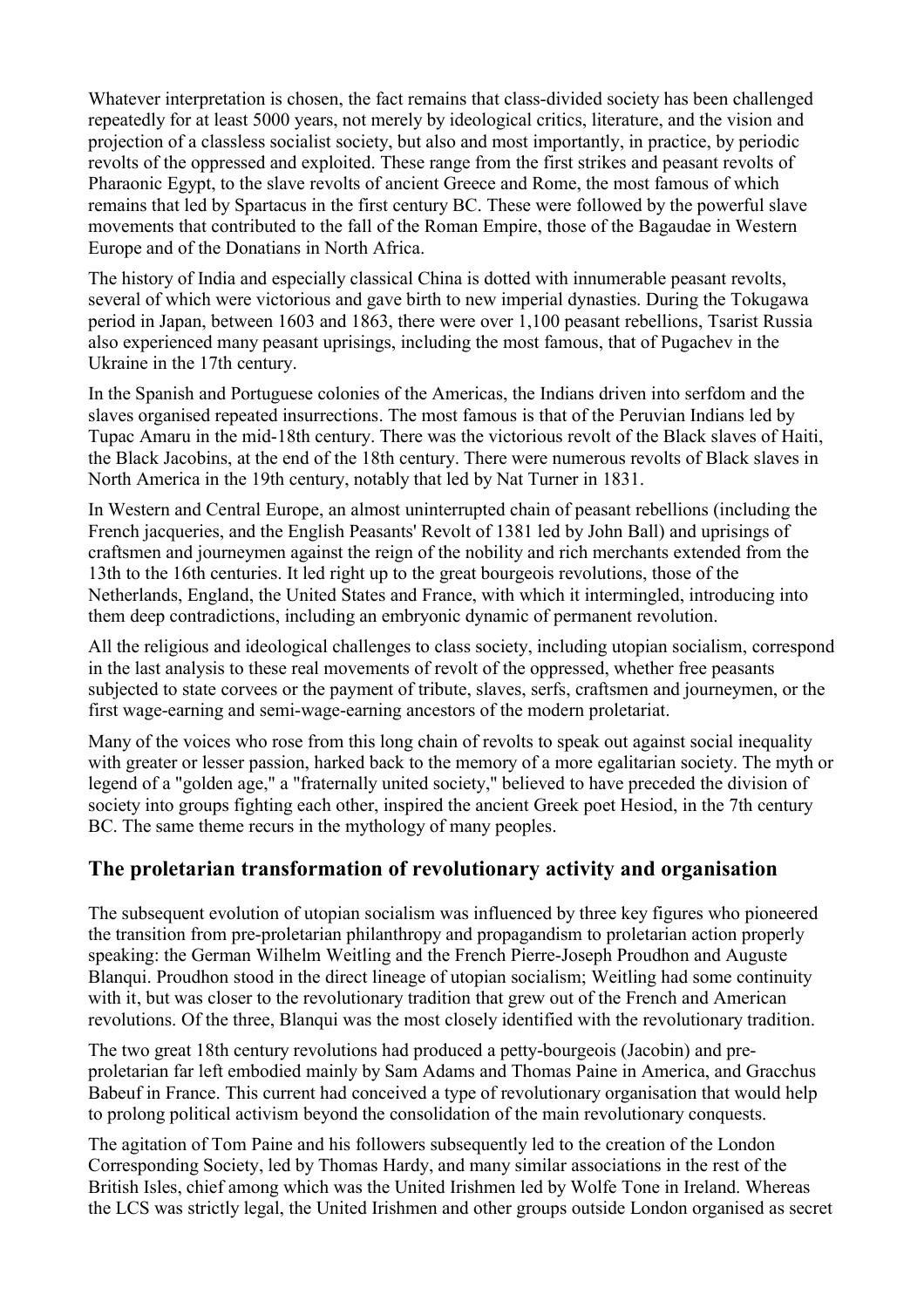Whatever interpretation is chosen, the fact remains that class-divided society has been challenged repeatedly for at least 5000 years, not merely by ideological critics, literature, and the vision and projection of a classless socialist society, but also and most importantly, in practice, by periodic revolts of the oppressed and exploited. These range from the first strikes and peasant revolts of Pharaonic Egypt, to the slave revolts of ancient Greece and Rome, the most famous of which remains that led by Spartacus in the first century BC. These were followed by the powerful slave movements that contributed to the fall of the Roman Empire, those of the Bagaudae in Western Europe and of the Donatians in North Africa.

The history of India and especially classical China is dotted with innumerable peasant revolts, several of which were victorious and gave birth to new imperial dynasties. During the Tokugawa period in Japan, between 1603 and 1863, there were over 1,100 peasant rebellions, Tsarist Russia also experienced many peasant uprisings, including the most famous, that of Pugachev in the Ukraine in the 17th century.

In the Spanish and Portuguese colonies of the Americas, the Indians driven into serfdom and the slaves organised repeated insurrections. The most famous is that of the Peruvian Indians led by Tupac Amaru in the mid-18th century. There was the victorious revolt of the Black slaves of Haiti, the Black Jacobins, at the end of the 18th century. There were numerous revolts of Black slaves in North America in the 19th century, notably that led by Nat Turner in 1831.

In Western and Central Europe, an almost uninterrupted chain of peasant rebellions (including the French jacqueries, and the English Peasants' Revolt of 1381 led by John Ball) and uprisings of craftsmen and journeymen against the reign of the nobility and rich merchants extended from the 13th to the 16th centuries. It led right up to the great bourgeois revolutions, those of the Netherlands, England, the United States and France, with which it intermingled, introducing into them deep contradictions, including an embryonic dynamic of permanent revolution.

All the religious and ideological challenges to class society, including utopian socialism, correspond in the last analysis to these real movements of revolt of the oppressed, whether free peasants subjected to state corvees or the payment of tribute, slaves, serfs, craftsmen and journeymen, or the first wage-earning and semi-wage-earning ancestors of the modern proletariat.

Many of the voices who rose from this long chain of revolts to speak out against social inequality with greater or lesser passion, harked back to the memory of a more egalitarian society. The myth or legend of a "golden age," a "fraternally united society," believed to have preceded the division of society into groups fighting each other, inspired the ancient Greek poet Hesiod, in the 7th century BC. The same theme recurs in the mythology of many peoples.

## The proletarian transformation of revolutionary activity and organisation

The subsequent evolution of utopian socialism was influenced by three key figures who pioneered the transition from pre-proletarian philanthropy and propagandism to proletarian action properly speaking: the German Wilhelm Weitling and the French Pierre-Joseph Proudhon and Auguste Blanqui. Proudhon stood in the direct lineage of utopian socialism; Weitling had some continuity with it, but was closer to the revolutionary tradition that grew out of the French and American revolutions. Of the three, Blanqui was the most closely identified with the revolutionary tradition.

The two great 18th century revolutions had produced a petty-bourgeois (Jacobin) and pre-proletarian far left embodied mainly by Sam Adams and Thomas Paine in America, and Gracchus Babeuf in France. This current had conceived a type of revolutionary organisation that would help to prolong political activism beyond the consolidation of the main revolutionary conquests.

The agitation of Tom Paine and his followers subsequently led to the creation of the London Corresponding Society, led by Thomas Hardy, and many similar associations in the rest of the British Isles, chief among which was the United Irishmen led by Wolfe Tone in Ireland. Whereas the LCS was strictly legal, the United Irishmen and other groups outside London organised as secret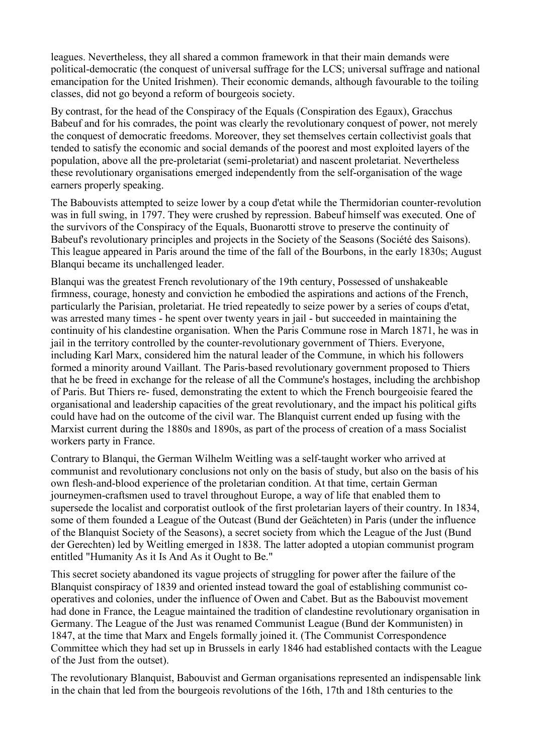leagues. Nevertheless, they all shared a common framework in that their main demands were political-democratic (the conquest of universal suffrage for the LCS; universal suffrage and national emancipation for the United Irishmen). Their economic demands, although favourable to the toiling classes, did not go beyond a reform of bourgeois society.

By contrast, for the head of the Conspiracy of the Equals (Conspiration des Egaux), Gracchus Babeuf and for his comrades, the point was clearly the revolutionary conquest of power, not merely the conquest of democratic freedoms. Moreover, they set themselves certain collectivist goals that tended to satisfy the economic and social demands of the poorest and most exploited layers of the population, above all the pre-proletariat (semi-proletariat) and nascent proletariat. Nevertheless these revolutionary organisations emerged independently from the self-organisation of the wage earners properly speaking.

The Babouvists attempted to seize lower by a coup d'etat while the Thermidorian counter-revolution was in full swing, in 1797. They were crushed by repression. Babeuf himself was executed. One of the survivors of the Conspiracy of the Equals, Buonarotti strove to preserve the continuity of Babeuf's revolutionary principles and projects in the Society of the Seasons (Société des Saisons). This league appeared in Paris around the time of the fall of the Bourbons, in the early 1830s; August Blanqui became its unchallenged leader.

Blanqui was the greatest French revolutionary of the 19th century, Possessed of unshakeable firmness, courage, honesty and conviction he embodied the aspirations and actions of the French, particularly the Parisian, proletariat. He tried repeatedly to seize power by a series of coups d'etat, was arrested many times - he spent over twenty years in jail - but succeeded in maintaining the continuity of his clandestine organisation. When the Paris Commune rose in March 1871, he was in jail in the territory controlled by the counter-revolutionary government of Thiers. Everyone, including Karl Marx, considered him the natural leader of the Commune, in which his followers formed a minority around Vaillant. The Paris-based revolutionary government proposed to Thiers that he be freed in exchange for the release of all the Commune's hostages, including the archbishop of Paris. But Thiers re- fused, demonstrating the extent to which the French bourgeoisie feared the organisational and leadership capacities of the great revolutionary, and the impact his political gifts could have had on the outcome of the civil war. The Blanquist current ended up fusing with the Marxist current during the 1880s and 1890s, as part of the process of creation of a mass Socialist workers party in France.

Contrary to Blanqui, the German Wilhelm Weitling was a self-taught worker who arrived at communist and revolutionary conclusions not only on the basis of study, but also on the basis of his own flesh-and-blood experience of the proletarian condition. At that time, certain German journeymen-craftsmen used to travel throughout Europe, a way of life that enabled them to supersede the localist and corporatist outlook of the first proletarian layers of their country. In 1834, some of them founded a League of the Outcast (Bund der Geächteten) in Paris (under the influence of the Blanquist Society of the Seasons), a secret society from which the League of the Just (Bund der Gerechten) led by Weitling emerged in 1838. The latter adopted a utopian communist program entitled "Humanity As it Is And As it Ought to Be."

This secret society abandoned its vague projects of struggling for power after the failure of the Blanquist conspiracy of 1839 and oriented instead toward the goal of establishing communist co-operatives and colonies, under the influence of Owen and Cabet. But as the Babouvist movement had done in France, the League maintained the tradition of clandestine revolutionary organisation in Germany. The League of the Just was renamed Communist League (Bund der Kommunisten) in 1847, at the time that Marx and Engels formally joined it. (The Communist Correspondence Committee which they had set up in Brussels in early 1846 had established contacts with the League of the Just from the outset).

The revolutionary Blanquist, Babouvist and German organisations represented an indispensable link in the chain that led from the bourgeois revolutions of the 16th, 17th and 18th centuries to the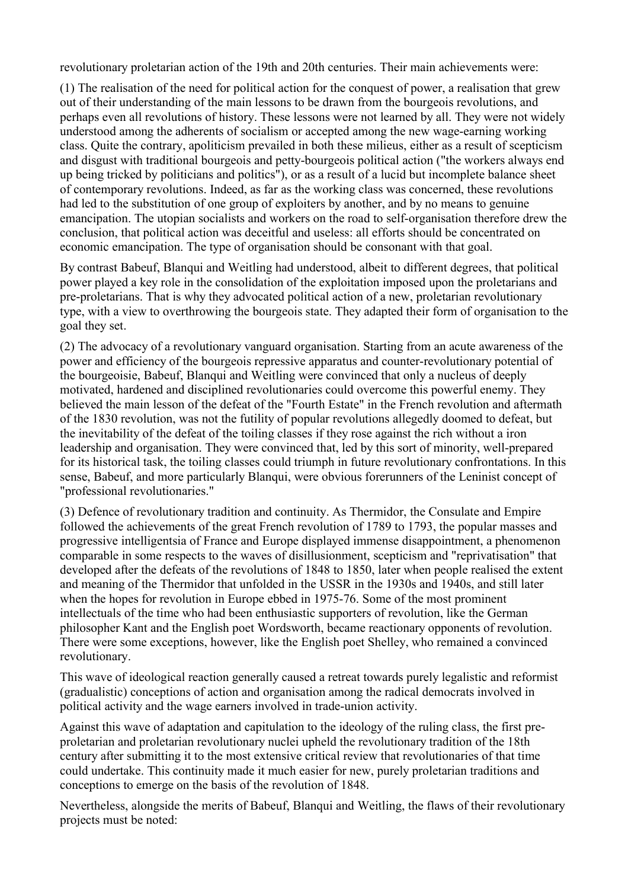revolutionary proletarian action of the 19th and 20th centuries. Their main achievements were:

(1) The realisation of the need for political action for the conquest of power, a realisation that grew out of their understanding of the main lessons to be drawn from the bourgeois revolutions, and perhaps even all revolutions of history. These lessons were not learned by all. They were not widely understood among the adherents of socialism or accepted among the new wage-earning working class. Quite the contrary, apoliticism prevailed in both these milieus, either as a result of scepticism and disgust with traditional bourgeois and petty-bourgeois political action ("the workers always end up being tricked by politicians and politics"), or as a result of a lucid but incomplete balance sheet of contemporary revolutions. Indeed, as far as the working class was concerned, these revolutions had led to the substitution of one group of exploiters by another, and by no means to genuine emancipation. The utopian socialists and workers on the road to self-organisation therefore drew the conclusion, that political action was deceitful and useless: all efforts should be concentrated on economic emancipation. The type of organisation should be consonant with that goal.

By contrast Babeuf, Blanqui and Weitling had understood, albeit to different degrees, that political power played a key role in the consolidation of the exploitation imposed upon the proletarians and pre-proletarians. That is why they advocated political action of a new, proletarian revolutionary type, with a view to overthrowing the bourgeois state. They adapted their form of organisation to the goal they set.

(2) The advocacy of a revolutionary vanguard organisation. Starting from an acute awareness of the power and efficiency of the bourgeois repressive apparatus and counter-revolutionary potential of the bourgeoisie, Babeuf, Blanqui and Weitling were convinced that only a nucleus of deeply motivated, hardened and disciplined revolutionaries could overcome this powerful enemy. They believed the main lesson of the defeat of the "Fourth Estate" in the French revolution and aftermath of the 1830 revolution, was not the futility of popular revolutions allegedly doomed to defeat, but the inevitability of the defeat of the toiling classes if they rose against the rich without a iron leadership and organisation. They were convinced that, led by this sort of minority, well-prepared for its historical task, the toiling classes could triumph in future revolutionary confrontations. In this sense, Babeuf, and more particularly Blanqui, were obvious forerunners of the Leninist concept of "professional revolutionaries."

(3) Defence of revolutionary tradition and continuity. As Thermidor, the Consulate and Empire followed the achievements of the great French revolution of 1789 to 1793, the popular masses and progressive intelligentsia of France and Europe displayed immense disappointment, a phenomenon comparable in some respects to the waves of disillusionment, scepticism and "reprivatisation" that developed after the defeats of the revolutions of 1848 to 1850, later when people realised the extent and meaning of the Thermidor that unfolded in the USSR in the 1930s and 1940s, and still later when the hopes for revolution in Europe ebbed in 1975-76. Some of the most prominent intellectuals of the time who had been enthusiastic supporters of revolution, like the German philosopher Kant and the English poet Wordsworth, became reactionary opponents of revolution. There were some exceptions, however, like the English poet Shelley, who remained a convinced revolutionary.

This wave of ideological reaction generally caused a retreat towards purely legalistic and reformist (gradualistic) conceptions of action and organisation among the radical democrats involved in political activity and the wage earners involved in trade-union activity.

Against this wave of adaptation and capitulation to the ideology of the ruling class, the first pre-proletarian and proletarian revolutionary nuclei upheld the revolutionary tradition of the 18th century after submitting it to the most extensive critical review that revolutionaries of that time could undertake. This continuity made it much easier for new, purely proletarian traditions and conceptions to emerge on the basis of the revolution of 1848.

Nevertheless, alongside the merits of Babeuf, Blanqui and Weitling, the flaws of their revolutionary projects must be noted: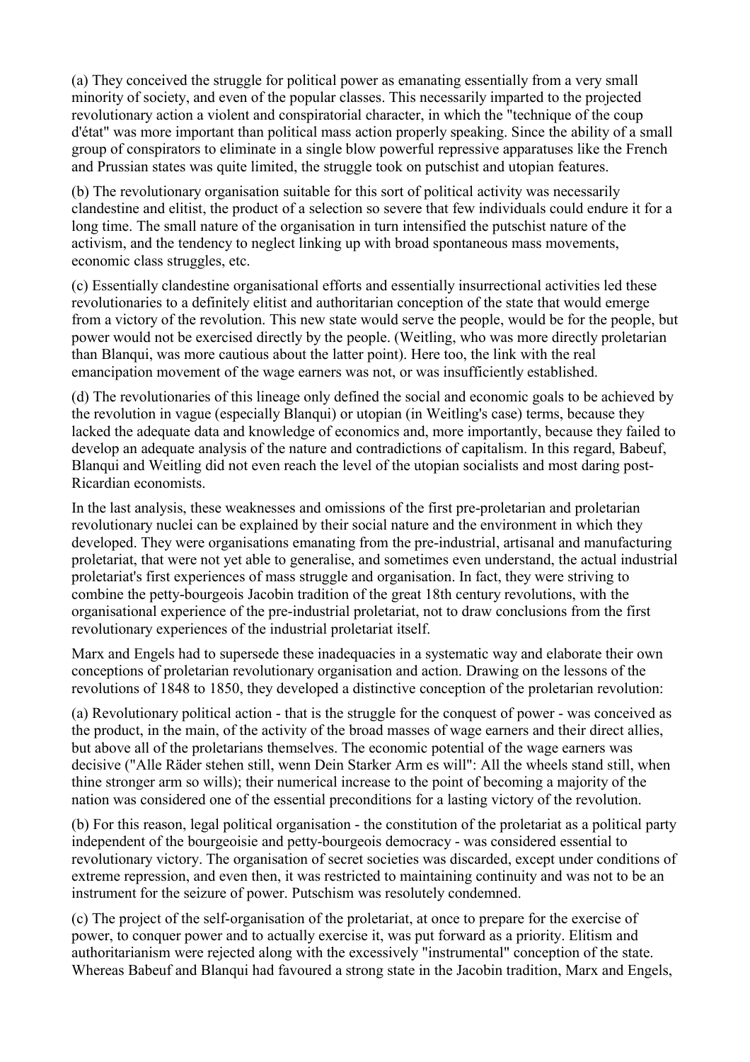(a) They conceived the struggle for political power as emanating essentially from a very small minority of society, and even of the popular classes. This necessarily imparted to the projected revolutionary action a violent and conspiratorial character, in which the "technique of the coup d'état" was more important than political mass action properly speaking. Since the ability of a small group of conspirators to eliminate in a single blow powerful repressive apparatuses like the French and Prussian states was quite limited, the struggle took on putschist and utopian features.

(b) The revolutionary organisation suitable for this sort of political activity was necessarily clandestine and elitist, the product of a selection so severe that few individuals could endure it for a long time. The small nature of the organisation in turn intensified the putschist nature of the activism, and the tendency to neglect linking up with broad spontaneous mass movements, economic class struggles, etc.

(c) Essentially clandestine organisational efforts and essentially insurrectional activities led these revolutionaries to a definitely elitist and authoritarian conception of the state that would emerge from a victory of the revolution. This new state would serve the people, would be for the people, but power would not be exercised directly by the people. (Weitling, who was more directly proletarian than Blanqui, was more cautious about the latter point). Here too, the link with the real emancipation movement of the wage earners was not, or was insufficiently established.

(d) The revolutionaries of this lineage only defined the social and economic goals to be achieved by the revolution in vague (especially Blanqui) or utopian (in Weitling's case) terms, because they lacked the adequate data and knowledge of economics and, more importantly, because they failed to develop an adequate analysis of the nature and contradictions of capitalism. In this regard, Babeuf, Blanqui and Weitling did not even reach the level of the utopian socialists and most daring post-Ricardian economists.

In the last analysis, these weaknesses and omissions of the first pre-proletarian and proletarian revolutionary nuclei can be explained by their social nature and the environment in which they developed. They were organisations emanating from the pre-industrial, artisanal and manufacturing proletariat, that were not yet able to generalise, and sometimes even understand, the actual industrial proletariat's first experiences of mass struggle and organisation. In fact, they were striving to combine the petty-bourgeois Jacobin tradition of the great 18th century revolutions, with the organisational experience of the pre-industrial proletariat, not to draw conclusions from the first revolutionary experiences of the industrial proletariat itself.

Marx and Engels had to supersede these inadequacies in a systematic way and elaborate their own conceptions of proletarian revolutionary organisation and action. Drawing on the lessons of the revolutions of 1848 to 1850, they developed a distinctive conception of the proletarian revolution:

(a) Revolutionary political action - that is the struggle for the conquest of power - was conceived as the product, in the main, of the activity of the broad masses of wage earners and their direct allies, but above all of the proletarians themselves. The economic potential of the wage earners was decisive ("Alle Räder stehen still, wenn Dein Starker Arm es will": All the wheels stand still, when thine stronger arm so wills); their numerical increase to the point of becoming a majority of the nation was considered one of the essential preconditions for a lasting victory of the revolution.

(b) For this reason, legal political organisation - the constitution of the proletariat as a political party independent of the bourgeoisie and petty-bourgeois democracy - was considered essential to revolutionary victory. The organisation of secret societies was discarded, except under conditions of extreme repression, and even then, it was restricted to maintaining continuity and was not to be an instrument for the seizure of power. Putschism was resolutely condemned.

(c) The project of the self-organisation of the proletariat, at once to prepare for the exercise of power, to conquer power and to actually exercise it, was put forward as a priority. Elitism and authoritarianism were rejected along with the excessively "instrumental" conception of the state. Whereas Babeuf and Blanqui had favoured a strong state in the Jacobin tradition, Marx and Engels,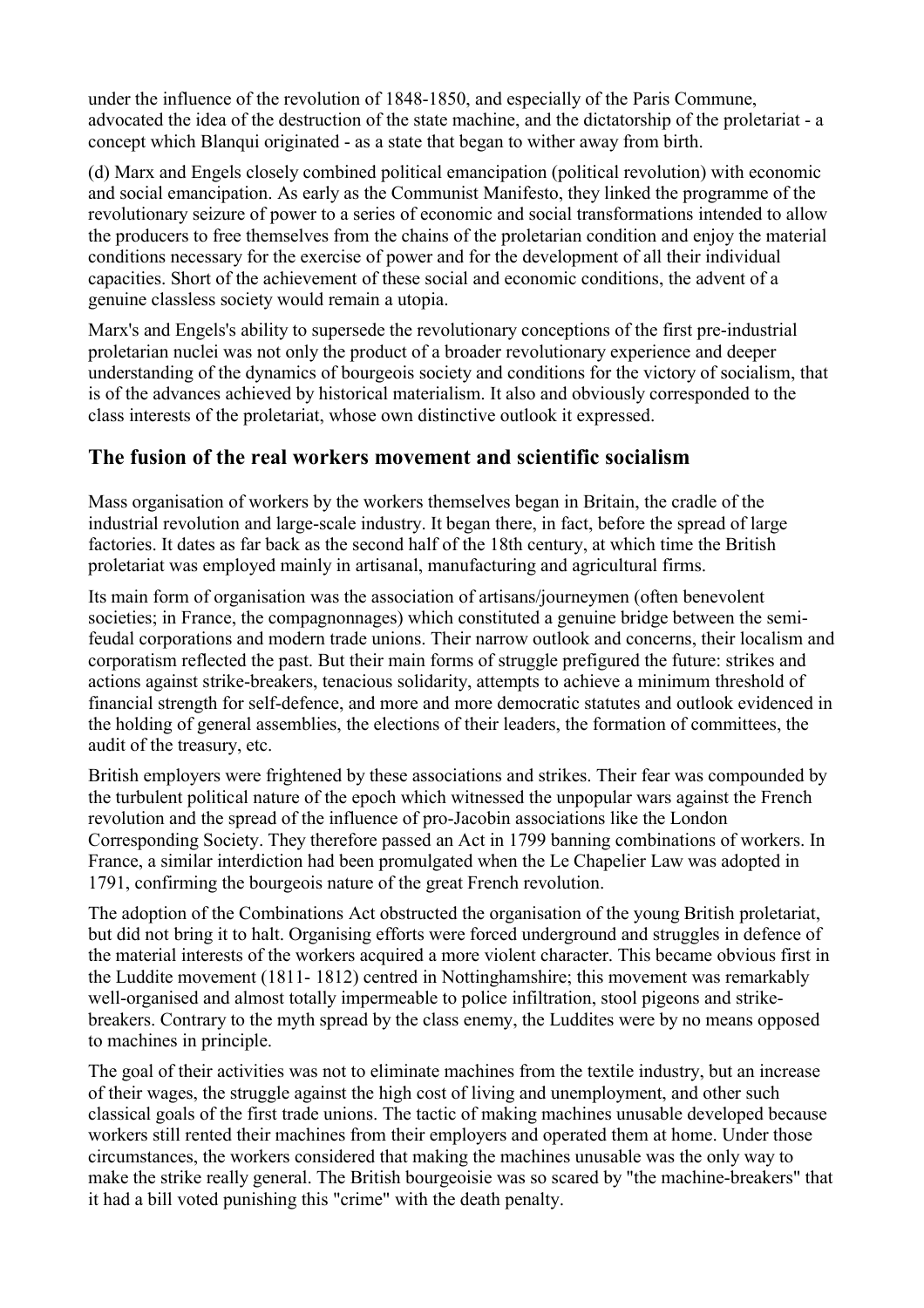under the influence of the revolution of 1848-1850, and especially of the Paris Commune, advocated the idea of the destruction of the state machine, and the dictatorship of the proletariat - a concept which Blanqui originated - as a state that began to wither away from birth.

(d) Marx and Engels closely combined political emancipation (political revolution) with economic and social emancipation. As early as the Communist Manifesto, they linked the programme of the revolutionary seizure of power to a series of economic and social transformations intended to allow the producers to free themselves from the chains of the proletarian condition and enjoy the material conditions necessary for the exercise of power and for the development of all their individual capacities. Short of the achievement of these social and economic conditions, the advent of a genuine classless society would remain a utopia.

Marx's and Engels's ability to supersede the revolutionary conceptions of the first pre-industrial proletarian nuclei was not only the product of a broader revolutionary experience and deeper understanding of the dynamics of bourgeois society and conditions for the victory of socialism, that is of the advances achieved by historical materialism. It also and obviously corresponded to the class interests of the proletariat, whose own distinctive outlook it expressed.

## The fusion of the real workers movement and scientific socialism

Mass organisation of workers by the workers themselves began in Britain, the cradle of the industrial revolution and large-scale industry. It began there, in fact, before the spread of large factories. It dates as far back as the second half of the 18th century, at which time the British proletariat was employed mainly in artisanal, manufacturing and agricultural firms.

Its main form of organisation was the association of artisans/journeymen (often benevolent societies; in France, the compagnonnages) which constituted a genuine bridge between the semi-feudal corporations and modern trade unions. Their narrow outlook and concerns, their localism and corporatism reflected the past. But their main forms of struggle prefigured the future: strikes and actions against strike-breakers, tenacious solidarity, attempts to achieve a minimum threshold of financial strength for self-defence, and more and more democratic statutes and outlook evidenced in the holding of general assemblies, the elections of their leaders, the formation of committees, the audit of the treasury, etc.

British employers were frightened by these associations and strikes. Their fear was compounded by the turbulent political nature of the epoch which witnessed the unpopular wars against the French revolution and the spread of the influence of pro-Jacobin associations like the London Corresponding Society. They therefore passed an Act in 1799 banning combinations of workers. In France, a similar interdiction had been promulgated when the Le Chapelier Law was adopted in 1791, confirming the bourgeois nature of the great French revolution.

The adoption of the Combinations Act obstructed the organisation of the young British proletariat, but did not bring it to halt. Organising efforts were forced underground and struggles in defence of the material interests of the workers acquired a more violent character. This became obvious first in the Luddite movement (1811- 1812) centred in Nottinghamshire; this movement was remarkably well-organised and almost totally impermeable to police infiltration, stool pigeons and strike-breakers. Contrary to the myth spread by the class enemy, the Luddites were by no means opposed to machines in principle.

The goal of their activities was not to eliminate machines from the textile industry, but an increase of their wages, the struggle against the high cost of living and unemployment, and other such classical goals of the first trade unions. The tactic of making machines unusable developed because workers still rented their machines from their employers and operated them at home. Under those circumstances, the workers considered that making the machines unusable was the only way to make the strike really general. The British bourgeoisie was so scared by "the machine-breakers" that it had a bill voted punishing this "crime" with the death penalty.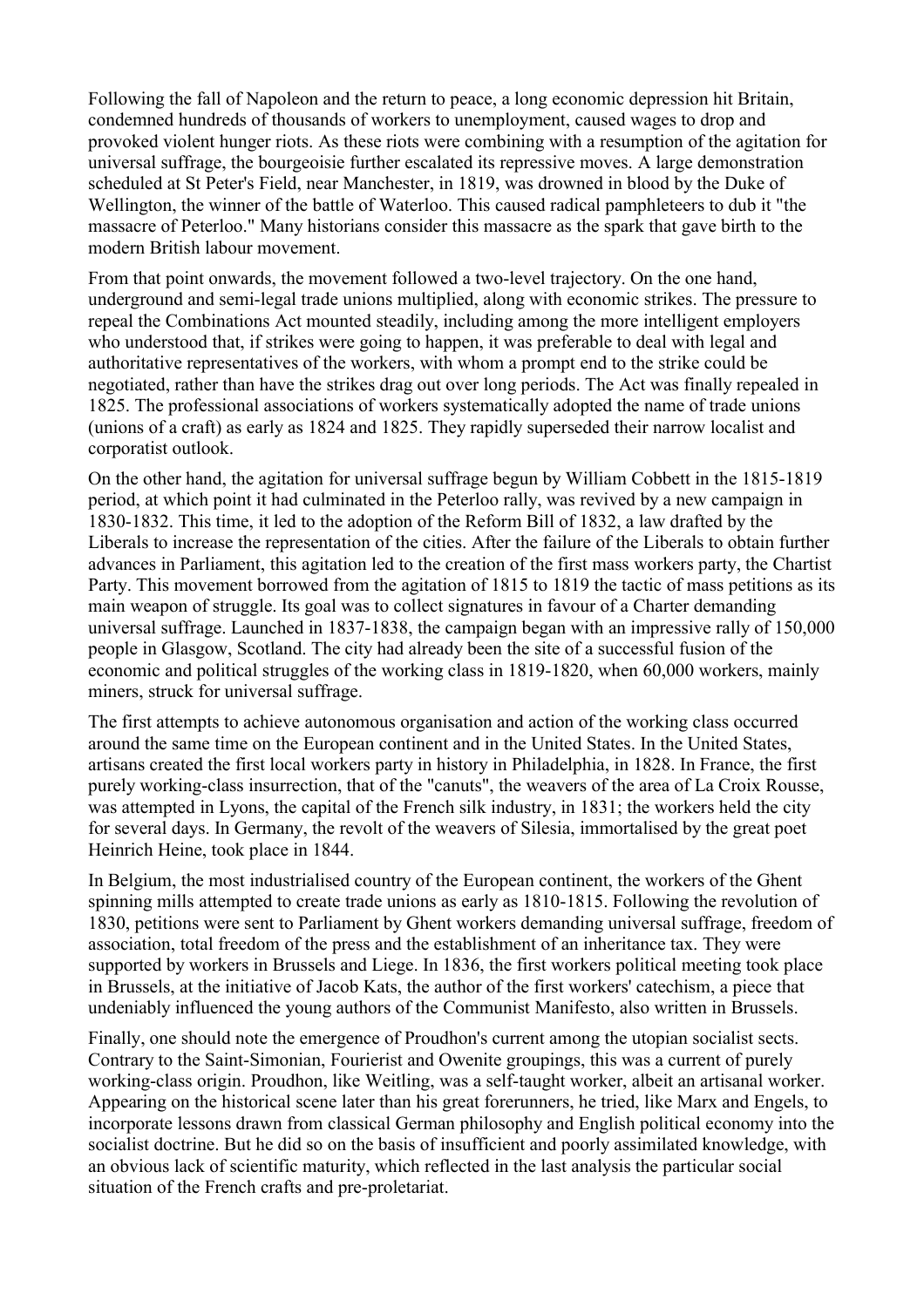Following the fall of Napoleon and the return to peace, a long economic depression hit Britain, condemned hundreds of thousands of workers to unemployment, caused wages to drop and provoked violent hunger riots. As these riots were combining with a resumption of the agitation for universal suffrage, the bourgeoisie further escalated its repressive moves. A large demonstration scheduled at St Peter's Field, near Manchester, in 1819, was drowned in blood by the Duke of Wellington, the winner of the battle of Waterloo. This caused radical pamphleteers to dub it "the massacre of Peterloo." Many historians consider this massacre as the spark that gave birth to the modern British labour movement.

From that point onwards, the movement followed a two-level trajectory. On the one hand, underground and semi-legal trade unions multiplied, along with economic strikes. The pressure to repeal the Combinations Act mounted steadily, including among the more intelligent employers who understood that, if strikes were going to happen, it was preferable to deal with legal and authoritative representatives of the workers, with whom a prompt end to the strike could be negotiated, rather than have the strikes drag out over long periods. The Act was finally repealed in 1825. The professional associations of workers systematically adopted the name of trade unions (unions of a craft) as early as 1824 and 1825. They rapidly superseded their narrow localist and corporatist outlook.

On the other hand, the agitation for universal suffrage begun by William Cobbett in the 1815-1819 period, at which point it had culminated in the Peterloo rally, was revived by a new campaign in 1830-1832. This time, it led to the adoption of the Reform Bill of 1832, a law drafted by the Liberals to increase the representation of the cities. After the failure of the Liberals to obtain further advances in Parliament, this agitation led to the creation of the first mass workers party, the Chartist Party. This movement borrowed from the agitation of 1815 to 1819 the tactic of mass petitions as its main weapon of struggle. Its goal was to collect signatures in favour of a Charter demanding universal suffrage. Launched in 1837-1838, the campaign began with an impressive rally of 150,000 people in Glasgow, Scotland. The city had already been the site of a successful fusion of the economic and political struggles of the working class in 1819-1820, when 60,000 workers, mainly miners, struck for universal suffrage.

The first attempts to achieve autonomous organisation and action of the working class occurred around the same time on the European continent and in the United States. In the United States, artisans created the first local workers party in history in Philadelphia, in 1828. In France, the first purely working-class insurrection, that of the "canuts", the weavers of the area of La Croix Rousse, was attempted in Lyons, the capital of the French silk industry, in 1831; the workers held the city for several days. In Germany, the revolt of the weavers of Silesia, immortalised by the great poet Heinrich Heine, took place in 1844.

In Belgium, the most industrialised country of the European continent, the workers of the Ghent spinning mills attempted to create trade unions as early as 1810-1815. Following the revolution of 1830, petitions were sent to Parliament by Ghent workers demanding universal suffrage, freedom of association, total freedom of the press and the establishment of an inheritance tax. They were supported by workers in Brussels and Liege. In 1836, the first workers political meeting took place in Brussels, at the initiative of Jacob Kats, the author of the first workers' catechism, a piece that undeniably influenced the young authors of the Communist Manifesto, also written in Brussels.

Finally, one should note the emergence of Proudhon's current among the utopian socialist sects. Contrary to the Saint-Simonian, Fourierist and Owenite groupings, this was a current of purely working-class origin. Proudhon, like Weitling, was a self-taught worker, albeit an artisanal worker. Appearing on the historical scene later than his great forerunners, he tried, like Marx and Engels, to incorporate lessons drawn from classical German philosophy and English political economy into the socialist doctrine. But he did so on the basis of insufficient and poorly assimilated knowledge, with an obvious lack of scientific maturity, which reflected in the last analysis the particular social situation of the French crafts and pre-proletariat.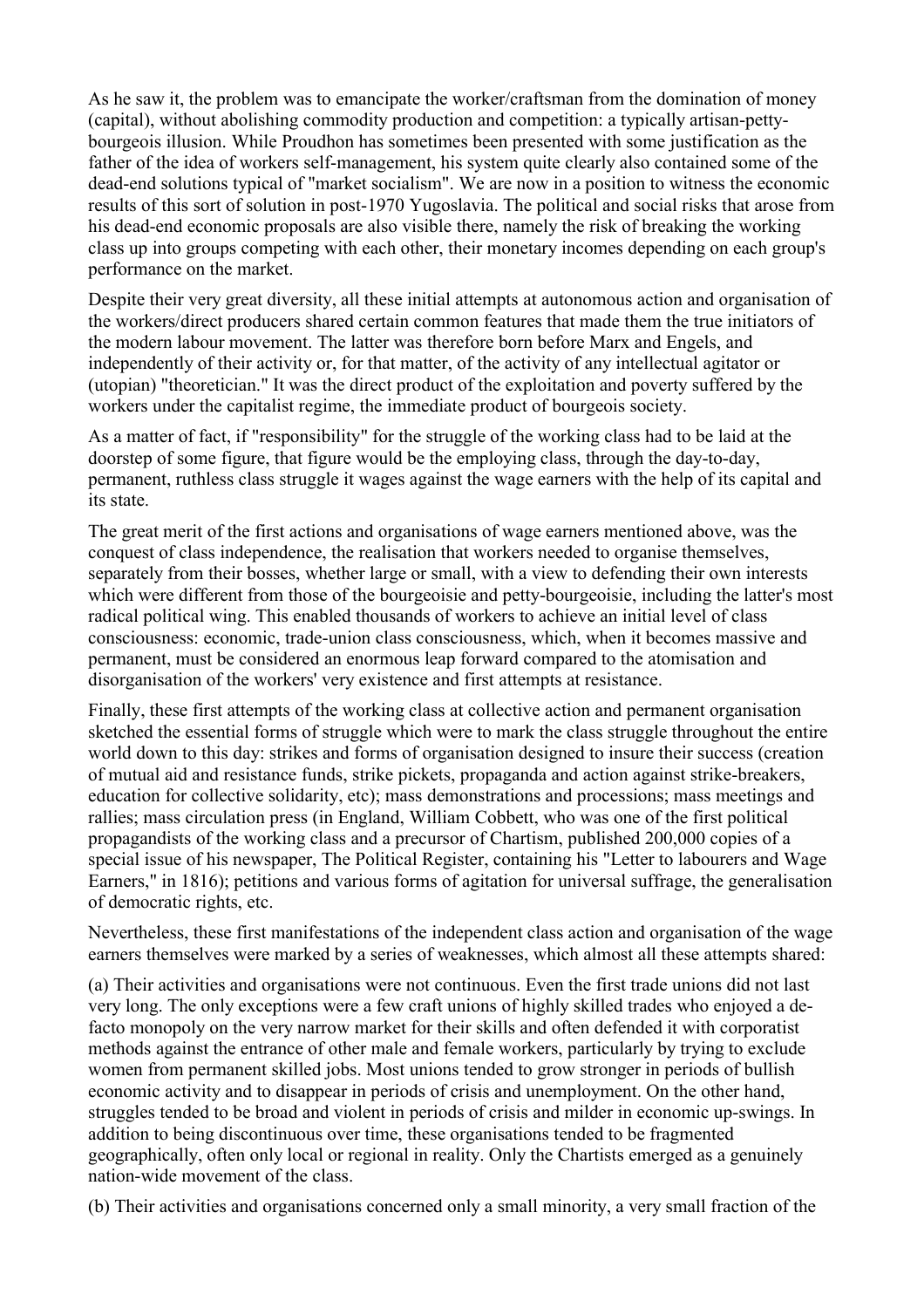As he saw it, the problem was to emancipate the worker/craftsman from the domination of money (capital), without abolishing commodity production and competition: a typically artisan-petty-bourgeois illusion. While Proudhon has sometimes been presented with some justification as the father of the idea of workers self-management, his system quite clearly also contained some of the dead-end solutions typical of "market socialism". We are now in a position to witness the economic results of this sort of solution in post-1970 Yugoslavia. The political and social risks that arose from his dead-end economic proposals are also visible there, namely the risk of breaking the working class up into groups competing with each other, their monetary incomes depending on each group's performance on the market.

Despite their very great diversity, all these initial attempts at autonomous action and organisation of the workers/direct producers shared certain common features that made them the true initiators of the modern labour movement. The latter was therefore born before Marx and Engels, and independently of their activity or, for that matter, of the activity of any intellectual agitator or (utopian) "theoretician." It was the direct product of the exploitation and poverty suffered by the workers under the capitalist regime, the immediate product of bourgeois society.

As a matter of fact, if "responsibility" for the struggle of the working class had to be laid at the doorstep of some figure, that figure would be the employing class, through the day-to-day, permanent, ruthless class struggle it wages against the wage earners with the help of its capital and its state.

The great merit of the first actions and organisations of wage earners mentioned above, was the conquest of class independence, the realisation that workers needed to organise themselves, separately from their bosses, whether large or small, with a view to defending their own interests which were different from those of the bourgeoisie and petty-bourgeoisie, including the latter's most radical political wing. This enabled thousands of workers to achieve an initial level of class consciousness: economic, trade-union class consciousness, which, when it becomes massive and permanent, must be considered an enormous leap forward compared to the atomisation and disorganisation of the workers' very existence and first attempts at resistance.

Finally, these first attempts of the working class at collective action and permanent organisation sketched the essential forms of struggle which were to mark the class struggle throughout the entire world down to this day: strikes and forms of organisation designed to insure their success (creation of mutual aid and resistance funds, strike pickets, propaganda and action against strike-breakers, education for collective solidarity, etc); mass demonstrations and processions; mass meetings and rallies; mass circulation press (in England, William Cobbett, who was one of the first political propagandists of the working class and a precursor of Chartism, published 200,000 copies of a special issue of his newspaper, The Political Register, containing his "Letter to labourers and Wage Earners," in 1816); petitions and various forms of agitation for universal suffrage, the generalisation of democratic rights, etc.

Nevertheless, these first manifestations of the independent class action and organisation of the wage earners themselves were marked by a series of weaknesses, which almost all these attempts shared:

(a) Their activities and organisations were not continuous. Even the first trade unions did not last very long. The only exceptions were a few craft unions of highly skilled trades who enjoyed a de-facto monopoly on the very narrow market for their skills and often defended it with corporatist methods against the entrance of other male and female workers, particularly by trying to exclude women from permanent skilled jobs. Most unions tended to grow stronger in periods of bullish economic activity and to disappear in periods of crisis and unemployment. On the other hand, struggles tended to be broad and violent in periods of crisis and milder in economic up-swings. In addition to being discontinuous over time, these organisations tended to be fragmented geographically, often only local or regional in reality. Only the Chartists emerged as a genuinely nation-wide movement of the class.

(b) Their activities and organisations concerned only a small minority, a very small fraction of the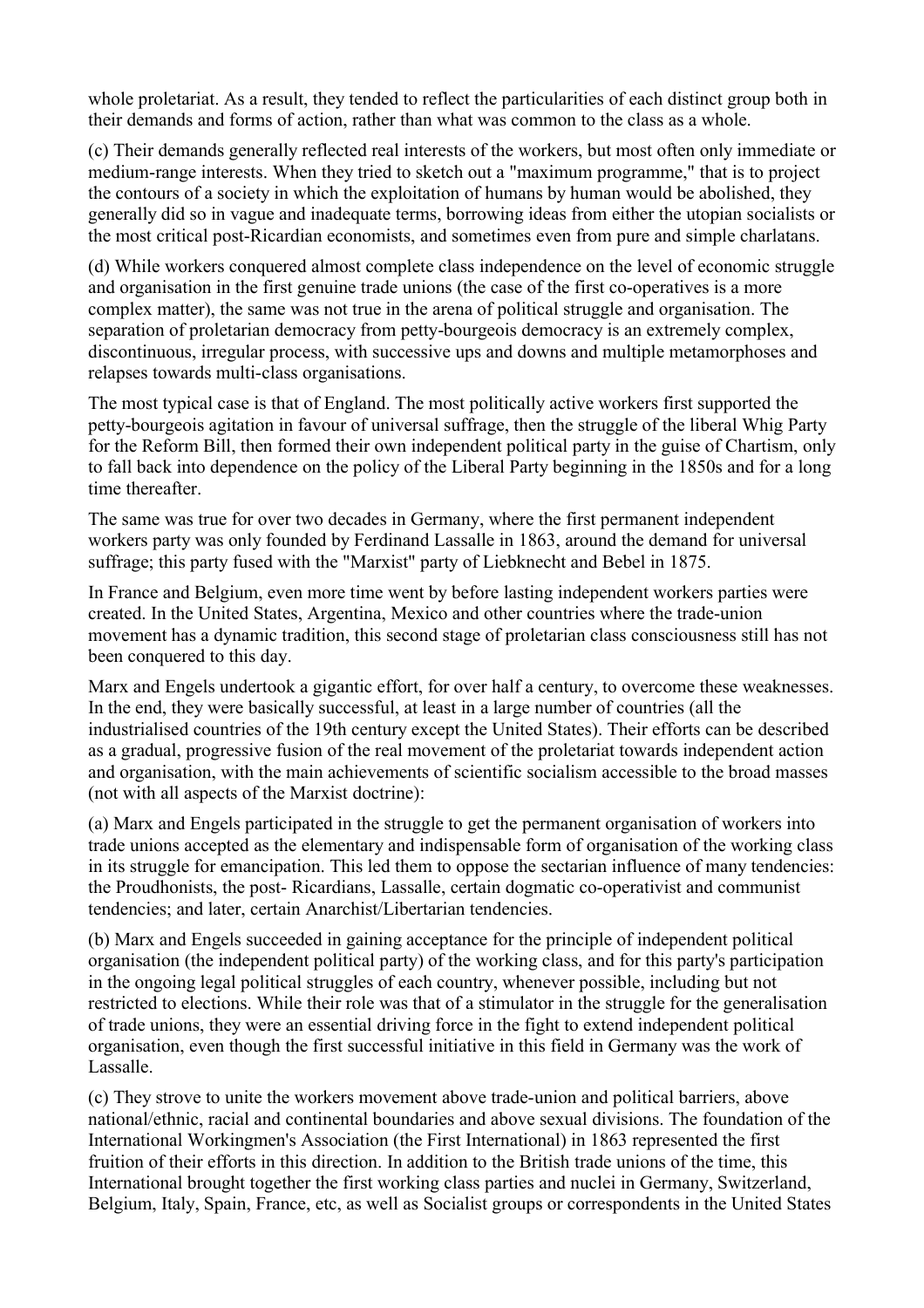whole proletariat. As a result, they tended to reflect the particularities of each distinct group both in their demands and forms of action, rather than what was common to the class as a whole.

(c) Their demands generally reflected real interests of the workers, but most often only immediate or medium-range interests. When they tried to sketch out a "maximum programme," that is to project the contours of a society in which the exploitation of humans by human would be abolished, they generally did so in vague and inadequate terms, borrowing ideas from either the utopian socialists or the most critical post-Ricardian economists, and sometimes even from pure and simple charlatans.

(d) While workers conquered almost complete class independence on the level of economic struggle and organisation in the first genuine trade unions (the case of the first co-operatives is a more complex matter), the same was not true in the arena of political struggle and organisation. The separation of proletarian democracy from petty-bourgeois democracy is an extremely complex, discontinuous, irregular process, with successive ups and downs and multiple metamorphoses and relapses towards multi-class organisations.

The most typical case is that of England. The most politically active workers first supported the petty-bourgeois agitation in favour of universal suffrage, then the struggle of the liberal Whig Party for the Reform Bill, then formed their own independent political party in the guise of Chartism, only to fall back into dependence on the policy of the Liberal Party beginning in the 1850s and for a long time thereafter.

The same was true for over two decades in Germany, where the first permanent independent workers party was only founded by Ferdinand Lassalle in 1863, around the demand for universal suffrage; this party fused with the "Marxist" party of Liebknecht and Bebel in 1875.

In France and Belgium, even more time went by before lasting independent workers parties were created. In the United States, Argentina, Mexico and other countries where the trade-union movement has a dynamic tradition, this second stage of proletarian class consciousness still has not been conquered to this day.

Marx and Engels undertook a gigantic effort, for over half a century, to overcome these weaknesses. In the end, they were basically successful, at least in a large number of countries (all the industrialised countries of the 19th century except the United States). Their efforts can be described as a gradual, progressive fusion of the real movement of the proletariat towards independent action and organisation, with the main achievements of scientific socialism accessible to the broad masses (not with all aspects of the Marxist doctrine):

(a) Marx and Engels participated in the struggle to get the permanent organisation of workers into trade unions accepted as the elementary and indispensable form of organisation of the working class in its struggle for emancipation. This led them to oppose the sectarian influence of many tendencies: the Proudhonists, the post- Ricardians, Lassalle, certain dogmatic co-operativist and communist tendencies; and later, certain Anarchist/Libertarian tendencies.

(b) Marx and Engels succeeded in gaining acceptance for the principle of independent political organisation (the independent political party) of the working class, and for this party's participation in the ongoing legal political struggles of each country, whenever possible, including but not restricted to elections. While their role was that of a stimulator in the struggle for the generalisation of trade unions, they were an essential driving force in the fight to extend independent political organisation, even though the first successful initiative in this field in Germany was the work of Lassalle.

(c) They strove to unite the workers movement above trade-union and political barriers, above national/ethnic, racial and continental boundaries and above sexual divisions. The foundation of the International Workingmen's Association (the First International) in 1863 represented the first fruition of their efforts in this direction. In addition to the British trade unions of the time, this International brought together the first working class parties and nuclei in Germany, Switzerland, Belgium, Italy, Spain, France, etc, as well as Socialist groups or correspondents in the United States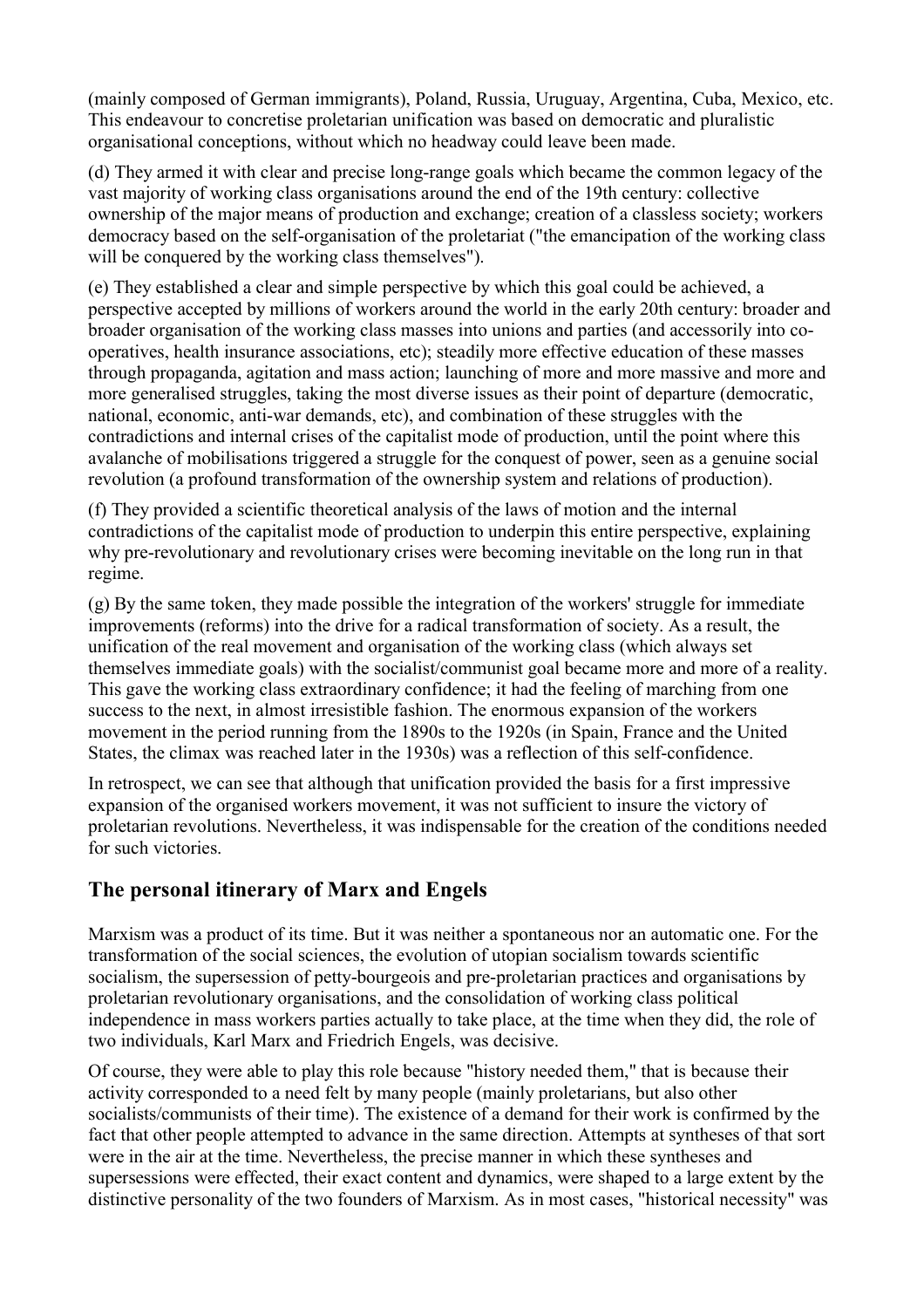(mainly composed of German immigrants), Poland, Russia, Uruguay, Argentina, Cuba, Mexico, etc. This endeavour to concretise proletarian unification was based on democratic and pluralistic organisational conceptions, without which no headway could leave been made.

(d) They armed it with clear and precise long-range goals which became the common legacy of the vast majority of working class organisations around the end of the 19th century: collective ownership of the major means of production and exchange; creation of a classless society; workers democracy based on the self-organisation of the proletariat ("the emancipation of the working class will be conquered by the working class themselves").

(e) They established a clear and simple perspective by which this goal could be achieved, a perspective accepted by millions of workers around the world in the early 20th century: broader and broader organisation of the working class masses into unions and parties (and accessorily into co-operatives, health insurance associations, etc); steadily more effective education of these masses through propaganda, agitation and mass action; launching of more and more massive and more and more generalised struggles, taking the most diverse issues as their point of departure (democratic, national, economic, anti-war demands, etc), and combination of these struggles with the contradictions and internal crises of the capitalist mode of production, until the point where this avalanche of mobilisations triggered a struggle for the conquest of power, seen as a genuine social revolution (a profound transformation of the ownership system and relations of production).

(f) They provided a scientific theoretical analysis of the laws of motion and the internal contradictions of the capitalist mode of production to underpin this entire perspective, explaining why pre-revolutionary and revolutionary crises were becoming inevitable on the long run in that regime.

(g) By the same token, they made possible the integration of the workers' struggle for immediate improvements (reforms) into the drive for a radical transformation of society. As a result, the unification of the real movement and organisation of the working class (which always set themselves immediate goals) with the socialist/communist goal became more and more of a reality. This gave the working class extraordinary confidence; it had the feeling of marching from one success to the next, in almost irresistible fashion. The enormous expansion of the workers movement in the period running from the 1890s to the 1920s (in Spain, France and the United States, the climax was reached later in the 1930s) was a reflection of this self-confidence.

In retrospect, we can see that although that unification provided the basis for a first impressive expansion of the organised workers movement, it was not sufficient to insure the victory of proletarian revolutions. Nevertheless, it was indispensable for the creation of the conditions needed for such victories.

## The personal itinerary of Marx and Engels

Marxism was a product of its time. But it was neither a spontaneous nor an automatic one. For the transformation of the social sciences, the evolution of utopian socialism towards scientific socialism, the supersession of petty-bourgeois and pre-proletarian practices and organisations by proletarian revolutionary organisations, and the consolidation of working class political independence in mass workers parties actually to take place, at the time when they did, the role of two individuals, Karl Marx and Friedrich Engels, was decisive.

Of course, they were able to play this role because "history needed them," that is because their activity corresponded to a need felt by many people (mainly proletarians, but also other socialists/communists of their time). The existence of a demand for their work is confirmed by the fact that other people attempted to advance in the same direction. Attempts at syntheses of that sort were in the air at the time. Nevertheless, the precise manner in which these syntheses and supersessions were effected, their exact content and dynamics, were shaped to a large extent by the distinctive personality of the two founders of Marxism. As in most cases, "historical necessity" was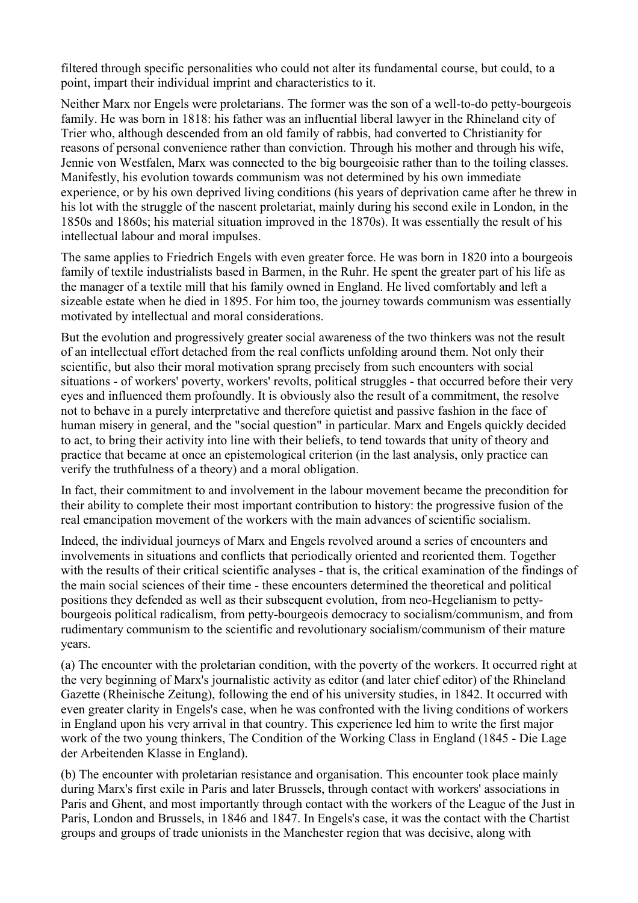filtered through specific personalities who could not alter its fundamental course, but could, to a point, impart their individual imprint and characteristics to it.

Neither Marx nor Engels were proletarians. The former was the son of a well-to-do petty-bourgeois family. He was born in 1818: his father was an influential liberal lawyer in the Rhineland city of Trier who, although descended from an old family of rabbis, had converted to Christianity for reasons of personal convenience rather than conviction. Through his mother and through his wife, Jennie von Westfalen, Marx was connected to the big bourgeoisie rather than to the toiling classes. Manifestly, his evolution towards communism was not determined by his own immediate experience, or by his own deprived living conditions (his years of deprivation came after he threw in his lot with the struggle of the nascent proletariat, mainly during his second exile in London, in the 1850s and 1860s; his material situation improved in the 1870s). It was essentially the result of his intellectual labour and moral impulses.

The same applies to Friedrich Engels with even greater force. He was born in 1820 into a bourgeois family of textile industrialists based in Barmen, in the Ruhr. He spent the greater part of his life as the manager of a textile mill that his family owned in England. He lived comfortably and left a sizeable estate when he died in 1895. For him too, the journey towards communism was essentially motivated by intellectual and moral considerations.

But the evolution and progressively greater social awareness of the two thinkers was not the result of an intellectual effort detached from the real conflicts unfolding around them. Not only their scientific, but also their moral motivation sprang precisely from such encounters with social situations - of workers' poverty, workers' revolts, political struggles - that occurred before their very eyes and influenced them profoundly. It is obviously also the result of a commitment, the resolve not to behave in a purely interpretative and therefore quietist and passive fashion in the face of human misery in general, and the "social question" in particular. Marx and Engels quickly decided to act, to bring their activity into line with their beliefs, to tend towards that unity of theory and practice that became at once an epistemological criterion (in the last analysis, only practice can verify the truthfulness of a theory) and a moral obligation.

In fact, their commitment to and involvement in the labour movement became the precondition for their ability to complete their most important contribution to history: the progressive fusion of the real emancipation movement of the workers with the main advances of scientific socialism.

Indeed, the individual journeys of Marx and Engels revolved around a series of encounters and involvements in situations and conflicts that periodically oriented and reoriented them. Together with the results of their critical scientific analyses - that is, the critical examination of the findings of the main social sciences of their time - these encounters determined the theoretical and political positions they defended as well as their subsequent evolution, from neo-Hegelianism to petty-bourgeois political radicalism, from petty-bourgeois democracy to socialism/communism, and from rudimentary communism to the scientific and revolutionary socialism/communism of their mature years.

(a) The encounter with the proletarian condition, with the poverty of the workers. It occurred right at the very beginning of Marx's journalistic activity as editor (and later chief editor) of the Rhineland Gazette (Rheinische Zeitung), following the end of his university studies, in 1842. It occurred with even greater clarity in Engels's case, when he was confronted with the living conditions of workers in England upon his very arrival in that country. This experience led him to write the first major work of the two young thinkers, The Condition of the Working Class in England (1845 - Die Lage der Arbeitenden Klasse in England).

(b) The encounter with proletarian resistance and organisation. This encounter took place mainly during Marx's first exile in Paris and later Brussels, through contact with workers' associations in Paris and Ghent, and most importantly through contact with the workers of the League of the Just in Paris, London and Brussels, in 1846 and 1847. In Engels's case, it was the contact with the Chartist groups and groups of trade unionists in the Manchester region that was decisive, along with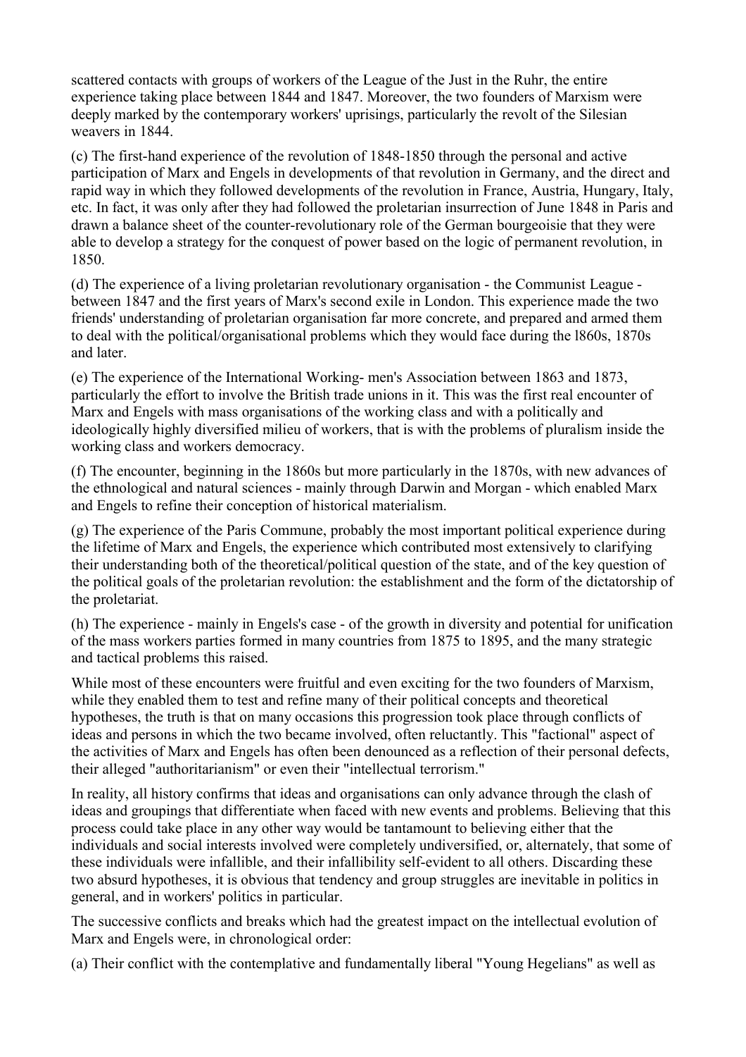scattered contacts with groups of workers of the League of the Just in the Ruhr, the entire experience taking place between 1844 and 1847. Moreover, the two founders of Marxism were deeply marked by the contemporary workers' uprisings, particularly the revolt of the Silesian weavers in 1844.

(c) The first-hand experience of the revolution of 1848-1850 through the personal and active participation of Marx and Engels in developments of that revolution in Germany, and the direct and rapid way in which they followed developments of the revolution in France, Austria, Hungary, Italy, etc. In fact, it was only after they had followed the proletarian insurrection of June 1848 in Paris and drawn a balance sheet of the counter-revolutionary role of the German bourgeoisie that they were able to develop a strategy for the conquest of power based on the logic of permanent revolution, in 1850.

(d) The experience of a living proletarian revolutionary organisation - the Communist League - between 1847 and the first years of Marx's second exile in London. This experience made the two friends' understanding of proletarian organisation far more concrete, and prepared and armed them to deal with the political/organisational problems which they would face during the l860s, 1870s and later.

(e) The experience of the International Working- men's Association between 1863 and 1873, particularly the effort to involve the British trade unions in it. This was the first real encounter of Marx and Engels with mass organisations of the working class and with a politically and ideologically highly diversified milieu of workers, that is with the problems of pluralism inside the working class and workers democracy.

(f) The encounter, beginning in the 1860s but more particularly in the 1870s, with new advances of the ethnological and natural sciences - mainly through Darwin and Morgan - which enabled Marx and Engels to refine their conception of historical materialism.

(g) The experience of the Paris Commune, probably the most important political experience during the lifetime of Marx and Engels, the experience which contributed most extensively to clarifying their understanding both of the theoretical/political question of the state, and of the key question of the political goals of the proletarian revolution: the establishment and the form of the dictatorship of the proletariat.

(h) The experience - mainly in Engels's case - of the growth in diversity and potential for unification of the mass workers parties formed in many countries from 1875 to 1895, and the many strategic and tactical problems this raised.

While most of these encounters were fruitful and even exciting for the two founders of Marxism, while they enabled them to test and refine many of their political concepts and theoretical hypotheses, the truth is that on many occasions this progression took place through conflicts of ideas and persons in which the two became involved, often reluctantly. This "factional" aspect of the activities of Marx and Engels has often been denounced as a reflection of their personal defects, their alleged "authoritarianism" or even their "intellectual terrorism."

In reality, all history confirms that ideas and organisations can only advance through the clash of ideas and groupings that differentiate when faced with new events and problems. Believing that this process could take place in any other way would be tantamount to believing either that the individuals and social interests involved were completely undiversified, or, alternately, that some of these individuals were infallible, and their infallibility self-evident to all others. Discarding these two absurd hypotheses, it is obvious that tendency and group struggles are inevitable in politics in general, and in workers' politics in particular.

The successive conflicts and breaks which had the greatest impact on the intellectual evolution of Marx and Engels were, in chronological order:

(a) Their conflict with the contemplative and fundamentally liberal "Young Hegelians" as well as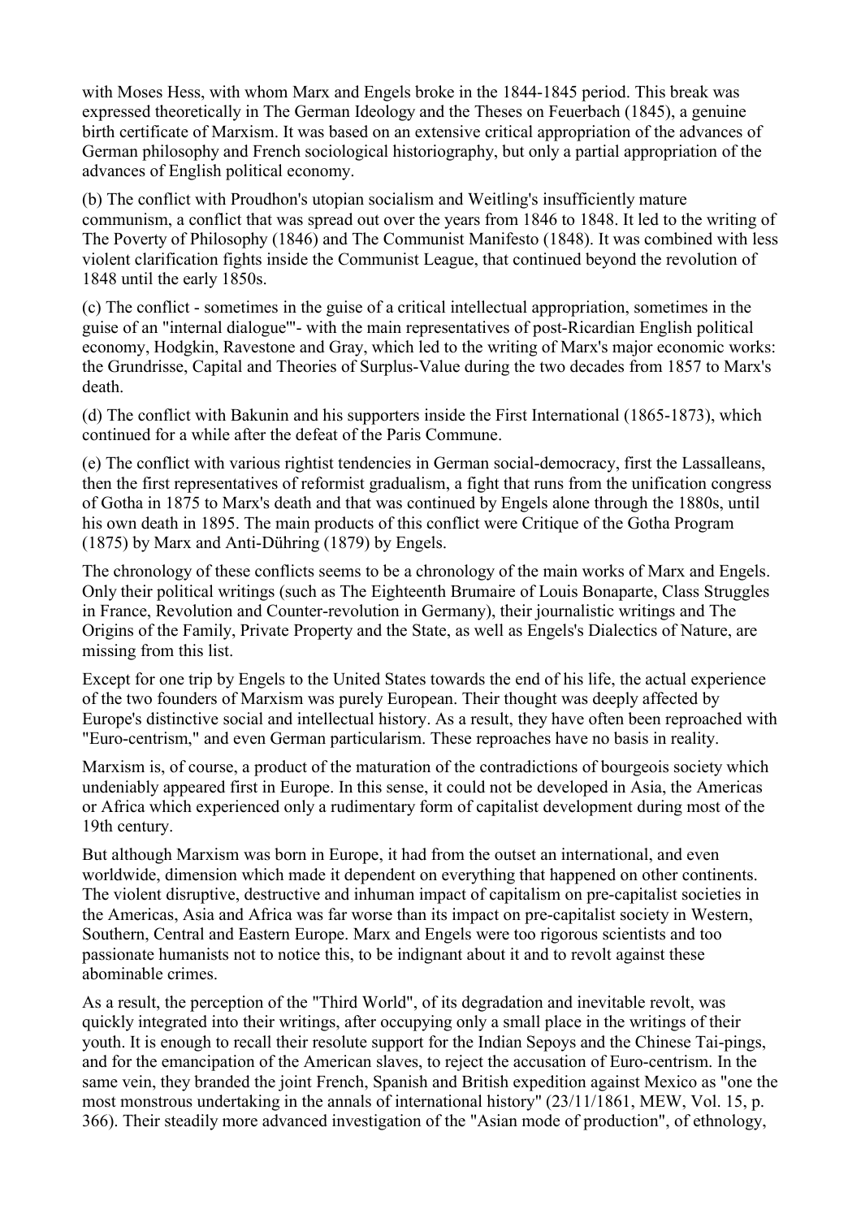with Moses Hess, with whom Marx and Engels broke in the 1844-1845 period. This break was expressed theoretically in The German Ideology and the Theses on Feuerbach (1845), a genuine birth certificate of Marxism. It was based on an extensive critical appropriation of the advances of German philosophy and French sociological historiography, but only a partial appropriation of the advances of English political economy.

(b) The conflict with Proudhon's utopian socialism and Weitling's insufficiently mature communism, a conflict that was spread out over the years from 1846 to 1848. It led to the writing of The Poverty of Philosophy (1846) and The Communist Manifesto (1848). It was combined with less violent clarification fights inside the Communist League, that continued beyond the revolution of 1848 until the early 1850s.

(c) The conflict - sometimes in the guise of a critical intellectual appropriation, sometimes in the guise of an "internal dialogue"'- with the main representatives of post-Ricardian English political economy, Hodgkin, Ravestone and Gray, which led to the writing of Marx's major economic works: the Grundrisse, Capital and Theories of Surplus-Value during the two decades from 1857 to Marx's death.

(d) The conflict with Bakunin and his supporters inside the First International (1865-1873), which continued for a while after the defeat of the Paris Commune.

(e) The conflict with various rightist tendencies in German social-democracy, first the Lassalleans, then the first representatives of reformist gradualism, a fight that runs from the unification congress of Gotha in 1875 to Marx's death and that was continued by Engels alone through the 1880s, until his own death in 1895. The main products of this conflict were Critique of the Gotha Program (1875) by Marx and Anti-Dühring (1879) by Engels.

The chronology of these conflicts seems to be a chronology of the main works of Marx and Engels. Only their political writings (such as The Eighteenth Brumaire of Louis Bonaparte, Class Struggles in France, Revolution and Counter-revolution in Germany), their journalistic writings and The Origins of the Family, Private Property and the State, as well as Engels's Dialectics of Nature, are missing from this list.

Except for one trip by Engels to the United States towards the end of his life, the actual experience of the two founders of Marxism was purely European. Their thought was deeply affected by Europe's distinctive social and intellectual history. As a result, they have often been reproached with "Euro-centrism," and even German particularism. These reproaches have no basis in reality.

Marxism is, of course, a product of the maturation of the contradictions of bourgeois society which undeniably appeared first in Europe. In this sense, it could not be developed in Asia, the Americas or Africa which experienced only a rudimentary form of capitalist development during most of the 19th century.

But although Marxism was born in Europe, it had from the outset an international, and even worldwide, dimension which made it dependent on everything that happened on other continents. The violent disruptive, destructive and inhuman impact of capitalism on pre-capitalist societies in the Americas, Asia and Africa was far worse than its impact on pre-capitalist society in Western, Southern, Central and Eastern Europe. Marx and Engels were too rigorous scientists and too passionate humanists not to notice this, to be indignant about it and to revolt against these abominable crimes.

As a result, the perception of the "Third World", of its degradation and inevitable revolt, was quickly integrated into their writings, after occupying only a small place in the writings of their youth. It is enough to recall their resolute support for the Indian Sepoys and the Chinese Tai-pings, and for the emancipation of the American slaves, to reject the accusation of Euro-centrism. In the same vein, they branded the joint French, Spanish and British expedition against Mexico as "one the most monstrous undertaking in the annals of international history" (23/11/1861, MEW, Vol. 15, p. 366). Their steadily more advanced investigation of the "Asian mode of production", of ethnology,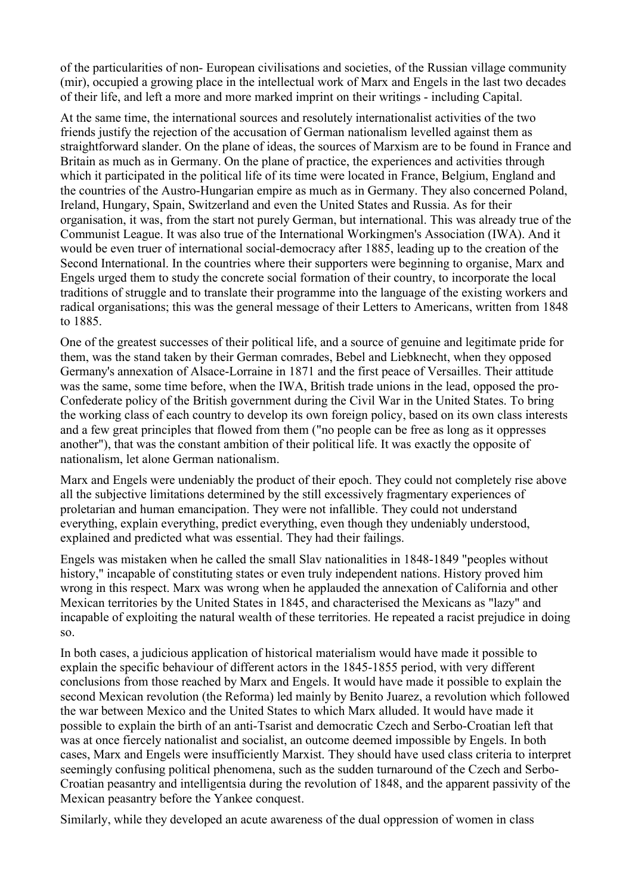of the particularities of non- European civilisations and societies, of the Russian village community (mir), occupied a growing place in the intellectual work of Marx and Engels in the last two decades of their life, and left a more and more marked imprint on their writings - including Capital.

At the same time, the international sources and resolutely internationalist activities of the two friends justify the rejection of the accusation of German nationalism levelled against them as straightforward slander. On the plane of ideas, the sources of Marxism are to be found in France and Britain as much as in Germany. On the plane of practice, the experiences and activities through which it participated in the political life of its time were located in France, Belgium, England and the countries of the Austro-Hungarian empire as much as in Germany. They also concerned Poland, Ireland, Hungary, Spain, Switzerland and even the United States and Russia. As for their organisation, it was, from the start not purely German, but international. This was already true of the Communist League. It was also true of the International Workingmen's Association (IWA). And it would be even truer of international social-democracy after 1885, leading up to the creation of the Second International. In the countries where their supporters were beginning to organise, Marx and Engels urged them to study the concrete social formation of their country, to incorporate the local traditions of struggle and to translate their programme into the language of the existing workers and radical organisations; this was the general message of their Letters to Americans, written from 1848 to 1885.

One of the greatest successes of their political life, and a source of genuine and legitimate pride for them, was the stand taken by their German comrades, Bebel and Liebknecht, when they opposed Germany's annexation of Alsace-Lorraine in 1871 and the first peace of Versailles. Their attitude was the same, some time before, when the IWA, British trade unions in the lead, opposed the pro-Confederate policy of the British government during the Civil War in the United States. To bring the working class of each country to develop its own foreign policy, based on its own class interests and a few great principles that flowed from them ("no people can be free as long as it oppresses another"), that was the constant ambition of their political life. It was exactly the opposite of nationalism, let alone German nationalism.

Marx and Engels were undeniably the product of their epoch. They could not completely rise above all the subjective limitations determined by the still excessively fragmentary experiences of proletarian and human emancipation. They were not infallible. They could not understand everything, explain everything, predict everything, even though they undeniably understood, explained and predicted what was essential. They had their failings.

Engels was mistaken when he called the small Slav nationalities in 1848-1849 "peoples without history," incapable of constituting states or even truly independent nations. History proved him wrong in this respect. Marx was wrong when he applauded the annexation of California and other Mexican territories by the United States in 1845, and characterised the Mexicans as "lazy" and incapable of exploiting the natural wealth of these territories. He repeated a racist prejudice in doing so.

In both cases, a judicious application of historical materialism would have made it possible to explain the specific behaviour of different actors in the 1845-1855 period, with very different conclusions from those reached by Marx and Engels. It would have made it possible to explain the second Mexican revolution (the Reforma) led mainly by Benito Juarez, a revolution which followed the war between Mexico and the United States to which Marx alluded. It would have made it possible to explain the birth of an anti-Tsarist and democratic Czech and Serbo-Croatian left that was at once fiercely nationalist and socialist, an outcome deemed impossible by Engels. In both cases, Marx and Engels were insufficiently Marxist. They should have used class criteria to interpret seemingly confusing political phenomena, such as the sudden turnaround of the Czech and Serbo-Croatian peasantry and intelligentsia during the revolution of 1848, and the apparent passivity of the Mexican peasantry before the Yankee conquest.

Similarly, while they developed an acute awareness of the dual oppression of women in class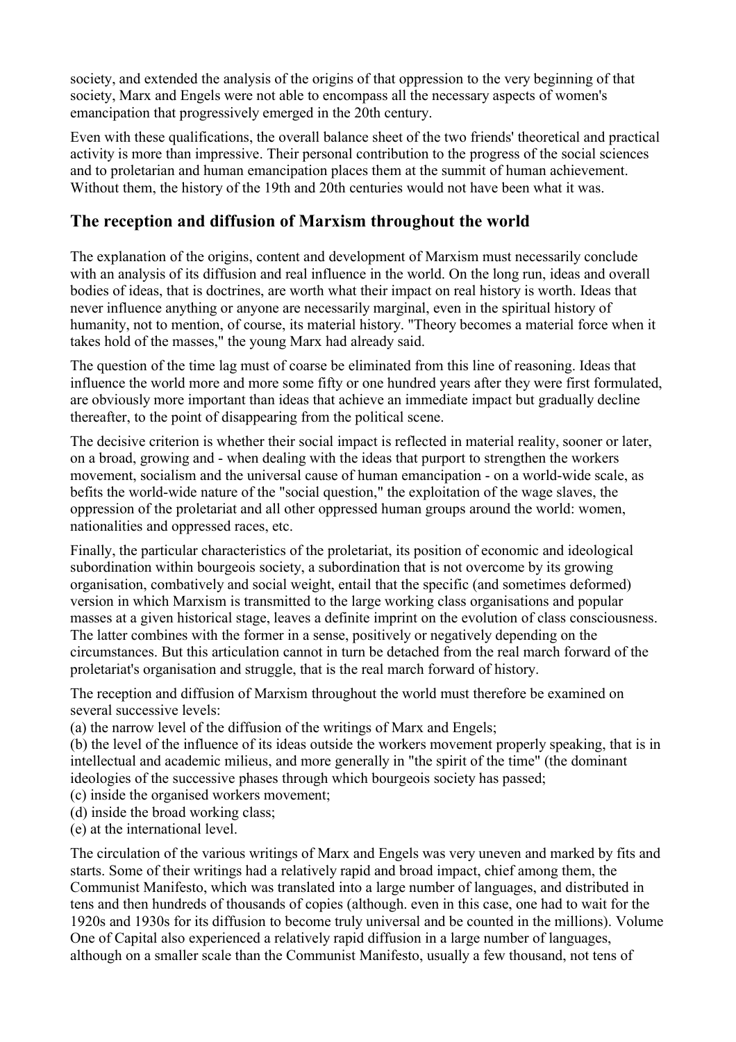society, and extended the analysis of the origins of that oppression to the very beginning of that society, Marx and Engels were not able to encompass all the necessary aspects of women's emancipation that progressively emerged in the 20th century.

Even with these qualifications, the overall balance sheet of the two friends' theoretical and practical activity is more than impressive. Their personal contribution to the progress of the social sciences and to proletarian and human emancipation places them at the summit of human achievement. Without them, the history of the 19th and 20th centuries would not have been what it was.

## The reception and diffusion of Marxism throughout the world

The explanation of the origins, content and development of Marxism must necessarily conclude with an analysis of its diffusion and real influence in the world. On the long run, ideas and overall bodies of ideas, that is doctrines, are worth what their impact on real history is worth. Ideas that never influence anything or anyone are necessarily marginal, even in the spiritual history of humanity, not to mention, of course, its material history. "Theory becomes a material force when it takes hold of the masses," the young Marx had already said.

The question of the time lag must of coarse be eliminated from this line of reasoning. Ideas that influence the world more and more some fifty or one hundred years after they were first formulated, are obviously more important than ideas that achieve an immediate impact but gradually decline thereafter, to the point of disappearing from the political scene.

The decisive criterion is whether their social impact is reflected in material reality, sooner or later, on a broad, growing and - when dealing with the ideas that purport to strengthen the workers movement, socialism and the universal cause of human emancipation - on a world-wide scale, as befits the world-wide nature of the "social question," the exploitation of the wage slaves, the oppression of the proletariat and all other oppressed human groups around the world: women, nationalities and oppressed races, etc.

Finally, the particular characteristics of the proletariat, its position of economic and ideological subordination within bourgeois society, a subordination that is not overcome by its growing organisation, combatively and social weight, entail that the specific (and sometimes deformed) version in which Marxism is transmitted to the large working class organisations and popular masses at a given historical stage, leaves a definite imprint on the evolution of class consciousness. The latter combines with the former in a sense, positively or negatively depending on the circumstances. But this articulation cannot in turn be detached from the real march forward of the proletariat's organisation and struggle, that is the real march forward of history.

The reception and diffusion of Marxism throughout the world must therefore be examined on several successive levels:
(a) the narrow level of the diffusion of the writings of Marx and Engels;
(b) the level of the influence of its ideas outside the workers movement properly speaking, that is in intellectual and academic milieus, and more generally in "the spirit of the time" (the dominant ideologies of the successive phases through which bourgeois society has passed;
(c) inside the organised workers movement;
(d) inside the broad working class;
(e) at the international level.

The circulation of the various writings of Marx and Engels was very uneven and marked by fits and starts. Some of their writings had a relatively rapid and broad impact, chief among them, the Communist Manifesto, which was translated into a large number of languages, and distributed in tens and then hundreds of thousands of copies (although. even in this case, one had to wait for the 1920s and 1930s for its diffusion to become truly universal and be counted in the millions). Volume One of Capital also experienced a relatively rapid diffusion in a large number of languages, although on a smaller scale than the Communist Manifesto, usually a few thousand, not tens of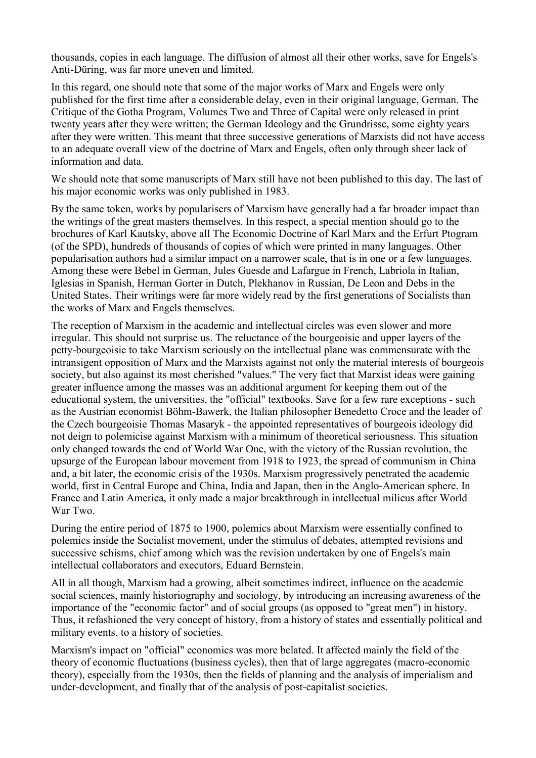thousands, copies in each language. The diffusion of almost all their other works, save for Engels's Anti-Düring, was far more uneven and limited.

In this regard, one should note that some of the major works of Marx and Engels were only published for the first time after a considerable delay, even in their original language, German. The Critique of the Gotha Program, Volumes Two and Three of Capital were only released in print twenty years after they were written; the German Ideology and the Grundrisse, some eighty years after they were written. This meant that three successive generations of Marxists did not have access to an adequate overall view of the doctrine of Marx and Engels, often only through sheer lack of information and data.

We should note that some manuscripts of Marx still have not been published to this day. The last of his major economic works was only published in 1983.

By the same token, works by popularisers of Marxism have generally had a far broader impact than the writings of the great masters themselves. In this respect, a special mention should go to the brochures of Karl Kautsky, above all The Economic Doctrine of Karl Marx and the Erfurt Ptogram (of the SPD), hundreds of thousands of copies of which were printed in many languages. Other popularisation authors had a similar impact on a narrower scale, that is in one or a few languages. Among these were Bebel in German, Jules Guesde and Lafargue in French, Labriola in Italian, Iglesias in Spanish, Herman Gorter in Dutch, Plekhanov in Russian, De Leon and Debs in the United States. Their writings were far more widely read by the first generations of Socialists than the works of Marx and Engels themselves.

The reception of Marxism in the academic and intellectual circles was even slower and more irregular. This should not surprise us. The reluctance of the bourgeoisie and upper layers of the petty-bourgeoisie to take Marxism seriously on the intellectual plane was commensurate with the intransigent opposition of Marx and the Marxists against not only the material interests of bourgeois society, but also against its most cherished "values." The very fact that Marxist ideas were gaining greater influence among the masses was an additional argument for keeping them out of the educational system, the universities, the "official" textbooks. Save for a few rare exceptions - such as the Austrian economist Böhm-Bawerk, the Italian philosopher Benedetto Croce and the leader of the Czech bourgeoisie Thomas Masaryk - the appointed representatives of bourgeois ideology did not deign to polemicise against Marxism with a minimum of theoretical seriousness. This situation only changed towards the end of World War One, with the victory of the Russian revolution, the upsurge of the European labour movement from 1918 to 1923, the spread of communism in China and, a bit later, the economic crisis of the 1930s. Marxism progressively penetrated the academic world, first in Central Europe and China, India and Japan, then in the Anglo-American sphere. In France and Latin America, it only made a major breakthrough in intellectual milieus after World War Two.

During the entire period of 1875 to 1900, polemics about Marxism were essentially confined to polemics inside the Socialist movement, under the stimulus of debates, attempted revisions and successive schisms, chief among which was the revision undertaken by one of Engels's main intellectual collaborators and executors, Eduard Bernstein.

All in all though, Marxism had a growing, albeit sometimes indirect, influence on the academic social sciences, mainly historiography and sociology, by introducing an increasing awareness of the importance of the "economic factor" and of social groups (as opposed to "great men") in history. Thus, it refashioned the very concept of history, from a history of states and essentially political and military events, to a history of societies.

Marxism's impact on "official" economics was more belated. It affected mainly the field of the theory of economic fluctuations (business cycles), then that of large aggregates (macro-economic theory), especially from the 1930s, then the fields of planning and the analysis of imperialism and under-development, and finally that of the analysis of post-capitalist societies.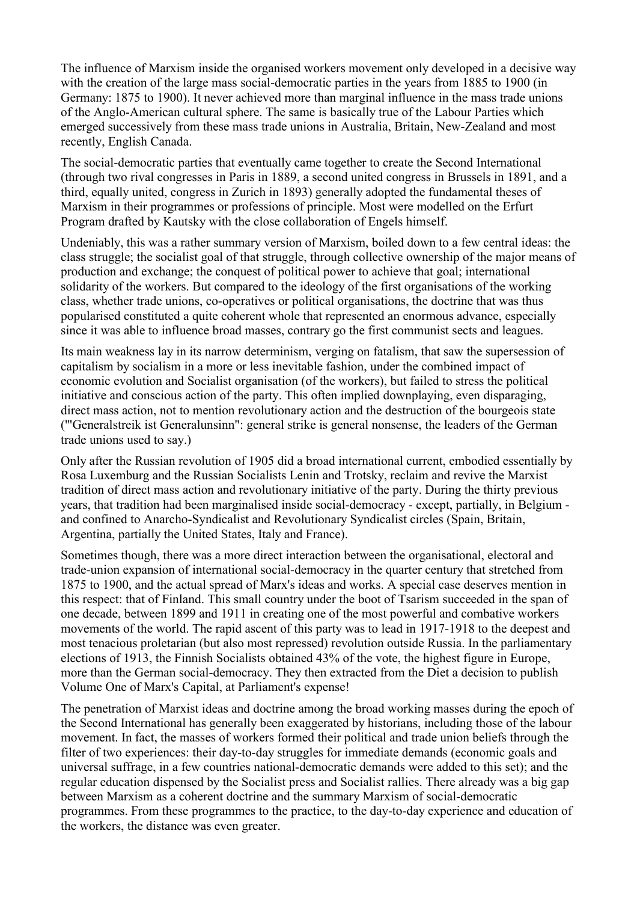The influence of Marxism inside the organised workers movement only developed in a decisive way with the creation of the large mass social-democratic parties in the years from 1885 to 1900 (in Germany: 1875 to 1900). It never achieved more than marginal influence in the mass trade unions of the Anglo-American cultural sphere. The same is basically true of the Labour Parties which emerged successively from these mass trade unions in Australia, Britain, New-Zealand and most recently, English Canada.

The social-democratic parties that eventually came together to create the Second International (through two rival congresses in Paris in 1889, a second united congress in Brussels in 1891, and a third, equally united, congress in Zurich in 1893) generally adopted the fundamental theses of Marxism in their programmes or professions of principle. Most were modelled on the Erfurt Program drafted by Kautsky with the close collaboration of Engels himself.

Undeniably, this was a rather summary version of Marxism, boiled down to a few central ideas: the class struggle; the socialist goal of that struggle, through collective ownership of the major means of production and exchange; the conquest of political power to achieve that goal; international solidarity of the workers. But compared to the ideology of the first organisations of the working class, whether trade unions, co-operatives or political organisations, the doctrine that was thus popularised constituted a quite coherent whole that represented an enormous advance, especially since it was able to influence broad masses, contrary go the first communist sects and leagues.

Its main weakness lay in its narrow determinism, verging on fatalism, that saw the supersession of capitalism by socialism in a more or less inevitable fashion, under the combined impact of economic evolution and Socialist organisation (of the workers), but failed to stress the political initiative and conscious action of the party. This often implied downplaying, even disparaging, direct mass action, not to mention revolutionary action and the destruction of the bourgeois state ("'Generalstreik ist Generalunsinn": general strike is general nonsense, the leaders of the German trade unions used to say.)

Only after the Russian revolution of 1905 did a broad international current, embodied essentially by Rosa Luxemburg and the Russian Socialists Lenin and Trotsky, reclaim and revive the Marxist tradition of direct mass action and revolutionary initiative of the party. During the thirty previous years, that tradition had been marginalised inside social-democracy - except, partially, in Belgium - and confined to Anarcho-Syndicalist and Revolutionary Syndicalist circles (Spain, Britain, Argentina, partially the United States, Italy and France).

Sometimes though, there was a more direct interaction between the organisational, electoral and trade-union expansion of international social-democracy in the quarter century that stretched from 1875 to 1900, and the actual spread of Marx's ideas and works. A special case deserves mention in this respect: that of Finland. This small country under the boot of Tsarism succeeded in the span of one decade, between 1899 and 1911 in creating one of the most powerful and combative workers movements of the world. The rapid ascent of this party was to lead in 1917-1918 to the deepest and most tenacious proletarian (but also most repressed) revolution outside Russia. In the parliamentary elections of 1913, the Finnish Socialists obtained 43% of the vote, the highest figure in Europe, more than the German social-democracy. They then extracted from the Diet a decision to publish Volume One of Marx's Capital, at Parliament's expense!

The penetration of Marxist ideas and doctrine among the broad working masses during the epoch of the Second International has generally been exaggerated by historians, including those of the labour movement. In fact, the masses of workers formed their political and trade union beliefs through the filter of two experiences: their day-to-day struggles for immediate demands (economic goals and universal suffrage, in a few countries national-democratic demands were added to this set); and the regular education dispensed by the Socialist press and Socialist rallies. There already was a big gap between Marxism as a coherent doctrine and the summary Marxism of social-democratic programmes. From these programmes to the practice, to the day-to-day experience and education of the workers, the distance was even greater.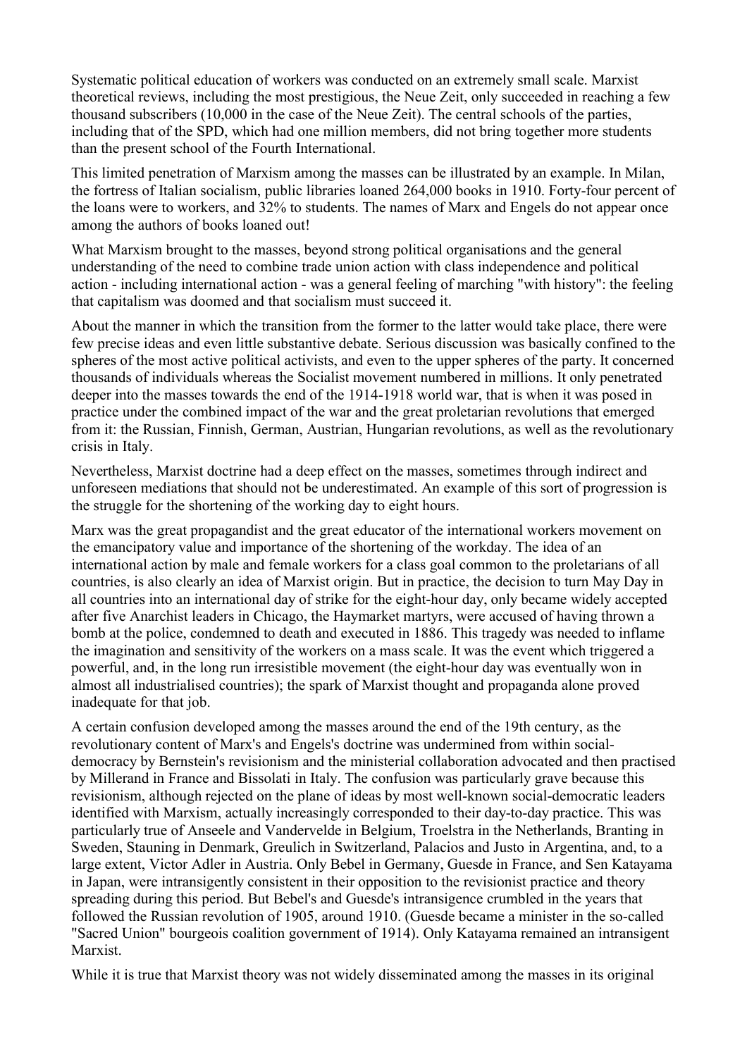Systematic political education of workers was conducted on an extremely small scale. Marxist theoretical reviews, including the most prestigious, the Neue Zeit, only succeeded in reaching a few thousand subscribers (10,000 in the case of the Neue Zeit). The central schools of the parties, including that of the SPD, which had one million members, did not bring together more students than the present school of the Fourth International.

This limited penetration of Marxism among the masses can be illustrated by an example. In Milan, the fortress of Italian socialism, public libraries loaned 264,000 books in 1910. Forty-four percent of the loans were to workers, and 32% to students. The names of Marx and Engels do not appear once among the authors of books loaned out!

What Marxism brought to the masses, beyond strong political organisations and the general understanding of the need to combine trade union action with class independence and political action - including international action - was a general feeling of marching "with history": the feeling that capitalism was doomed and that socialism must succeed it.

About the manner in which the transition from the former to the latter would take place, there were few precise ideas and even little substantive debate. Serious discussion was basically confined to the spheres of the most active political activists, and even to the upper spheres of the party. It concerned thousands of individuals whereas the Socialist movement numbered in millions. It only penetrated deeper into the masses towards the end of the 1914-1918 world war, that is when it was posed in practice under the combined impact of the war and the great proletarian revolutions that emerged from it: the Russian, Finnish, German, Austrian, Hungarian revolutions, as well as the revolutionary crisis in Italy.

Nevertheless, Marxist doctrine had a deep effect on the masses, sometimes through indirect and unforeseen mediations that should not be underestimated. An example of this sort of progression is the struggle for the shortening of the working day to eight hours.

Marx was the great propagandist and the great educator of the international workers movement on the emancipatory value and importance of the shortening of the workday. The idea of an international action by male and female workers for a class goal common to the proletarians of all countries, is also clearly an idea of Marxist origin. But in practice, the decision to turn May Day in all countries into an international day of strike for the eight-hour day, only became widely accepted after five Anarchist leaders in Chicago, the Haymarket martyrs, were accused of having thrown a bomb at the police, condemned to death and executed in 1886. This tragedy was needed to inflame the imagination and sensitivity of the workers on a mass scale. It was the event which triggered a powerful, and, in the long run irresistible movement (the eight-hour day was eventually won in almost all industrialised countries); the spark of Marxist thought and propaganda alone proved inadequate for that job.

A certain confusion developed among the masses around the end of the 19th century, as the revolutionary content of Marx's and Engels's doctrine was undermined from within social-democracy by Bernstein's revisionism and the ministerial collaboration advocated and then practised by Millerand in France and Bissolati in Italy. The confusion was particularly grave because this revisionism, although rejected on the plane of ideas by most well-known social-democratic leaders identified with Marxism, actually increasingly corresponded to their day-to-day practice. This was particularly true of Anseele and Vandervelde in Belgium, Troelstra in the Netherlands, Branting in Sweden, Stauning in Denmark, Greulich in Switzerland, Palacios and Justo in Argentina, and, to a large extent, Victor Adler in Austria. Only Bebel in Germany, Guesde in France, and Sen Katayama in Japan, were intransigently consistent in their opposition to the revisionist practice and theory spreading during this period. But Bebel's and Guesde's intransigence crumbled in the years that followed the Russian revolution of 1905, around 1910. (Guesde became a minister in the so-called "Sacred Union" bourgeois coalition government of 1914). Only Katayama remained an intransigent Marxist.

While it is true that Marxist theory was not widely disseminated among the masses in its original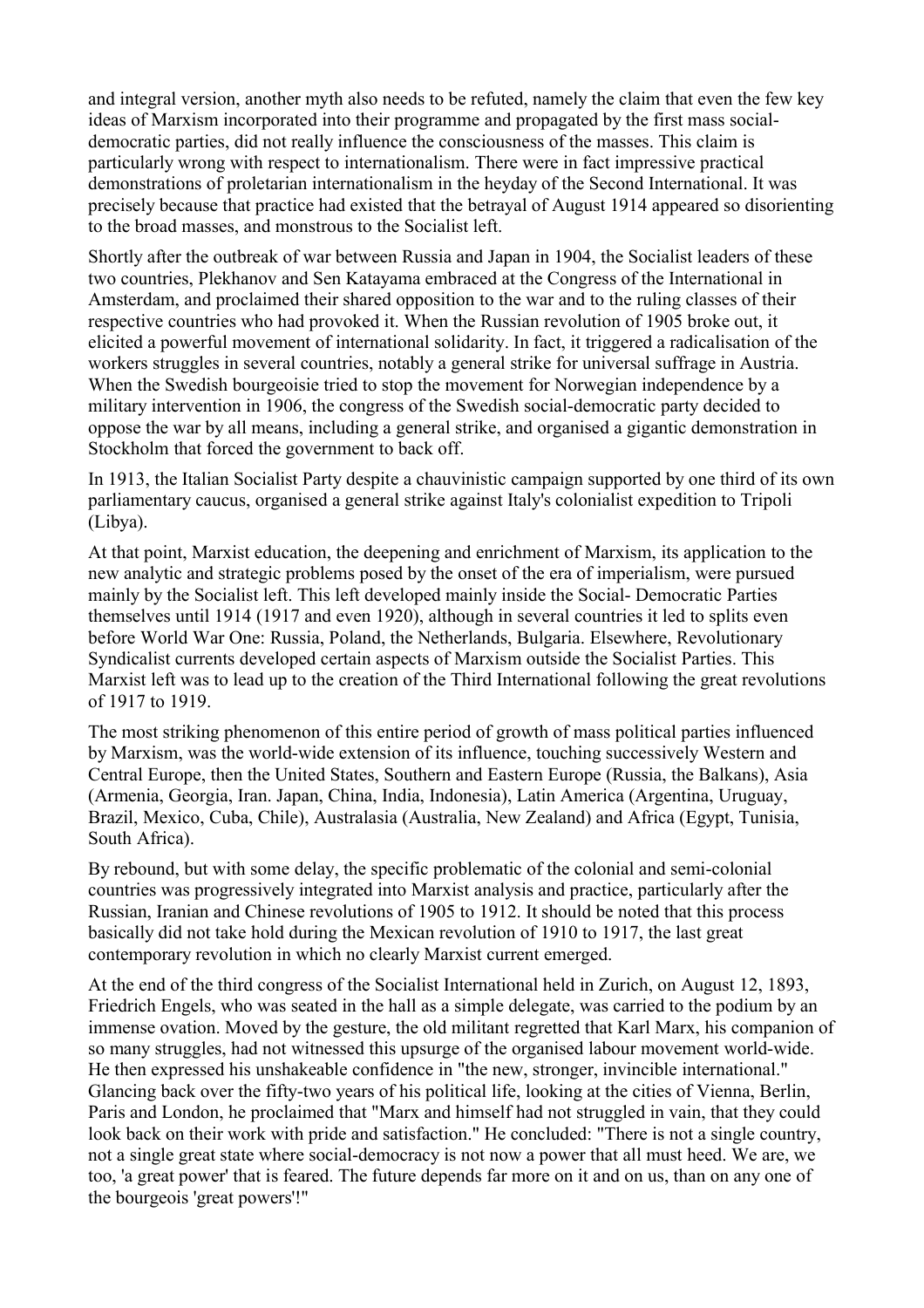and integral version, another myth also needs to be refuted, namely the claim that even the few key ideas of Marxism incorporated into their programme and propagated by the first mass social-democratic parties, did not really influence the consciousness of the masses. This claim is particularly wrong with respect to internationalism. There were in fact impressive practical demonstrations of proletarian internationalism in the heyday of the Second International. It was precisely because that practice had existed that the betrayal of August 1914 appeared so disorienting to the broad masses, and monstrous to the Socialist left.

Shortly after the outbreak of war between Russia and Japan in 1904, the Socialist leaders of these two countries, Plekhanov and Sen Katayama embraced at the Congress of the International in Amsterdam, and proclaimed their shared opposition to the war and to the ruling classes of their respective countries who had provoked it. When the Russian revolution of 1905 broke out, it elicited a powerful movement of international solidarity. In fact, it triggered a radicalisation of the workers struggles in several countries, notably a general strike for universal suffrage in Austria. When the Swedish bourgeoisie tried to stop the movement for Norwegian independence by a military intervention in 1906, the congress of the Swedish social-democratic party decided to oppose the war by all means, including a general strike, and organised a gigantic demonstration in Stockholm that forced the government to back off.

In 1913, the Italian Socialist Party despite a chauvinistic campaign supported by one third of its own parliamentary caucus, organised a general strike against Italy's colonialist expedition to Tripoli (Libya).

At that point, Marxist education, the deepening and enrichment of Marxism, its application to the new analytic and strategic problems posed by the onset of the era of imperialism, were pursued mainly by the Socialist left. This left developed mainly inside the Social- Democratic Parties themselves until 1914 (1917 and even 1920), although in several countries it led to splits even before World War One: Russia, Poland, the Netherlands, Bulgaria. Elsewhere, Revolutionary Syndicalist currents developed certain aspects of Marxism outside the Socialist Parties. This Marxist left was to lead up to the creation of the Third International following the great revolutions of 1917 to 1919.

The most striking phenomenon of this entire period of growth of mass political parties influenced by Marxism, was the world-wide extension of its influence, touching successively Western and Central Europe, then the United States, Southern and Eastern Europe (Russia, the Balkans), Asia (Armenia, Georgia, Iran. Japan, China, India, Indonesia), Latin America (Argentina, Uruguay, Brazil, Mexico, Cuba, Chile), Australasia (Australia, New Zealand) and Africa (Egypt, Tunisia, South Africa).

By rebound, but with some delay, the specific problematic of the colonial and semi-colonial countries was progressively integrated into Marxist analysis and practice, particularly after the Russian, Iranian and Chinese revolutions of 1905 to 1912. It should be noted that this process basically did not take hold during the Mexican revolution of 1910 to 1917, the last great contemporary revolution in which no clearly Marxist current emerged.

At the end of the third congress of the Socialist International held in Zurich, on August 12, 1893, Friedrich Engels, who was seated in the hall as a simple delegate, was carried to the podium by an immense ovation. Moved by the gesture, the old militant regretted that Karl Marx, his companion of so many struggles, had not witnessed this upsurge of the organised labour movement world-wide. He then expressed his unshakeable confidence in "the new, stronger, invincible international." Glancing back over the fifty-two years of his political life, looking at the cities of Vienna, Berlin, Paris and London, he proclaimed that "Marx and himself had not struggled in vain, that they could look back on their work with pride and satisfaction." He concluded: "There is not a single country, not a single great state where social-democracy is not now a power that all must heed. We are, we too, 'a great power' that is feared. The future depends far more on it and on us, than on any one of the bourgeois 'great powers'!"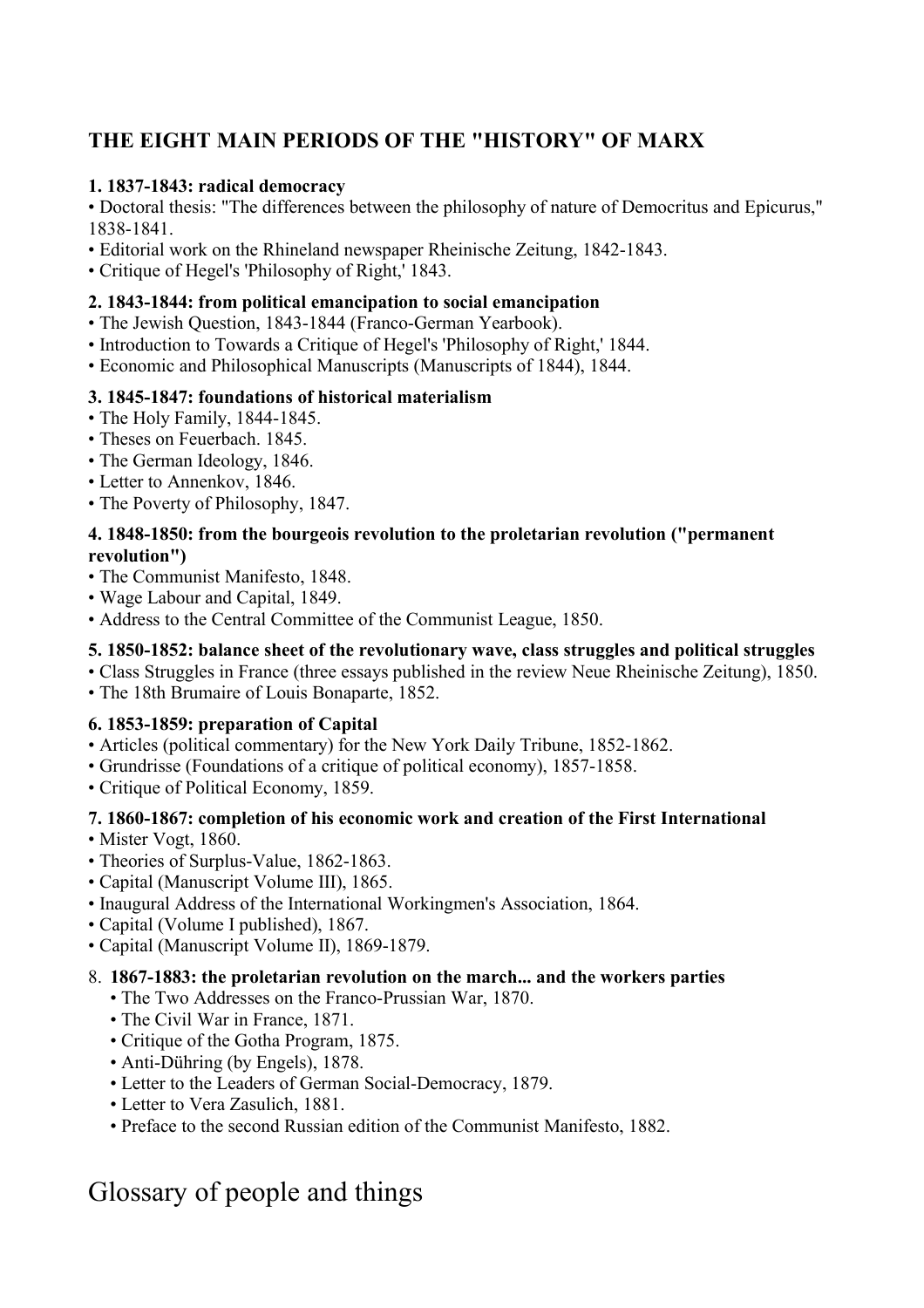## THE EIGHT MAIN PERIODS OF THE "HISTORY" OF MARX

**1. 1837-1843: radical democracy**

- Doctoral thesis: "The differences between the philosophy of nature of Democritus and Epicurus," 1838-1841.
- Editorial work on the Rhineland newspaper Rheinische Zeitung, 1842-1843.
- Critique of Hegel's 'Philosophy of Right,' 1843.

**2. 1843-1844: from political emancipation to social emancipation**

- The Jewish Question, 1843-1844 (Franco-German Yearbook).
- Introduction to Towards a Critique of Hegel's 'Philosophy of Right,' 1844.
- Economic and Philosophical Manuscripts (Manuscripts of 1844), 1844.

**3. 1845-1847: foundations of historical materialism**

- The Holy Family, 1844-1845.
- Theses on Feuerbach. 1845.
- The German Ideology, 1846.
- Letter to Annenkov, 1846.
- The Poverty of Philosophy, 1847.

**4. 1848-1850: from the bourgeois revolution to the proletarian revolution ("permanent revolution")**

- The Communist Manifesto, 1848.
- Wage Labour and Capital, 1849.
- Address to the Central Committee of the Communist League, 1850.

**5. 1850-1852: balance sheet of the revolutionary wave, class struggles and political struggles**

- Class Struggles in France (three essays published in the review Neue Rheinische Zeitung), 1850.
- The 18th Brumaire of Louis Bonaparte, 1852.

**6. 1853-1859: preparation of Capital**

- Articles (political commentary) for the New York Daily Tribune, 1852-1862.
- Grundrisse (Foundations of a critique of political economy), 1857-1858.
- Critique of Political Economy, 1859.

**7. 1860-1867: completion of his economic work and creation of the First International**

- Mister Vogt, 1860.
- Theories of Surplus-Value, 1862-1863.
- Capital (Manuscript Volume III), 1865.
- Inaugural Address of the International Workingmen's Association, 1864.
- Capital (Volume I published), 1867.
- Capital (Manuscript Volume II), 1869-1879.

8. **1867-1883: the proletarian revolution on the march... and the workers parties**
   - The Two Addresses on the Franco-Prussian War, 1870.
   - The Civil War in France, 1871.
   - Critique of the Gotha Program, 1875.
   - Anti-Dühring (by Engels), 1878.
   - Letter to the Leaders of German Social-Democracy, 1879.
   - Letter to Vera Zasulich, 1881.
   - Preface to the second Russian edition of the Communist Manifesto, 1882.

# Glossary of people and things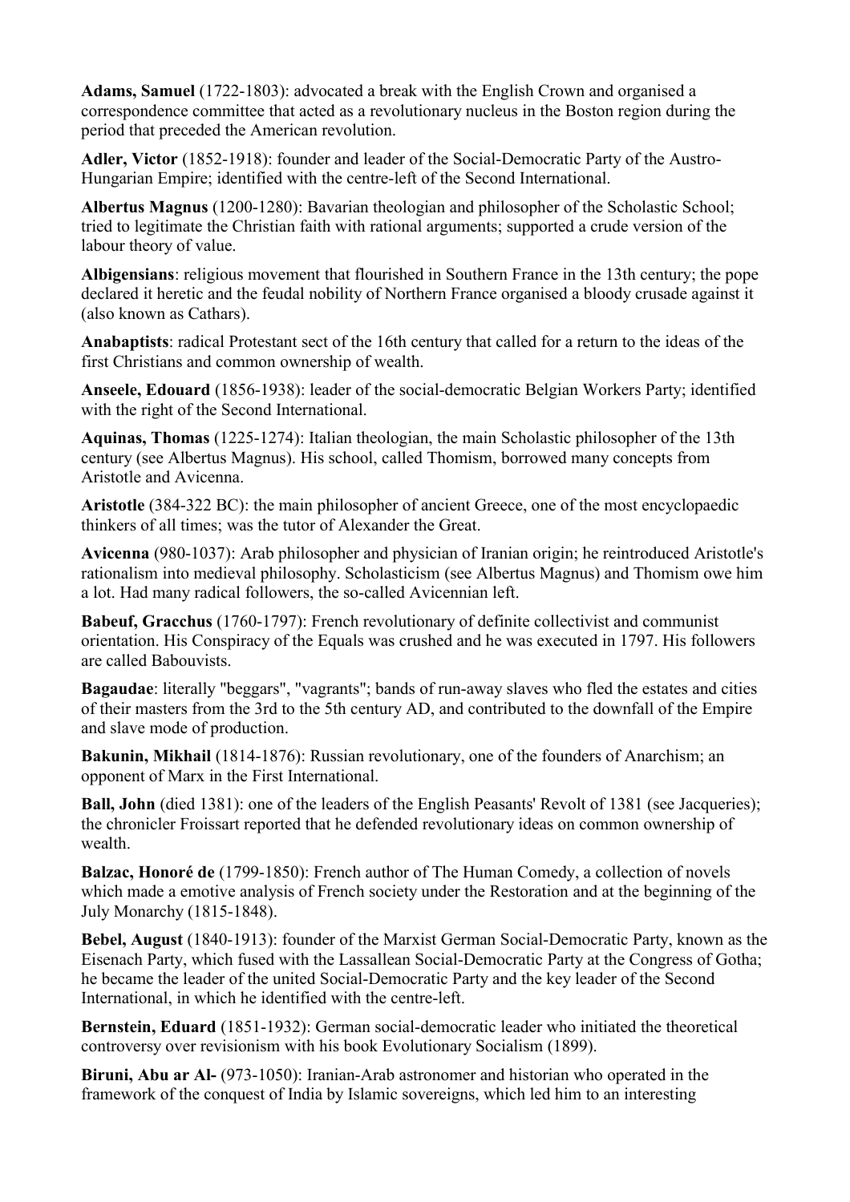**Adams, Samuel** (1722-1803): advocated a break with the English Crown and organised a correspondence committee that acted as a revolutionary nucleus in the Boston region during the period that preceded the American revolution.

**Adler, Victor** (1852-1918): founder and leader of the Social-Democratic Party of the Austro-Hungarian Empire; identified with the centre-left of the Second International.

**Albertus Magnus** (1200-1280): Bavarian theologian and philosopher of the Scholastic School; tried to legitimate the Christian faith with rational arguments; supported a crude version of the labour theory of value.

**Albigensians**: religious movement that flourished in Southern France in the 13th century; the pope declared it heretic and the feudal nobility of Northern France organised a bloody crusade against it (also known as Cathars).

**Anabaptists**: radical Protestant sect of the 16th century that called for a return to the ideas of the first Christians and common ownership of wealth.

**Anseele, Edouard** (1856-1938): leader of the social-democratic Belgian Workers Party; identified with the right of the Second International.

**Aquinas, Thomas** (1225-1274): Italian theologian, the main Scholastic philosopher of the 13th century (see Albertus Magnus). His school, called Thomism, borrowed many concepts from Aristotle and Avicenna.

**Aristotle** (384-322 BC): the main philosopher of ancient Greece, one of the most encyclopaedic thinkers of all times; was the tutor of Alexander the Great.

**Avicenna** (980-1037): Arab philosopher and physician of Iranian origin; he reintroduced Aristotle's rationalism into medieval philosophy. Scholasticism (see Albertus Magnus) and Thomism owe him a lot. Had many radical followers, the so-called Avicennian left.

**Babeuf, Gracchus** (1760-1797): French revolutionary of definite collectivist and communist orientation. His Conspiracy of the Equals was crushed and he was executed in 1797. His followers are called Babouvists.

**Bagaudae**: literally "beggars", "vagrants"; bands of run-away slaves who fled the estates and cities of their masters from the 3rd to the 5th century AD, and contributed to the downfall of the Empire and slave mode of production.

**Bakunin, Mikhail** (1814-1876): Russian revolutionary, one of the founders of Anarchism; an opponent of Marx in the First International.

**Ball, John** (died 1381): one of the leaders of the English Peasants' Revolt of 1381 (see Jacqueries); the chronicler Froissart reported that he defended revolutionary ideas on common ownership of wealth.

**Balzac, Honoré de** (1799-1850): French author of The Human Comedy, a collection of novels which made a emotive analysis of French society under the Restoration and at the beginning of the July Monarchy (1815-1848).

**Bebel, August** (1840-1913): founder of the Marxist German Social-Democratic Party, known as the Eisenach Party, which fused with the Lassallean Social-Democratic Party at the Congress of Gotha; he became the leader of the united Social-Democratic Party and the key leader of the Second International, in which he identified with the centre-left.

**Bernstein, Eduard** (1851-1932): German social-democratic leader who initiated the theoretical controversy over revisionism with his book Evolutionary Socialism (1899).

**Biruni, Abu ar Al-** (973-1050): Iranian-Arab astronomer and historian who operated in the framework of the conquest of India by Islamic sovereigns, which led him to an interesting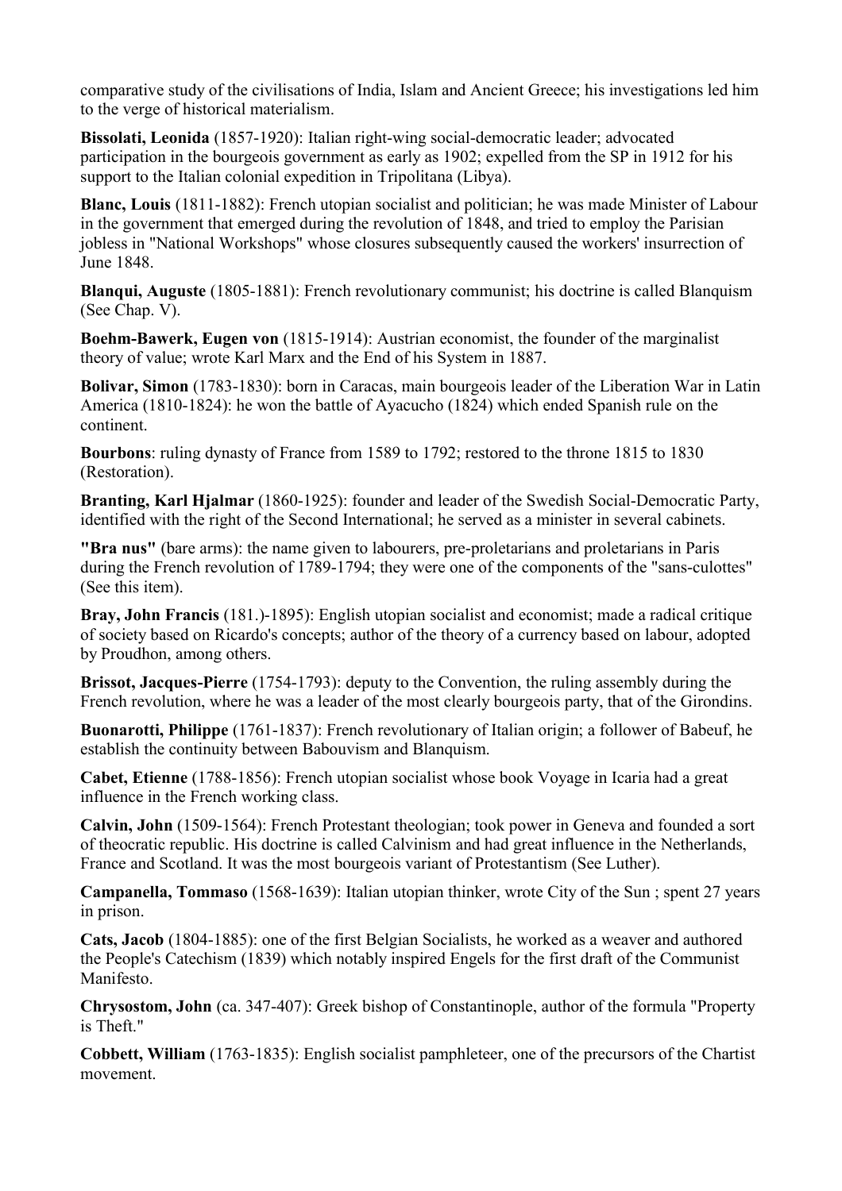comparative study of the civilisations of India, Islam and Ancient Greece; his investigations led him to the verge of historical materialism.

**Bissolati, Leonida** (1857-1920): Italian right-wing social-democratic leader; advocated participation in the bourgeois government as early as 1902; expelled from the SP in 1912 for his support to the Italian colonial expedition in Tripolitana (Libya).

**Blanc, Louis** (1811-1882): French utopian socialist and politician; he was made Minister of Labour in the government that emerged during the revolution of 1848, and tried to employ the Parisian jobless in "National Workshops" whose closures subsequently caused the workers' insurrection of June 1848.

**Blanqui, Auguste** (1805-1881): French revolutionary communist; his doctrine is called Blanquism (See Chap. V).

**Boehm-Bawerk, Eugen von** (1815-1914): Austrian economist, the founder of the marginalist theory of value; wrote Karl Marx and the End of his System in 1887.

**Bolivar, Simon** (1783-1830): born in Caracas, main bourgeois leader of the Liberation War in Latin America (1810-1824): he won the battle of Ayacucho (1824) which ended Spanish rule on the continent.

**Bourbons**: ruling dynasty of France from 1589 to 1792; restored to the throne 1815 to 1830 (Restoration).

**Branting, Karl Hjalmar** (1860-1925): founder and leader of the Swedish Social-Democratic Party, identified with the right of the Second International; he served as a minister in several cabinets.

**"Bra nus"** (bare arms): the name given to labourers, pre-proletarians and proletarians in Paris during the French revolution of 1789-1794; they were one of the components of the "sans-culottes" (See this item).

**Bray, John Francis** (181.)-1895): English utopian socialist and economist; made a radical critique of society based on Ricardo's concepts; author of the theory of a currency based on labour, adopted by Proudhon, among others.

**Brissot, Jacques-Pierre** (1754-1793): deputy to the Convention, the ruling assembly during the French revolution, where he was a leader of the most clearly bourgeois party, that of the Girondins.

**Buonarotti, Philippe** (1761-1837): French revolutionary of Italian origin; a follower of Babeuf, he establish the continuity between Babouvism and Blanquism.

**Cabet, Etienne** (1788-1856): French utopian socialist whose book Voyage in Icaria had a great influence in the French working class.

**Calvin, John** (1509-1564): French Protestant theologian; took power in Geneva and founded a sort of theocratic republic. His doctrine is called Calvinism and had great influence in the Netherlands, France and Scotland. It was the most bourgeois variant of Protestantism (See Luther).

**Campanella, Tommaso** (1568-1639): Italian utopian thinker, wrote City of the Sun ; spent 27 years in prison.

**Cats, Jacob** (1804-1885): one of the first Belgian Socialists, he worked as a weaver and authored the People's Catechism (1839) which notably inspired Engels for the first draft of the Communist Manifesto.

**Chrysostom, John** (ca. 347-407): Greek bishop of Constantinople, author of the formula "Property is Theft."

**Cobbett, William** (1763-1835): English socialist pamphleteer, one of the precursors of the Chartist movement.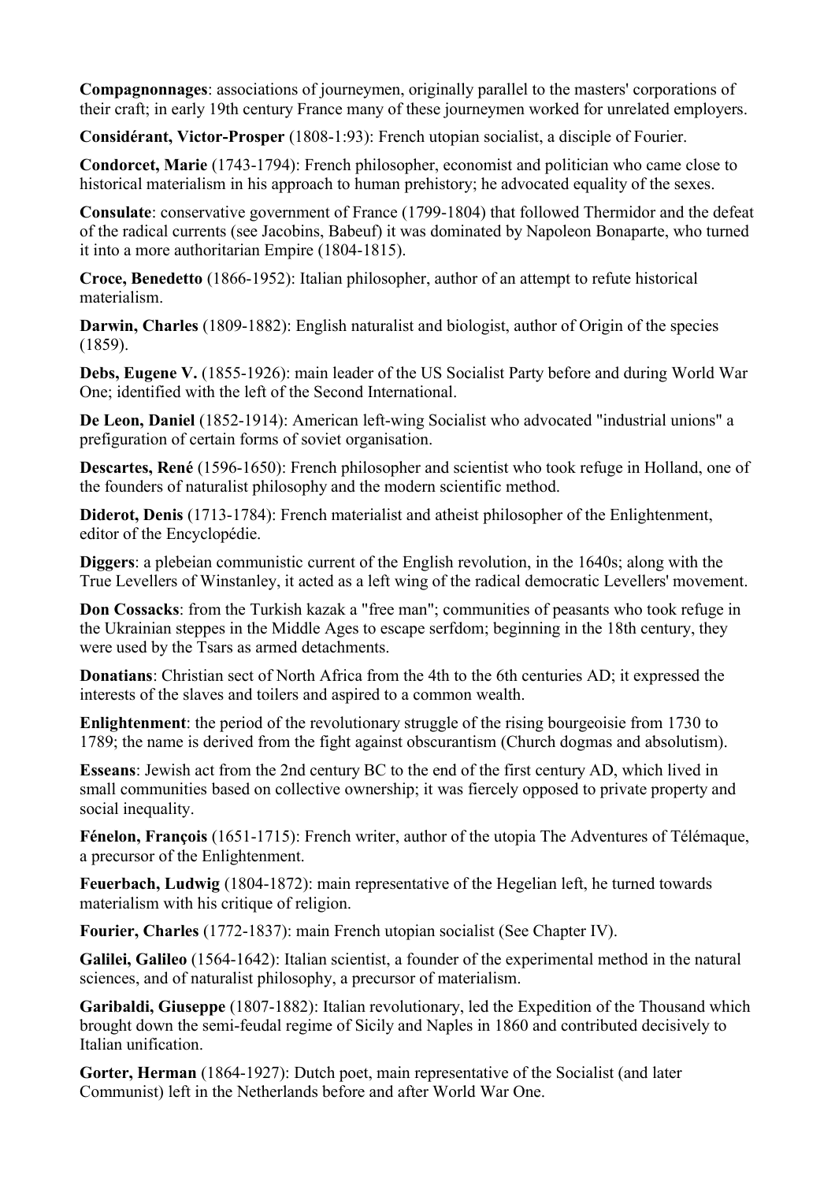**Compagnonnages**: associations of journeymen, originally parallel to the masters' corporations of their craft; in early 19th century France many of these journeymen worked for unrelated employers.

**Considérant, Victor-Prosper** (1808-1:93): French utopian socialist, a disciple of Fourier.

**Condorcet, Marie** (1743-1794): French philosopher, economist and politician who came close to historical materialism in his approach to human prehistory; he advocated equality of the sexes.

**Consulate**: conservative government of France (1799-1804) that followed Thermidor and the defeat of the radical currents (see Jacobins, Babeuf) it was dominated by Napoleon Bonaparte, who turned it into a more authoritarian Empire (1804-1815).

**Croce, Benedetto** (1866-1952): Italian philosopher, author of an attempt to refute historical materialism.

**Darwin, Charles** (1809-1882): English naturalist and biologist, author of Origin of the species (1859).

**Debs, Eugene V.** (1855-1926): main leader of the US Socialist Party before and during World War One; identified with the left of the Second International.

**De Leon, Daniel** (1852-1914): American left-wing Socialist who advocated "industrial unions" a prefiguration of certain forms of soviet organisation.

**Descartes, René** (1596-1650): French philosopher and scientist who took refuge in Holland, one of the founders of naturalist philosophy and the modern scientific method.

**Diderot, Denis** (1713-1784): French materialist and atheist philosopher of the Enlightenment, editor of the Encyclopédie.

**Diggers**: a plebeian communistic current of the English revolution, in the 1640s; along with the True Levellers of Winstanley, it acted as a left wing of the radical democratic Levellers' movement.

**Don Cossacks**: from the Turkish kazak a "free man"; communities of peasants who took refuge in the Ukrainian steppes in the Middle Ages to escape serfdom; beginning in the 18th century, they were used by the Tsars as armed detachments.

**Donatians**: Christian sect of North Africa from the 4th to the 6th centuries AD; it expressed the interests of the slaves and toilers and aspired to a common wealth.

**Enlightenment**: the period of the revolutionary struggle of the rising bourgeoisie from 1730 to 1789; the name is derived from the fight against obscurantism (Church dogmas and absolutism).

**Esseans**: Jewish act from the 2nd century BC to the end of the first century AD, which lived in small communities based on collective ownership; it was fiercely opposed to private property and social inequality.

**Fénelon, François** (1651-1715): French writer, author of the utopia The Adventures of Télémaque, a precursor of the Enlightenment.

**Feuerbach, Ludwig** (1804-1872): main representative of the Hegelian left, he turned towards materialism with his critique of religion.

**Fourier, Charles** (1772-1837): main French utopian socialist (See Chapter IV).

**Galilei, Galileo** (1564-1642): Italian scientist, a founder of the experimental method in the natural sciences, and of naturalist philosophy, a precursor of materialism.

**Garibaldi, Giuseppe** (1807-1882): Italian revolutionary, led the Expedition of the Thousand which brought down the semi-feudal regime of Sicily and Naples in 1860 and contributed decisively to Italian unification.

**Gorter, Herman** (1864-1927): Dutch poet, main representative of the Socialist (and later Communist) left in the Netherlands before and after World War One.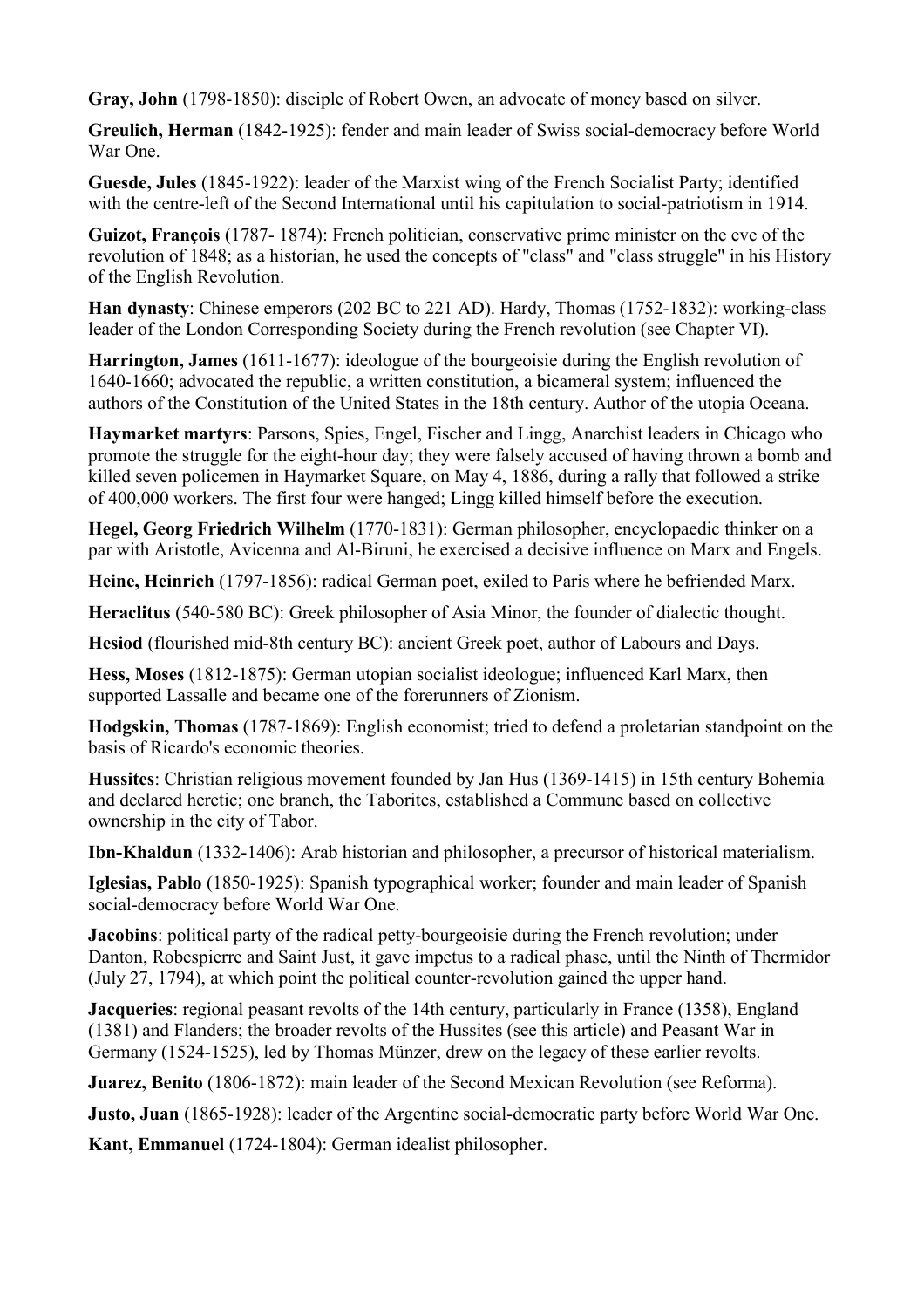**Gray, John** (1798-1850): disciple of Robert Owen, an advocate of money based on silver.

**Greulich, Herman** (1842-1925): fender and main leader of Swiss social-democracy before World War One.

**Guesde, Jules** (1845-1922): leader of the Marxist wing of the French Socialist Party; identified with the centre-left of the Second International until his capitulation to social-patriotism in 1914.

**Guizot, François** (1787- 1874): French politician, conservative prime minister on the eve of the revolution of 1848; as a historian, he used the concepts of "class" and "class struggle" in his History of the English Revolution.

**Han dynasty**: Chinese emperors (202 BC to 221 AD). Hardy, Thomas (1752-1832): working-class leader of the London Corresponding Society during the French revolution (see Chapter VI).

**Harrington, James** (1611-1677): ideologue of the bourgeoisie during the English revolution of 1640-1660; advocated the republic, a written constitution, a bicameral system; influenced the authors of the Constitution of the United States in the 18th century. Author of the utopia Oceana.

**Haymarket martyrs**: Parsons, Spies, Engel, Fischer and Lingg, Anarchist leaders in Chicago who promote the struggle for the eight-hour day; they were falsely accused of having thrown a bomb and killed seven policemen in Haymarket Square, on May 4, 1886, during a rally that followed a strike of 400,000 workers. The first four were hanged; Lingg killed himself before the execution.

**Hegel, Georg Friedrich Wilhelm** (1770-1831): German philosopher, encyclopaedic thinker on a par with Aristotle, Avicenna and Al-Biruni, he exercised a decisive influence on Marx and Engels.

**Heine, Heinrich** (1797-1856): radical German poet, exiled to Paris where he befriended Marx.

**Heraclitus** (540-580 BC): Greek philosopher of Asia Minor, the founder of dialectic thought.

**Hesiod** (flourished mid-8th century BC): ancient Greek poet, author of Labours and Days.

**Hess, Moses** (1812-1875): German utopian socialist ideologue; influenced Karl Marx, then supported Lassalle and became one of the forerunners of Zionism.

**Hodgskin, Thomas** (1787-1869): English economist; tried to defend a proletarian standpoint on the basis of Ricardo's economic theories.

**Hussites**: Christian religious movement founded by Jan Hus (1369-1415) in 15th century Bohemia and declared heretic; one branch, the Taborites, established a Commune based on collective ownership in the city of Tabor.

**Ibn-Khaldun** (1332-1406): Arab historian and philosopher, a precursor of historical materialism.

**Iglesias, Pablo** (1850-1925): Spanish typographical worker; founder and main leader of Spanish social-democracy before World War One.

**Jacobins**: political party of the radical petty-bourgeoisie during the French revolution; under Danton, Robespierre and Saint Just, it gave impetus to a radical phase, until the Ninth of Thermidor (July 27, 1794), at which point the political counter-revolution gained the upper hand.

**Jacqueries**: regional peasant revolts of the 14th century, particularly in France (1358), England (1381) and Flanders; the broader revolts of the Hussites (see this article) and Peasant War in Germany (1524-1525), led by Thomas Münzer, drew on the legacy of these earlier revolts.

**Juarez, Benito** (1806-1872): main leader of the Second Mexican Revolution (see Reforma).

**Justo, Juan** (1865-1928): leader of the Argentine social-democratic party before World War One.

**Kant, Emmanuel** (1724-1804): German idealist philosopher.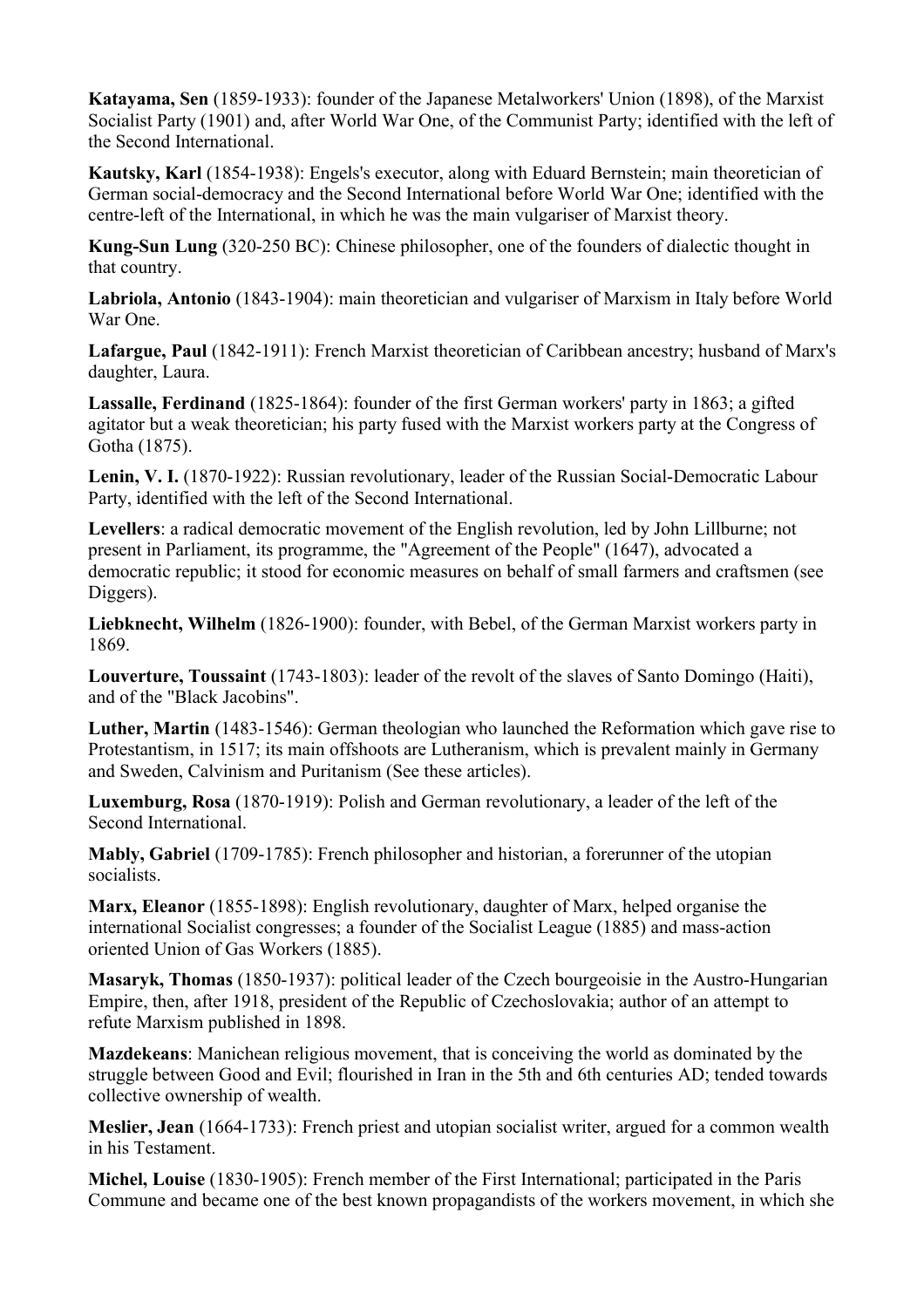**Katayama, Sen** (1859-1933): founder of the Japanese Metalworkers' Union (1898), of the Marxist Socialist Party (1901) and, after World War One, of the Communist Party; identified with the left of the Second International.

**Kautsky, Karl** (1854-1938): Engels's executor, along with Eduard Bernstein; main theoretician of German social-democracy and the Second International before World War One; identified with the centre-left of the International, in which he was the main vulgariser of Marxist theory.

**Kung-Sun Lung** (320-250 BC): Chinese philosopher, one of the founders of dialectic thought in that country.

**Labriola, Antonio** (1843-1904): main theoretician and vulgariser of Marxism in Italy before World War One.

**Lafargue, Paul** (1842-1911): French Marxist theoretician of Caribbean ancestry; husband of Marx's daughter, Laura.

**Lassalle, Ferdinand** (1825-1864): founder of the first German workers' party in 1863; a gifted agitator but a weak theoretician; his party fused with the Marxist workers party at the Congress of Gotha (1875).

**Lenin, V. I.** (1870-1922): Russian revolutionary, leader of the Russian Social-Democratic Labour Party, identified with the left of the Second International.

**Levellers**: a radical democratic movement of the English revolution, led by John Lillburne; not present in Parliament, its programme, the "Agreement of the People" (1647), advocated a democratic republic; it stood for economic measures on behalf of small farmers and craftsmen (see Diggers).

**Liebknecht, Wilhelm** (1826-1900): founder, with Bebel, of the German Marxist workers party in 1869.

**Louverture, Toussaint** (1743-1803): leader of the revolt of the slaves of Santo Domingo (Haiti), and of the "Black Jacobins".

**Luther, Martin** (1483-1546): German theologian who launched the Reformation which gave rise to Protestantism, in 1517; its main offshoots are Lutheranism, which is prevalent mainly in Germany and Sweden, Calvinism and Puritanism (See these articles).

**Luxemburg, Rosa** (1870-1919): Polish and German revolutionary, a leader of the left of the Second International.

**Mably, Gabriel** (1709-1785): French philosopher and historian, a forerunner of the utopian socialists.

**Marx, Eleanor** (1855-1898): English revolutionary, daughter of Marx, helped organise the international Socialist congresses; a founder of the Socialist League (1885) and mass-action oriented Union of Gas Workers (1885).

**Masaryk, Thomas** (1850-1937): political leader of the Czech bourgeoisie in the Austro-Hungarian Empire, then, after 1918, president of the Republic of Czechoslovakia; author of an attempt to refute Marxism published in 1898.

**Mazdekeans**: Manichean religious movement, that is conceiving the world as dominated by the struggle between Good and Evil; flourished in Iran in the 5th and 6th centuries AD; tended towards collective ownership of wealth.

**Meslier, Jean** (1664-1733): French priest and utopian socialist writer, argued for a common wealth in his Testament.

**Michel, Louise** (1830-1905): French member of the First International; participated in the Paris Commune and became one of the best known propagandists of the workers movement, in which she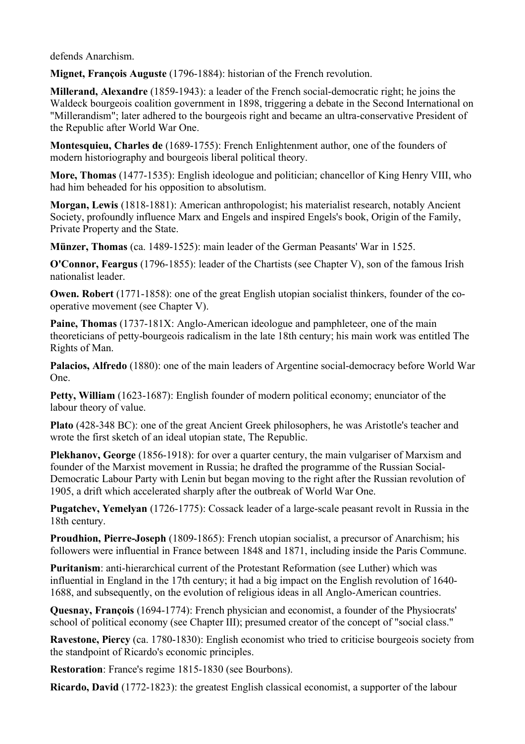defends Anarchism.

**Mignet, François Auguste** (1796-1884): historian of the French revolution.

**Millerand, Alexandre** (1859-1943): a leader of the French social-democratic right; he joins the Waldeck bourgeois coalition government in 1898, triggering a debate in the Second International on "Millerandism"; later adhered to the bourgeois right and became an ultra-conservative President of the Republic after World War One.

**Montesquieu, Charles de** (1689-1755): French Enlightenment author, one of the founders of modern historiography and bourgeois liberal political theory.

**More, Thomas** (1477-1535): English ideologue and politician; chancellor of King Henry VIII, who had him beheaded for his opposition to absolutism.

**Morgan, Lewis** (1818-1881): American anthropologist; his materialist research, notably Ancient Society, profoundly influence Marx and Engels and inspired Engels's book, Origin of the Family, Private Property and the State.

**Münzer, Thomas** (ca. 1489-1525): main leader of the German Peasants' War in 1525.

**O'Connor, Feargus** (1796-1855): leader of the Chartists (see Chapter V), son of the famous Irish nationalist leader.

**Owen. Robert** (1771-1858): one of the great English utopian socialist thinkers, founder of the co-operative movement (see Chapter V).

**Paine, Thomas** (1737-181X: Anglo-American ideologue and pamphleteer, one of the main theoreticians of petty-bourgeois radicalism in the late 18th century; his main work was entitled The Rights of Man.

**Palacios, Alfredo** (1880): one of the main leaders of Argentine social-democracy before World War One.

**Petty, William** (1623-1687): English founder of modern political economy; enunciator of the labour theory of value.

**Plato** (428-348 BC): one of the great Ancient Greek philosophers, he was Aristotle's teacher and wrote the first sketch of an ideal utopian state, The Republic.

**Plekhanov, George** (1856-1918): for over a quarter century, the main vulgariser of Marxism and founder of the Marxist movement in Russia; he drafted the programme of the Russian Social-Democratic Labour Party with Lenin but began moving to the right after the Russian revolution of 1905, a drift which accelerated sharply after the outbreak of World War One.

**Pugatchev, Yemelyan** (1726-1775): Cossack leader of a large-scale peasant revolt in Russia in the 18th century.

**Proudhion, Pierre-Joseph** (1809-1865): French utopian socialist, a precursor of Anarchism; his followers were influential in France between 1848 and 1871, including inside the Paris Commune.

**Puritanism**: anti-hierarchical current of the Protestant Reformation (see Luther) which was influential in England in the 17th century; it had a big impact on the English revolution of 1640-1688, and subsequently, on the evolution of religious ideas in all Anglo-American countries.

**Quesnay, François** (1694-1774): French physician and economist, a founder of the Physiocrats' school of political economy (see Chapter III); presumed creator of the concept of "social class."

**Ravestone, Piercy** (ca. 1780-1830): English economist who tried to criticise bourgeois society from the standpoint of Ricardo's economic principles.

**Restoration**: France's regime 1815-1830 (see Bourbons).

**Ricardo, David** (1772-1823): the greatest English classical economist, a supporter of the labour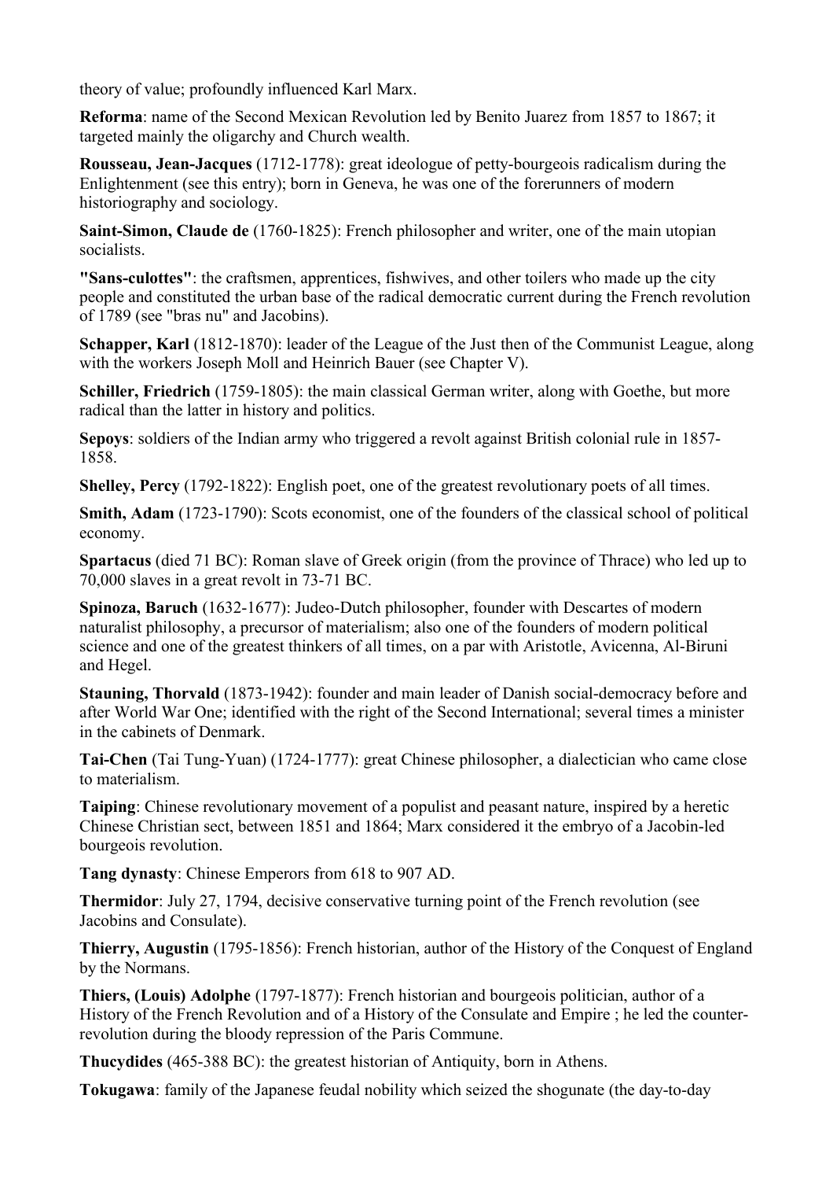theory of value; profoundly influenced Karl Marx.

**Reforma**: name of the Second Mexican Revolution led by Benito Juarez from 1857 to 1867; it targeted mainly the oligarchy and Church wealth.

**Rousseau, Jean-Jacques** (1712-1778): great ideologue of petty-bourgeois radicalism during the Enlightenment (see this entry); born in Geneva, he was one of the forerunners of modern historiography and sociology.

**Saint-Simon, Claude de** (1760-1825): French philosopher and writer, one of the main utopian socialists.

**"Sans-culottes"**: the craftsmen, apprentices, fishwives, and other toilers who made up the city people and constituted the urban base of the radical democratic current during the French revolution of 1789 (see "bras nu" and Jacobins).

**Schapper, Karl** (1812-1870): leader of the League of the Just then of the Communist League, along with the workers Joseph Moll and Heinrich Bauer (see Chapter V).

**Schiller, Friedrich** (1759-1805): the main classical German writer, along with Goethe, but more radical than the latter in history and politics.

**Sepoys**: soldiers of the Indian army who triggered a revolt against British colonial rule in 1857-1858.

**Shelley, Percy** (1792-1822): English poet, one of the greatest revolutionary poets of all times.

**Smith, Adam** (1723-1790): Scots economist, one of the founders of the classical school of political economy.

**Spartacus** (died 71 BC): Roman slave of Greek origin (from the province of Thrace) who led up to 70,000 slaves in a great revolt in 73-71 BC.

**Spinoza, Baruch** (1632-1677): Judeo-Dutch philosopher, founder with Descartes of modern naturalist philosophy, a precursor of materialism; also one of the founders of modern political science and one of the greatest thinkers of all times, on a par with Aristotle, Avicenna, Al-Biruni and Hegel.

**Stauning, Thorvald** (1873-1942): founder and main leader of Danish social-democracy before and after World War One; identified with the right of the Second International; several times a minister in the cabinets of Denmark.

**Tai-Chen** (Tai Tung-Yuan) (1724-1777): great Chinese philosopher, a dialectician who came close to materialism.

**Taiping**: Chinese revolutionary movement of a populist and peasant nature, inspired by a heretic Chinese Christian sect, between 1851 and 1864; Marx considered it the embryo of a Jacobin-led bourgeois revolution.

**Tang dynasty**: Chinese Emperors from 618 to 907 AD.

**Thermidor**: July 27, 1794, decisive conservative turning point of the French revolution (see Jacobins and Consulate).

**Thierry, Augustin** (1795-1856): French historian, author of the History of the Conquest of England by the Normans.

**Thiers, (Louis) Adolphe** (1797-1877): French historian and bourgeois politician, author of a History of the French Revolution and of a History of the Consulate and Empire ; he led the counter-revolution during the bloody repression of the Paris Commune.

**Thucydides** (465-388 BC): the greatest historian of Antiquity, born in Athens.

**Tokugawa**: family of the Japanese feudal nobility which seized the shogunate (the day-to-day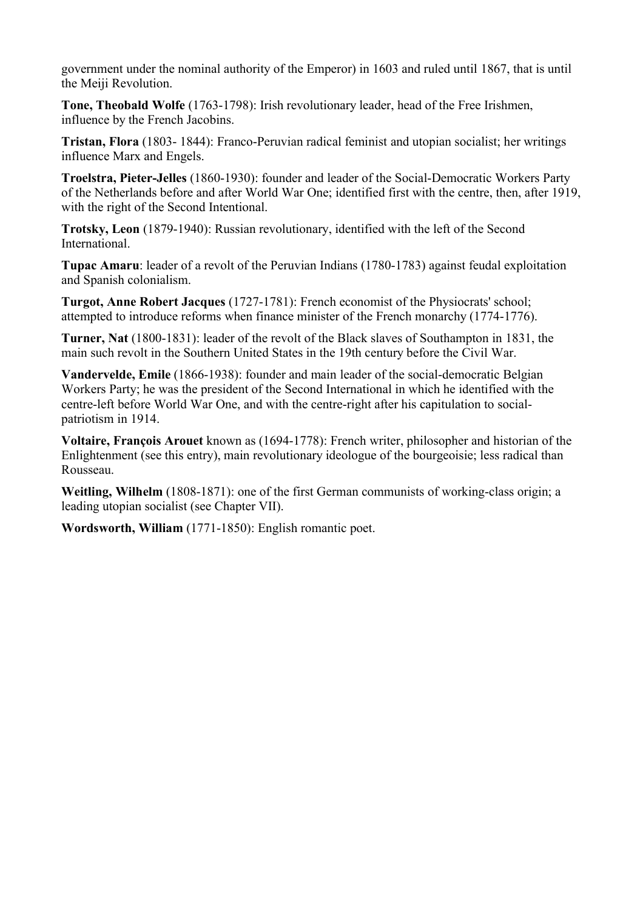government under the nominal authority of the Emperor) in 1603 and ruled until 1867, that is until the Meiji Revolution.

**Tone, Theobald Wolfe** (1763-1798): Irish revolutionary leader, head of the Free Irishmen, influence by the French Jacobins.

**Tristan, Flora** (1803- 1844): Franco-Peruvian radical feminist and utopian socialist; her writings influence Marx and Engels.

**Troelstra, Pieter-Jelles** (1860-1930): founder and leader of the Social-Democratic Workers Party of the Netherlands before and after World War One; identified first with the centre, then, after 1919, with the right of the Second Intentional.

**Trotsky, Leon** (1879-1940): Russian revolutionary, identified with the left of the Second International.

**Tupac Amaru**: leader of a revolt of the Peruvian Indians (1780-1783) against feudal exploitation and Spanish colonialism.

**Turgot, Anne Robert Jacques** (1727-1781): French economist of the Physiocrats' school; attempted to introduce reforms when finance minister of the French monarchy (1774-1776).

**Turner, Nat** (1800-1831): leader of the revolt of the Black slaves of Southampton in 1831, the main such revolt in the Southern United States in the 19th century before the Civil War.

**Vandervelde, Emile** (1866-1938): founder and main leader of the social-democratic Belgian Workers Party; he was the president of the Second International in which he identified with the centre-left before World War One, and with the centre-right after his capitulation to social-patriotism in 1914.

**Voltaire, François Arouet** known as (1694-1778): French writer, philosopher and historian of the Enlightenment (see this entry), main revolutionary ideologue of the bourgeoisie; less radical than Rousseau.

**Weitling, Wilhelm** (1808-1871): one of the first German communists of working-class origin; a leading utopian socialist (see Chapter VII).

**Wordsworth, William** (1771-1850): English romantic poet.